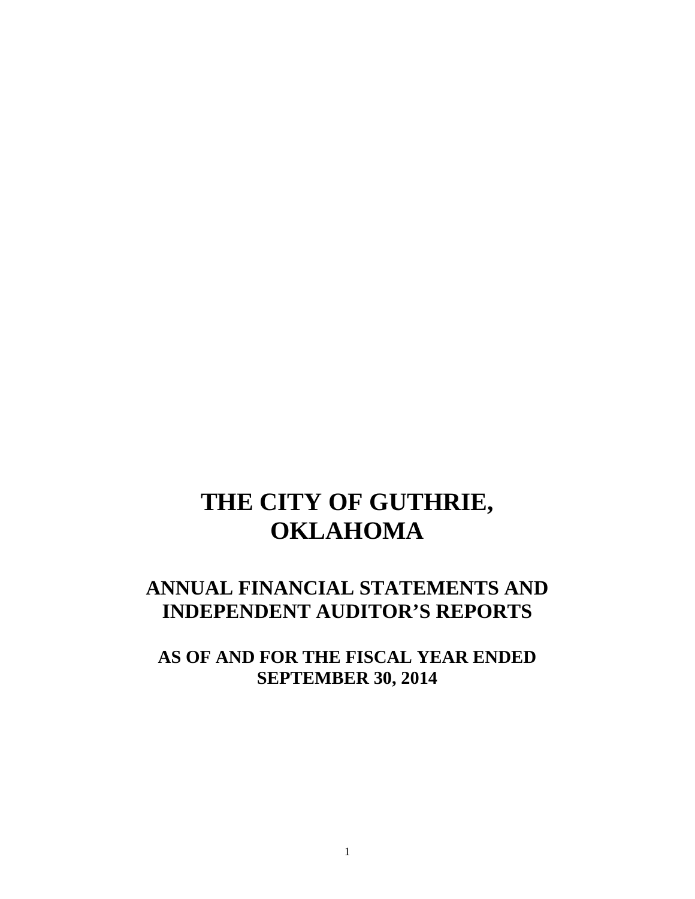# THE CITY OF GUTHRIE, OKLAHOMA

## ANNUAL FINANCIAL STATEMENTS AND INDEPENDENT AUDITOR'S REPORTS

### AS OF AND FOR THE FISCAL YEAR ENDED SEPTEMBER 30, 2014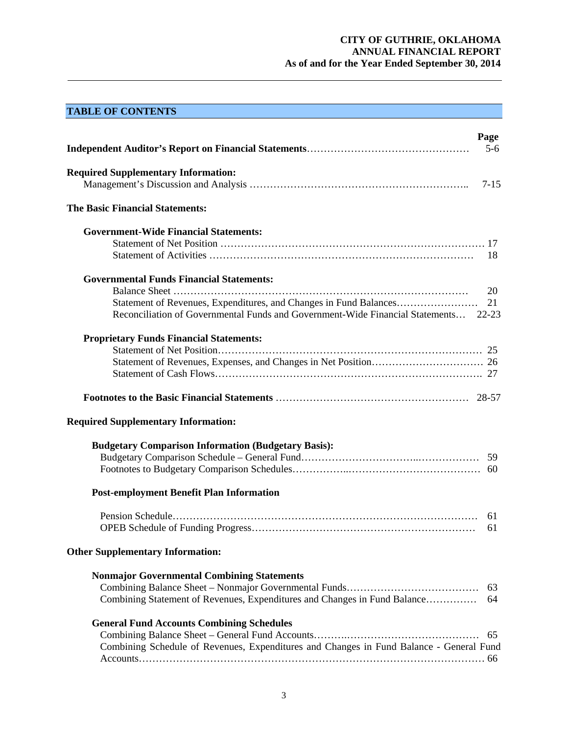**CITY OF GUTHRIE, OKLAHOMA**
**ANNUAL FINANCIAL REPORT**
**As of and for the Year Ended September 30, 2014**

## TABLE OF CONTENTS

| | Page |
|---|---|
| **Independent Auditor's Report on Financial Statements** | 5-6 |
| **Required Supplementary Information:** | |
| Management's Discussion and Analysis | 7-15 |
| **The Basic Financial Statements:** | |
| **Government-Wide Financial Statements:** | |
| Statement of Net Position | 17 |
| Statement of Activities | 18 |
| **Governmental Funds Financial Statements:** | |
| Balance Sheet | 20 |
| Statement of Revenues, Expenditures, and Changes in Fund Balances | 21 |
| Reconciliation of Governmental Funds and Government-Wide Financial Statements | 22-23 |
| **Proprietary Funds Financial Statements:** | |
| Statement of Net Position | 25 |
| Statement of Revenues, Expenses, and Changes in Net Position | 26 |
| Statement of Cash Flows | 27 |
| **Footnotes to the Basic Financial Statements** | 28-57 |
| **Required Supplementary Information:** | |
| **Budgetary Comparison Information (Budgetary Basis):** | |
| Budgetary Comparison Schedule – General Fund | 59 |
| Footnotes to Budgetary Comparison Schedules | 60 |
| **Post-employment Benefit Plan Information** | |
| Pension Schedule | 61 |
| OPEB Schedule of Funding Progress | 61 |
| **Other Supplementary Information:** | |
| **Nonmajor Governmental Combining Statements** | |
| Combining Balance Sheet – Nonmajor Governmental Funds | 63 |
| Combining Statement of Revenues, Expenditures and Changes in Fund Balance | 64 |
| **General Fund Accounts Combining Schedules** | |
| Combining Balance Sheet – General Fund Accounts | 65 |
| Combining Schedule of Revenues, Expenditures and Changes in Fund Balance - General Fund Accounts | 66 |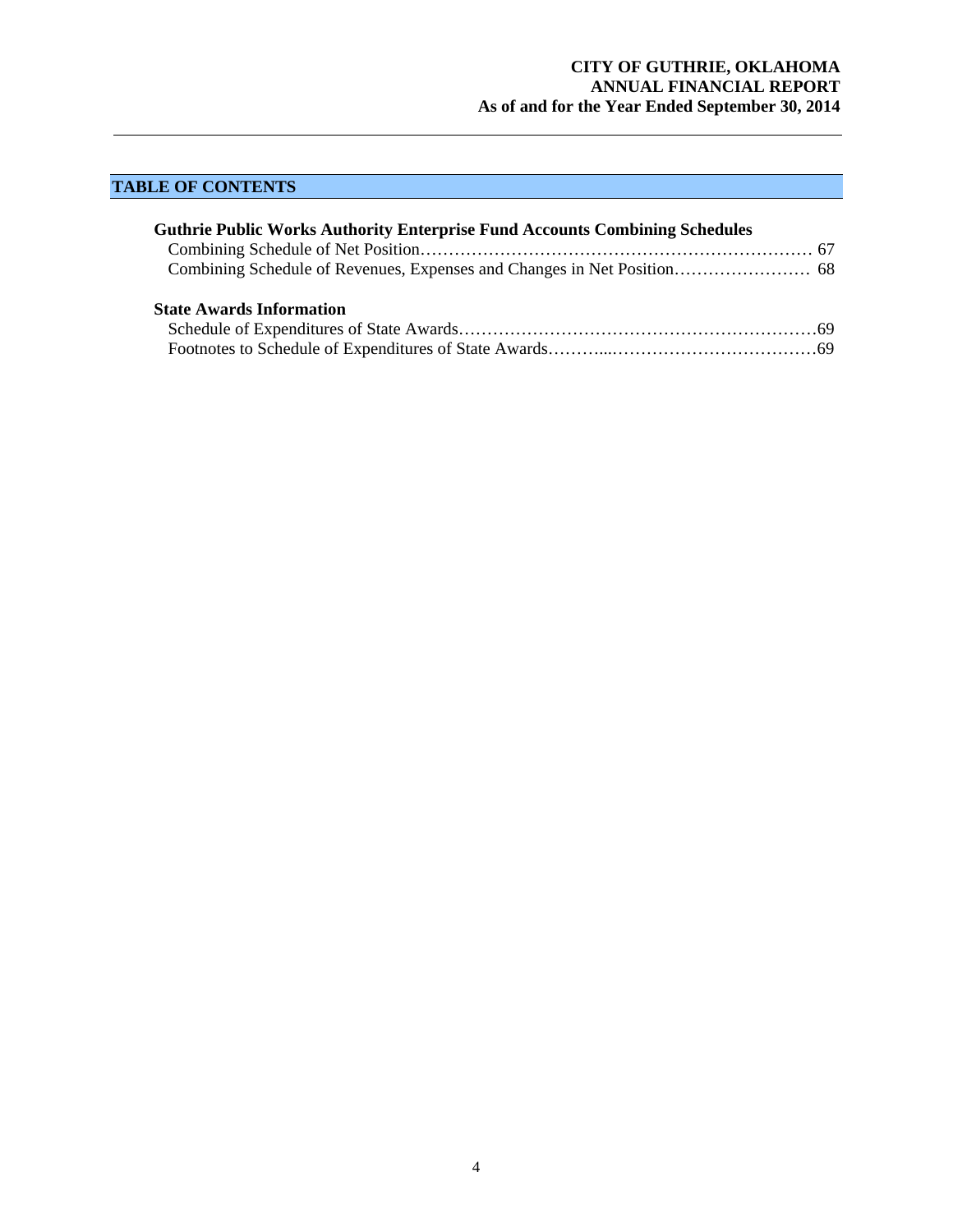## TABLE OF CONTENTS

**Guthrie Public Works Authority Enterprise Fund Accounts Combining Schedules**

Combining Schedule of Net Position……………………………………………………………… 67
Combining Schedule of Revenues, Expenses and Changes in Net Position…………………… 68

**State Awards Information**

Schedule of Expenditures of State Awards………………………………………………………69
Footnotes to Schedule of Expenditures of State Awards………...………………………………69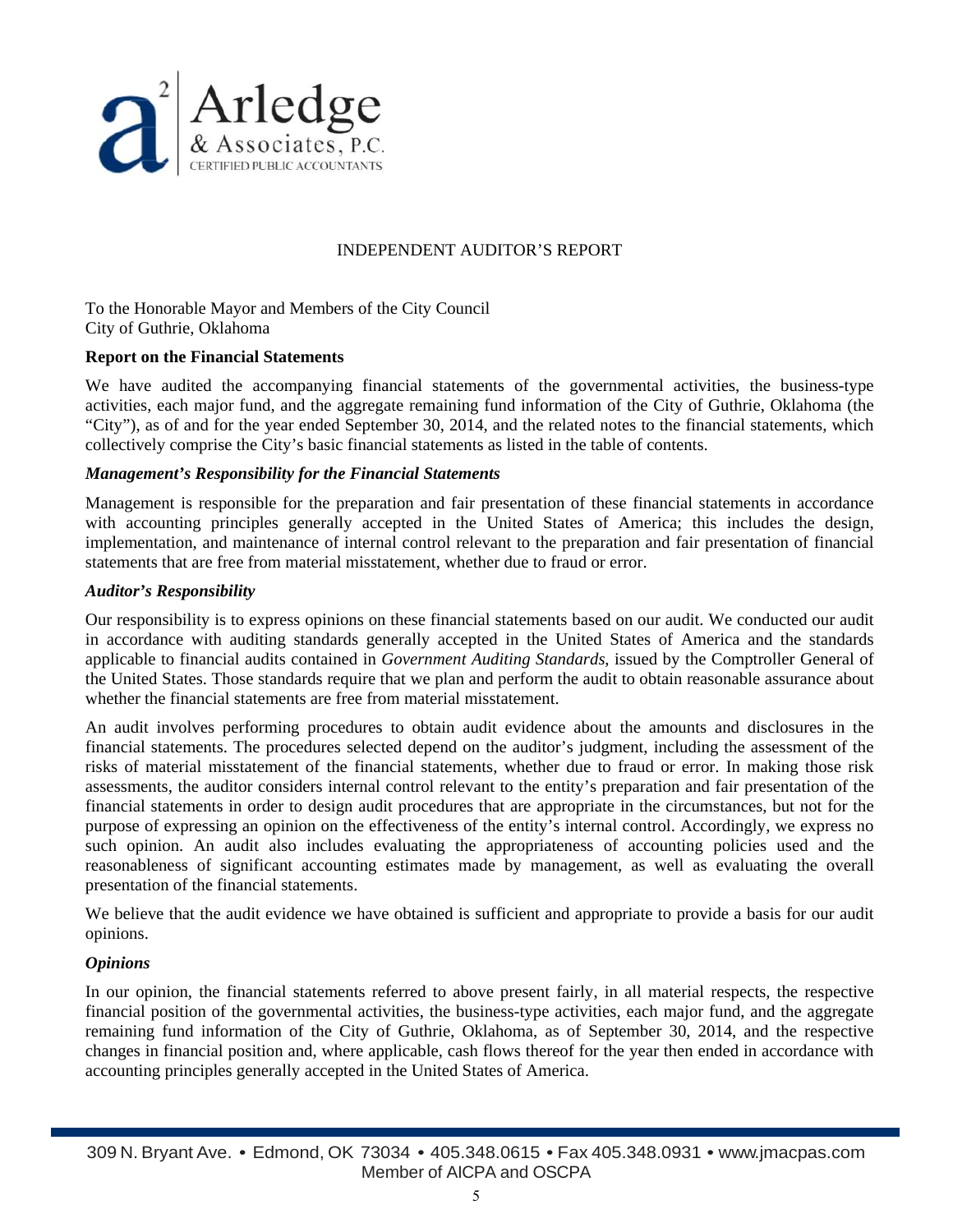Arledge & Associates, P.C.
CERTIFIED PUBLIC ACCOUNTANTS

# INDEPENDENT AUDITOR'S REPORT

To the Honorable Mayor and Members of the City Council
City of Guthrie, Oklahoma

**Report on the Financial Statements**

We have audited the accompanying financial statements of the governmental activities, the business-type activities, each major fund, and the aggregate remaining fund information of the City of Guthrie, Oklahoma (the "City"), as of and for the year ended September 30, 2014, and the related notes to the financial statements, which collectively comprise the City's basic financial statements as listed in the table of contents.

***Management's Responsibility for the Financial Statements***

Management is responsible for the preparation and fair presentation of these financial statements in accordance with accounting principles generally accepted in the United States of America; this includes the design, implementation, and maintenance of internal control relevant to the preparation and fair presentation of financial statements that are free from material misstatement, whether due to fraud or error.

***Auditor's Responsibility***

Our responsibility is to express opinions on these financial statements based on our audit. We conducted our audit in accordance with auditing standards generally accepted in the United States of America and the standards applicable to financial audits contained in *Government Auditing Standards*, issued by the Comptroller General of the United States. Those standards require that we plan and perform the audit to obtain reasonable assurance about whether the financial statements are free from material misstatement.

An audit involves performing procedures to obtain audit evidence about the amounts and disclosures in the financial statements. The procedures selected depend on the auditor's judgment, including the assessment of the risks of material misstatement of the financial statements, whether due to fraud or error. In making those risk assessments, the auditor considers internal control relevant to the entity's preparation and fair presentation of the financial statements in order to design audit procedures that are appropriate in the circumstances, but not for the purpose of expressing an opinion on the effectiveness of the entity's internal control. Accordingly, we express no such opinion. An audit also includes evaluating the appropriateness of accounting policies used and the reasonableness of significant accounting estimates made by management, as well as evaluating the overall presentation of the financial statements.

We believe that the audit evidence we have obtained is sufficient and appropriate to provide a basis for our audit opinions.

***Opinions***

In our opinion, the financial statements referred to above present fairly, in all material respects, the respective financial position of the governmental activities, the business-type activities, each major fund, and the aggregate remaining fund information of the City of Guthrie, Oklahoma, as of September 30, 2014, and the respective changes in financial position and, where applicable, cash flows thereof for the year then ended in accordance with accounting principles generally accepted in the United States of America.

309 N. Bryant Ave. • Edmond, OK 73034 • 405.348.0615 • Fax 405.348.0931 • www.jmacpas.com
Member of AICPA and OSCPA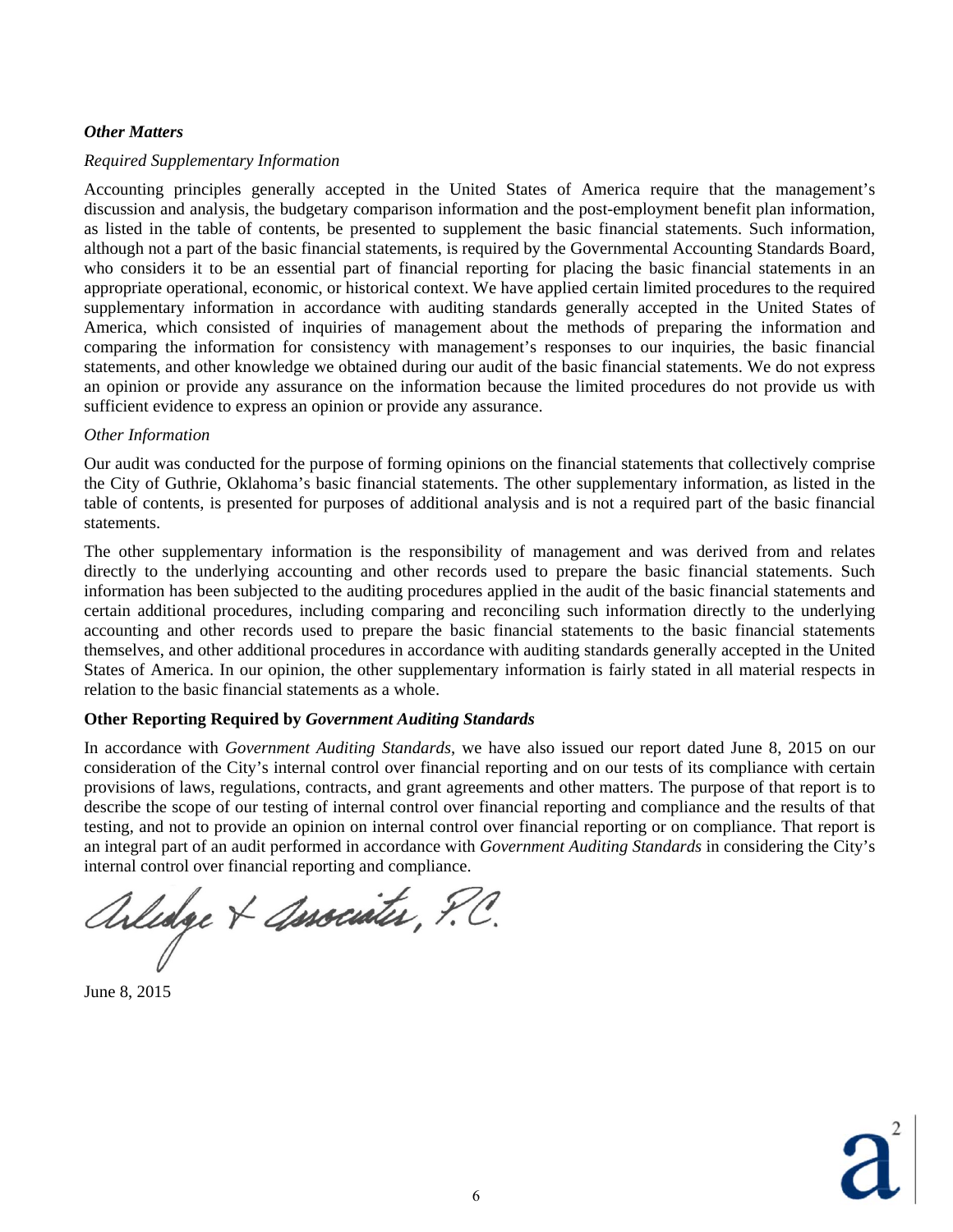***Other Matters***

*Required Supplementary Information*

Accounting principles generally accepted in the United States of America require that the management's discussion and analysis, the budgetary comparison information and the post-employment benefit plan information, as listed in the table of contents, be presented to supplement the basic financial statements. Such information, although not a part of the basic financial statements, is required by the Governmental Accounting Standards Board, who considers it to be an essential part of financial reporting for placing the basic financial statements in an appropriate operational, economic, or historical context. We have applied certain limited procedures to the required supplementary information in accordance with auditing standards generally accepted in the United States of America, which consisted of inquiries of management about the methods of preparing the information and comparing the information for consistency with management's responses to our inquiries, the basic financial statements, and other knowledge we obtained during our audit of the basic financial statements. We do not express an opinion or provide any assurance on the information because the limited procedures do not provide us with sufficient evidence to express an opinion or provide any assurance.

*Other Information*

Our audit was conducted for the purpose of forming opinions on the financial statements that collectively comprise the City of Guthrie, Oklahoma's basic financial statements. The other supplementary information, as listed in the table of contents, is presented for purposes of additional analysis and is not a required part of the basic financial statements.

The other supplementary information is the responsibility of management and was derived from and relates directly to the underlying accounting and other records used to prepare the basic financial statements. Such information has been subjected to the auditing procedures applied in the audit of the basic financial statements and certain additional procedures, including comparing and reconciling such information directly to the underlying accounting and other records used to prepare the basic financial statements to the basic financial statements themselves, and other additional procedures in accordance with auditing standards generally accepted in the United States of America. In our opinion, the other supplementary information is fairly stated in all material respects in relation to the basic financial statements as a whole.

**Other Reporting Required by *Government Auditing Standards***

In accordance with *Government Auditing Standards*, we have also issued our report dated June 8, 2015 on our consideration of the City's internal control over financial reporting and on our tests of its compliance with certain provisions of laws, regulations, contracts, and grant agreements and other matters. The purpose of that report is to describe the scope of our testing of internal control over financial reporting and compliance and the results of that testing, and not to provide an opinion on internal control over financial reporting or on compliance. That report is an integral part of an audit performed in accordance with *Government Auditing Standards* in considering the City's internal control over financial reporting and compliance.

Arledge & Associates, P.C.

June 8, 2015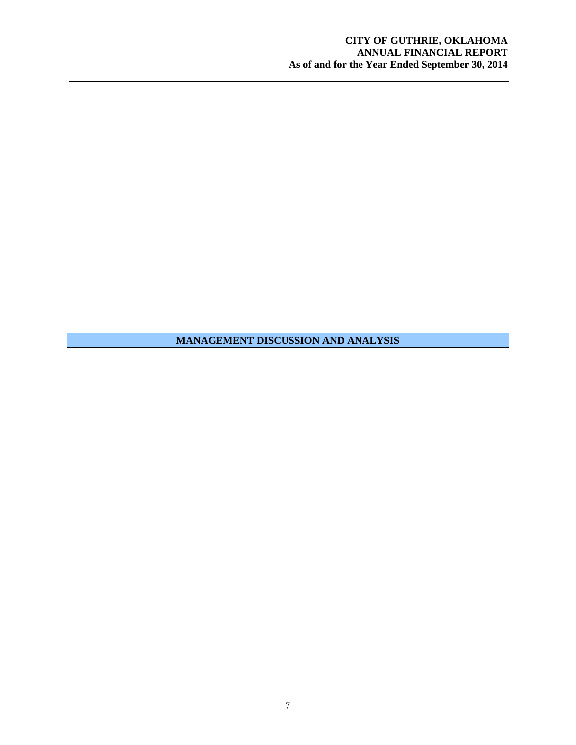# MANAGEMENT DISCUSSION AND ANALYSIS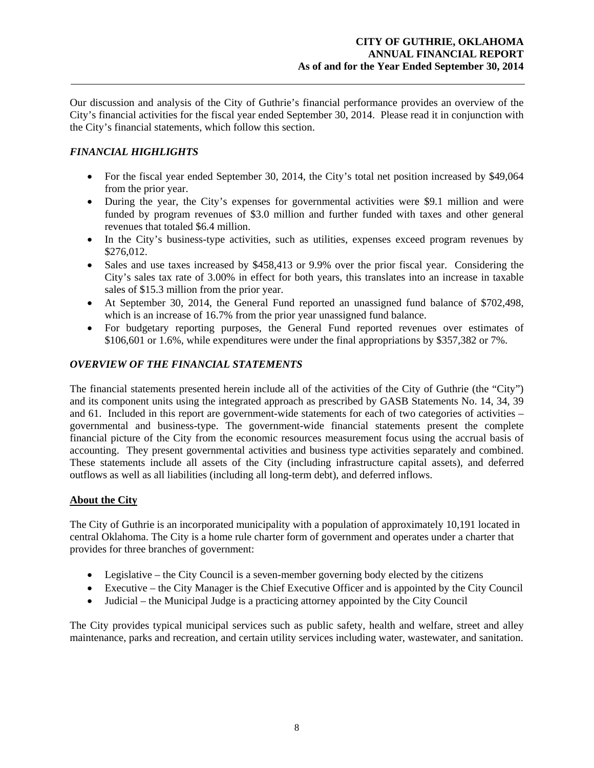Our discussion and analysis of the City of Guthrie's financial performance provides an overview of the City's financial activities for the fiscal year ended September 30, 2014. Please read it in conjunction with the City's financial statements, which follow this section.

## *FINANCIAL HIGHLIGHTS*

- For the fiscal year ended September 30, 2014, the City's total net position increased by $49,064 from the prior year.
- During the year, the City's expenses for governmental activities were $9.1 million and were funded by program revenues of $3.0 million and further funded with taxes and other general revenues that totaled $6.4 million.
- In the City's business-type activities, such as utilities, expenses exceed program revenues by $276,012.
- Sales and use taxes increased by $458,413 or 9.9% over the prior fiscal year. Considering the City's sales tax rate of 3.00% in effect for both years, this translates into an increase in taxable sales of $15.3 million from the prior year.
- At September 30, 2014, the General Fund reported an unassigned fund balance of $702,498, which is an increase of 16.7% from the prior year unassigned fund balance.
- For budgetary reporting purposes, the General Fund reported revenues over estimates of $106,601 or 1.6%, while expenditures were under the final appropriations by $357,382 or 7%.

## *OVERVIEW OF THE FINANCIAL STATEMENTS*

The financial statements presented herein include all of the activities of the City of Guthrie (the "City") and its component units using the integrated approach as prescribed by GASB Statements No. 14, 34, 39 and 61. Included in this report are government-wide statements for each of two categories of activities – governmental and business-type. The government-wide financial statements present the complete financial picture of the City from the economic resources measurement focus using the accrual basis of accounting. They present governmental activities and business type activities separately and combined. These statements include all assets of the City (including infrastructure capital assets), and deferred outflows as well as all liabilities (including all long-term debt), and deferred inflows.

### **About the City**

The City of Guthrie is an incorporated municipality with a population of approximately 10,191 located in central Oklahoma. The City is a home rule charter form of government and operates under a charter that provides for three branches of government:

- Legislative – the City Council is a seven-member governing body elected by the citizens
- Executive – the City Manager is the Chief Executive Officer and is appointed by the City Council
- Judicial – the Municipal Judge is a practicing attorney appointed by the City Council

The City provides typical municipal services such as public safety, health and welfare, street and alley maintenance, parks and recreation, and certain utility services including water, wastewater, and sanitation.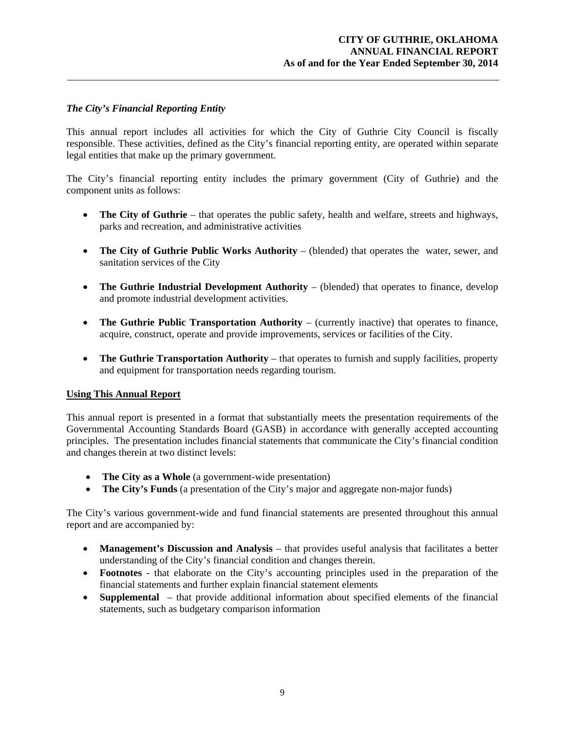### *The City's Financial Reporting Entity*

This annual report includes all activities for which the City of Guthrie City Council is fiscally responsible. These activities, defined as the City's financial reporting entity, are operated within separate legal entities that make up the primary government.

The City's financial reporting entity includes the primary government (City of Guthrie) and the component units as follows:

- **The City of Guthrie** – that operates the public safety, health and welfare, streets and highways, parks and recreation, and administrative activities
- **The City of Guthrie Public Works Authority** – (blended) that operates the water, sewer, and sanitation services of the City
- **The Guthrie Industrial Development Authority** – (blended) that operates to finance, develop and promote industrial development activities.
- **The Guthrie Public Transportation Authority** – (currently inactive) that operates to finance, acquire, construct, operate and provide improvements, services or facilities of the City.
- **The Guthrie Transportation Authority** – that operates to furnish and supply facilities, property and equipment for transportation needs regarding tourism.

## Using This Annual Report

This annual report is presented in a format that substantially meets the presentation requirements of the Governmental Accounting Standards Board (GASB) in accordance with generally accepted accounting principles. The presentation includes financial statements that communicate the City's financial condition and changes therein at two distinct levels:

- **The City as a Whole** (a government-wide presentation)
- **The City's Funds** (a presentation of the City's major and aggregate non-major funds)

The City's various government-wide and fund financial statements are presented throughout this annual report and are accompanied by:

- **Management's Discussion and Analysis** – that provides useful analysis that facilitates a better understanding of the City's financial condition and changes therein.
- **Footnotes** - that elaborate on the City's accounting principles used in the preparation of the financial statements and further explain financial statement elements
- **Supplemental** – that provide additional information about specified elements of the financial statements, such as budgetary comparison information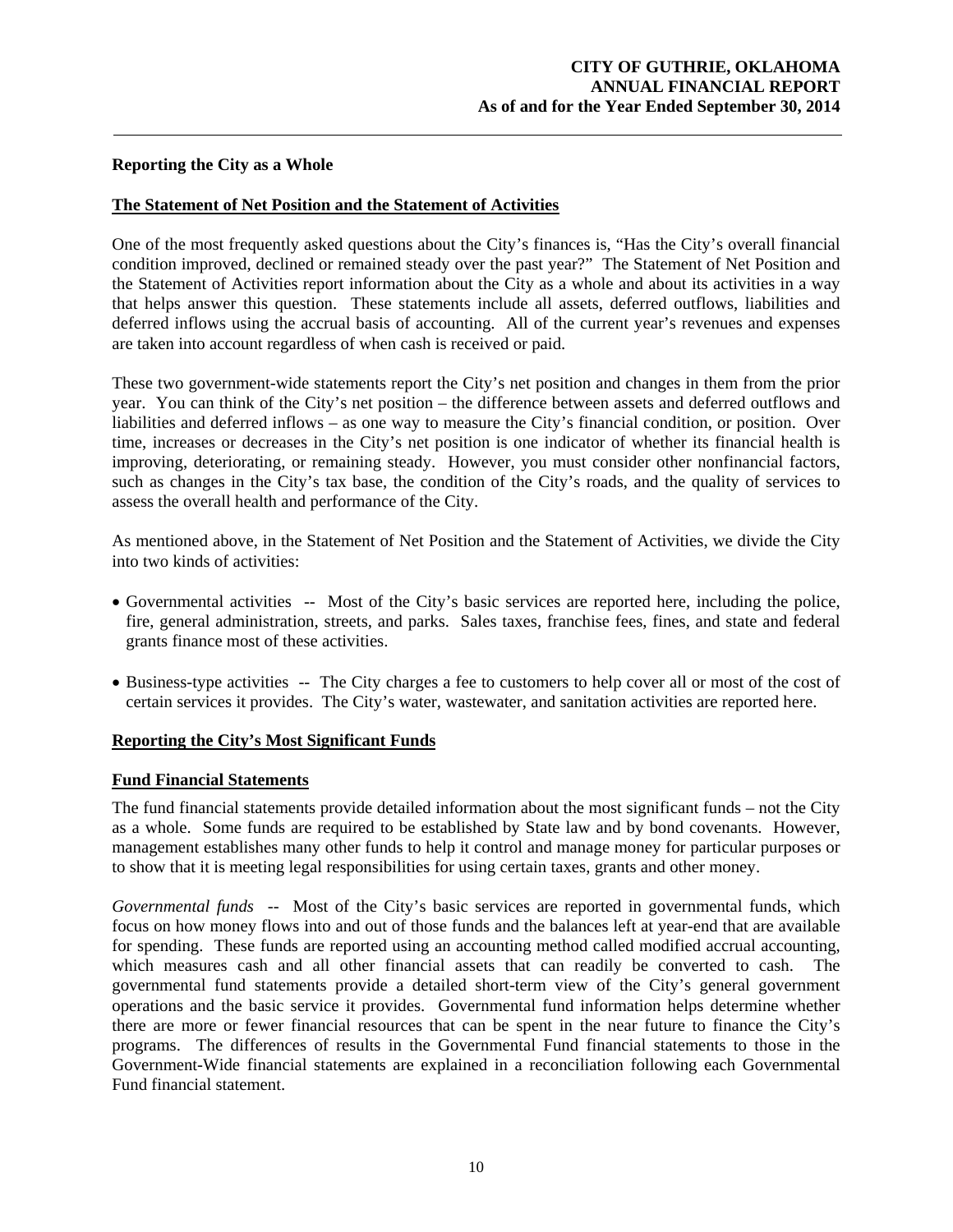## Reporting the City as a Whole

### The Statement of Net Position and the Statement of Activities

One of the most frequently asked questions about the City's finances is, "Has the City's overall financial condition improved, declined or remained steady over the past year?" The Statement of Net Position and the Statement of Activities report information about the City as a whole and about its activities in a way that helps answer this question. These statements include all assets, deferred outflows, liabilities and deferred inflows using the accrual basis of accounting. All of the current year's revenues and expenses are taken into account regardless of when cash is received or paid.

These two government-wide statements report the City's net position and changes in them from the prior year. You can think of the City's net position – the difference between assets and deferred outflows and liabilities and deferred inflows – as one way to measure the City's financial condition, or position. Over time, increases or decreases in the City's net position is one indicator of whether its financial health is improving, deteriorating, or remaining steady. However, you must consider other nonfinancial factors, such as changes in the City's tax base, the condition of the City's roads, and the quality of services to assess the overall health and performance of the City.

As mentioned above, in the Statement of Net Position and the Statement of Activities, we divide the City into two kinds of activities:

- Governmental activities -- Most of the City's basic services are reported here, including the police, fire, general administration, streets, and parks. Sales taxes, franchise fees, fines, and state and federal grants finance most of these activities.
- Business-type activities -- The City charges a fee to customers to help cover all or most of the cost of certain services it provides. The City's water, wastewater, and sanitation activities are reported here.

### Reporting the City's Most Significant Funds

### Fund Financial Statements

The fund financial statements provide detailed information about the most significant funds – not the City as a whole. Some funds are required to be established by State law and by bond covenants. However, management establishes many other funds to help it control and manage money for particular purposes or to show that it is meeting legal responsibilities for using certain taxes, grants and other money.

*Governmental funds* -- Most of the City's basic services are reported in governmental funds, which focus on how money flows into and out of those funds and the balances left at year-end that are available for spending. These funds are reported using an accounting method called modified accrual accounting, which measures cash and all other financial assets that can readily be converted to cash. The governmental fund statements provide a detailed short-term view of the City's general government operations and the basic service it provides. Governmental fund information helps determine whether there are more or fewer financial resources that can be spent in the near future to finance the City's programs. The differences of results in the Governmental Fund financial statements to those in the Government-Wide financial statements are explained in a reconciliation following each Governmental Fund financial statement.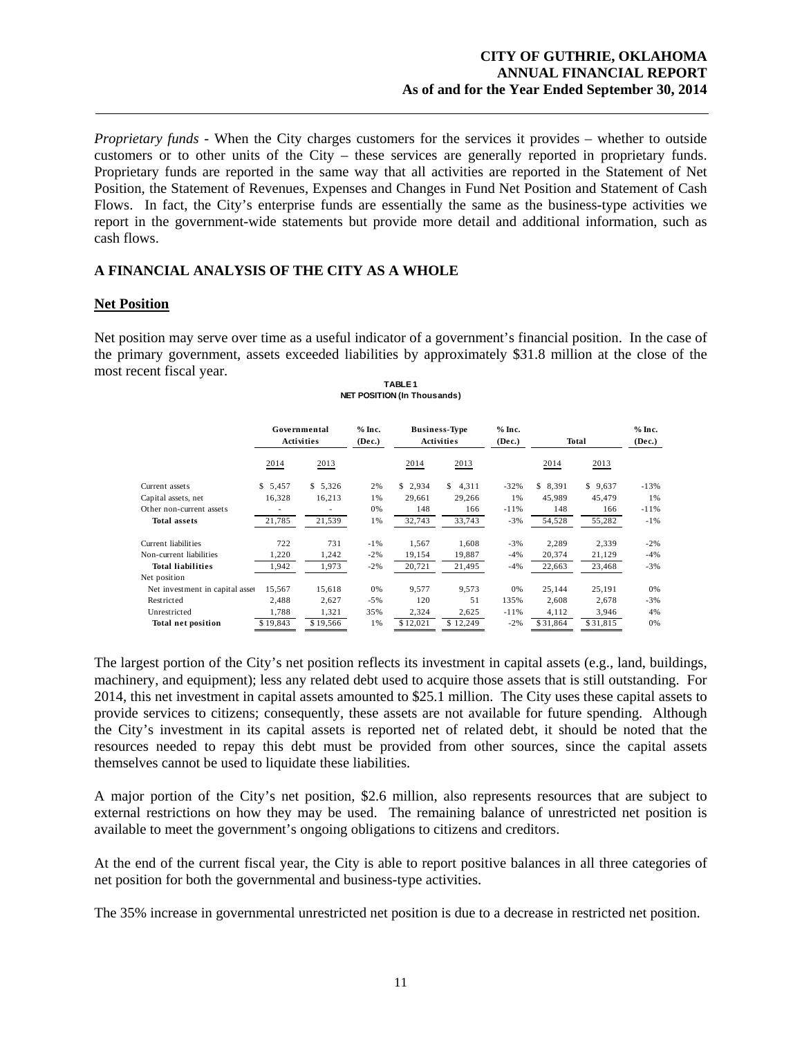*Proprietary funds* - When the City charges customers for the services it provides – whether to outside customers or to other units of the City – these services are generally reported in proprietary funds. Proprietary funds are reported in the same way that all activities are reported in the Statement of Net Position, the Statement of Revenues, Expenses and Changes in Fund Net Position and Statement of Cash Flows. In fact, the City's enterprise funds are essentially the same as the business-type activities we report in the government-wide statements but provide more detail and additional information, such as cash flows.

## A FINANCIAL ANALYSIS OF THE CITY AS A WHOLE

### Net Position

Net position may serve over time as a useful indicator of a government's financial position. In the case of the primary government, assets exceeded liabilities by approximately $31.8 million at the close of the most recent fiscal year.

**TABLE 1**
**NET POSITION (In Thousands)**

| | Governmental Activities | | % Inc. (Dec.) | Business-Type Activities | | % Inc. (Dec.) | Total | | % Inc. (Dec.) |
|---|---|---|---|---|---|---|---|---|---|
| | 2014 | 2013 | | 2014 | 2013 | | 2014 | 2013 | |
| Current assets | $ 5,457 | $ 5,326 | 2% | $ 2,934 | $ 4,311 | -32% | $ 8,391 | $ 9,637 | -13% |
| Capital assets, net | 16,328 | 16,213 | 1% | 29,661 | 29,266 | 1% | 45,989 | 45,479 | 1% |
| Other non-current assets | - | - | 0% | 148 | 166 | -11% | 148 | 166 | -11% |
| **Total assets** | 21,785 | 21,539 | 1% | 32,743 | 33,743 | -3% | 54,528 | 55,282 | -1% |
| Current liabilities | 722 | 731 | -1% | 1,567 | 1,608 | -3% | 2,289 | 2,339 | -2% |
| Non-current liabilities | 1,220 | 1,242 | -2% | 19,154 | 19,887 | -4% | 20,374 | 21,129 | -4% |
| **Total liabilities** | 1,942 | 1,973 | -2% | 20,721 | 21,495 | -4% | 22,663 | 23,468 | -3% |
| Net position | | | | | | | | | |
| Net investment in capital asset | 15,567 | 15,618 | 0% | 9,577 | 9,573 | 0% | 25,144 | 25,191 | 0% |
| Restricted | 2,488 | 2,627 | -5% | 120 | 51 | 135% | 2,608 | 2,678 | -3% |
| Unrestricted | 1,788 | 1,321 | 35% | 2,324 | 2,625 | -11% | 4,112 | 3,946 | 4% |
| **Total net position** | $ 19,843 | $ 19,566 | 1% | $ 12,021 | $ 12,249 | -2% | $ 31,864 | $ 31,815 | 0% |

The largest portion of the City's net position reflects its investment in capital assets (e.g., land, buildings, machinery, and equipment); less any related debt used to acquire those assets that is still outstanding. For 2014, this net investment in capital assets amounted to $25.1 million. The City uses these capital assets to provide services to citizens; consequently, these assets are not available for future spending. Although the City's investment in its capital assets is reported net of related debt, it should be noted that the resources needed to repay this debt must be provided from other sources, since the capital assets themselves cannot be used to liquidate these liabilities.

A major portion of the City's net position, $2.6 million, also represents resources that are subject to external restrictions on how they may be used. The remaining balance of unrestricted net position is available to meet the government's ongoing obligations to citizens and creditors.

At the end of the current fiscal year, the City is able to report positive balances in all three categories of net position for both the governmental and business-type activities.

The 35% increase in governmental unrestricted net position is due to a decrease in restricted net position.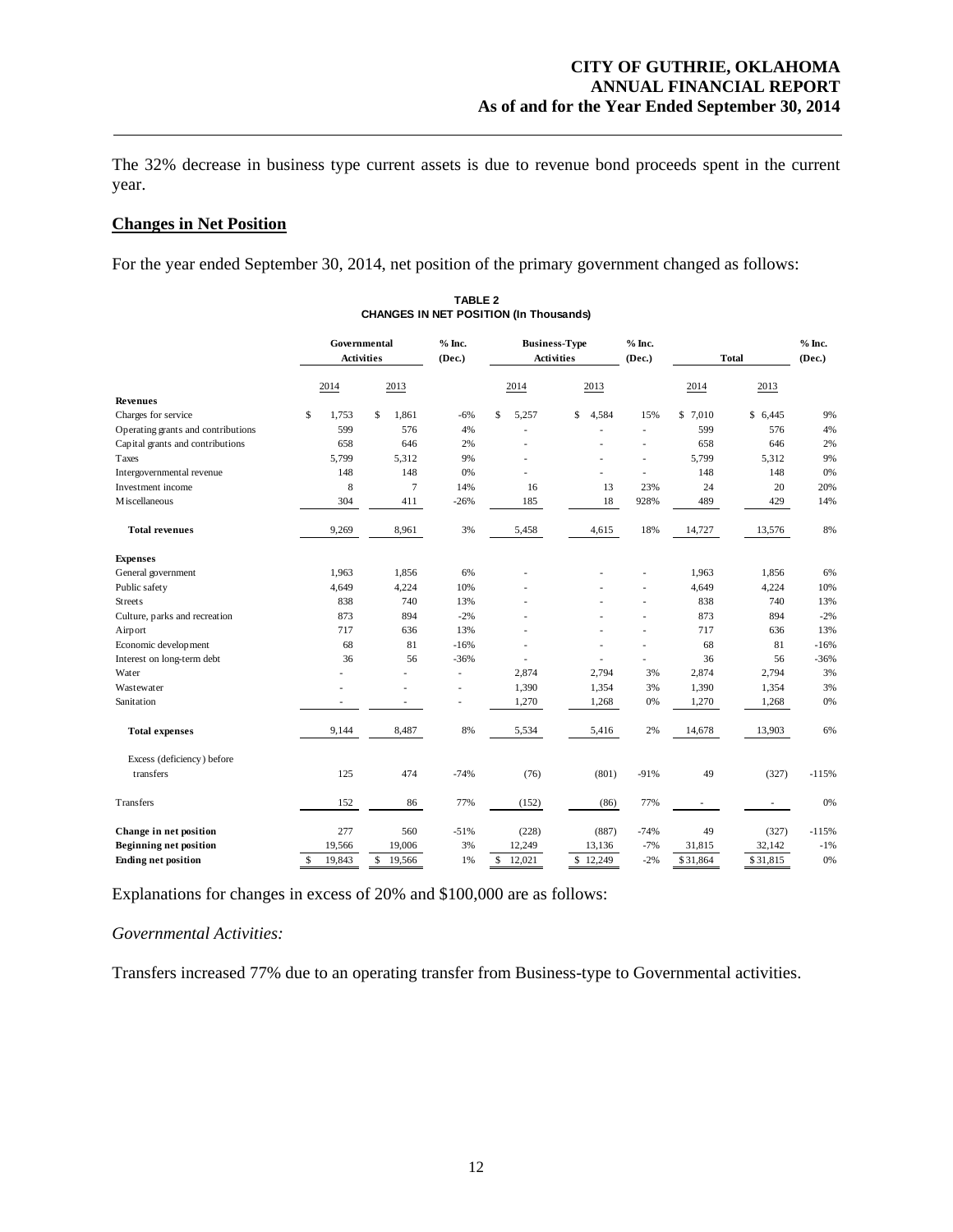The 32% decrease in business type current assets is due to revenue bond proceeds spent in the current year.

## Changes in Net Position

For the year ended September 30, 2014, net position of the primary government changed as follows:

**TABLE 2**
**CHANGES IN NET POSITION (In Thousands)**

| | Governmental Activities | | % Inc. (Dec.) | Business-Type Activities | | % Inc. (Dec.) | Total | | % Inc. (Dec.) |
|---|---|---|---|---|---|---|---|---|---|
| | 2014 | 2013 | | 2014 | 2013 | | 2014 | 2013 | |
| **Revenues** | | | | | | | | | |
| Charges for service | $ 1,753 | $ 1,861 | -6% | $ 5,257 | $ 4,584 | 15% | $ 7,010 | $ 6,445 | 9% |
| Operating grants and contributions | 599 | 576 | 4% | - | - | - | 599 | 576 | 4% |
| Capital grants and contributions | 658 | 646 | 2% | - | - | - | 658 | 646 | 2% |
| Taxes | 5,799 | 5,312 | 9% | - | - | - | 5,799 | 5,312 | 9% |
| Intergovernmental revenue | 148 | 148 | 0% | - | - | - | 148 | 148 | 0% |
| Investment income | 8 | 7 | 14% | 16 | 13 | 23% | 24 | 20 | 20% |
| Miscellaneous | 304 | 411 | -26% | 185 | 18 | 928% | 489 | 429 | 14% |
| **Total revenues** | 9,269 | 8,961 | 3% | 5,458 | 4,615 | 18% | 14,727 | 13,576 | 8% |
| **Expenses** | | | | | | | | | |
| General government | 1,963 | 1,856 | 6% | - | - | - | 1,963 | 1,856 | 6% |
| Public safety | 4,649 | 4,224 | 10% | - | - | - | 4,649 | 4,224 | 10% |
| Streets | 838 | 740 | 13% | - | - | - | 838 | 740 | 13% |
| Culture, parks and recreation | 873 | 894 | -2% | - | - | - | 873 | 894 | -2% |
| Airport | 717 | 636 | 13% | - | - | - | 717 | 636 | 13% |
| Economic development | 68 | 81 | -16% | - | - | - | 68 | 81 | -16% |
| Interest on long-term debt | 36 | 56 | -36% | - | - | - | 36 | 56 | -36% |
| Water | - | - | - | 2,874 | 2,794 | 3% | 2,874 | 2,794 | 3% |
| Wastewater | - | - | - | 1,390 | 1,354 | 3% | 1,390 | 1,354 | 3% |
| Sanitation | - | - | - | 1,270 | 1,268 | 0% | 1,270 | 1,268 | 0% |
| **Total expenses** | 9,144 | 8,487 | 8% | 5,534 | 5,416 | 2% | 14,678 | 13,903 | 6% |
| Excess (deficiency) before transfers | 125 | 474 | -74% | (76) | (801) | -91% | 49 | (327) | -115% |
| Transfers | 152 | 86 | 77% | (152) | (86) | 77% | - | - | 0% |
| **Change in net position** | 277 | 560 | -51% | (228) | (887) | -74% | 49 | (327) | -115% |
| **Beginning net position** | 19,566 | 19,006 | 3% | 12,249 | 13,136 | -7% | 31,815 | 32,142 | -1% |
| **Ending net position** | $ 19,843 | $ 19,566 | 1% | $ 12,021 | $ 12,249 | -2% | $ 31,864 | $ 31,815 | 0% |

Explanations for changes in excess of 20% and $100,000 are as follows:

*Governmental Activities:*

Transfers increased 77% due to an operating transfer from Business-type to Governmental activities.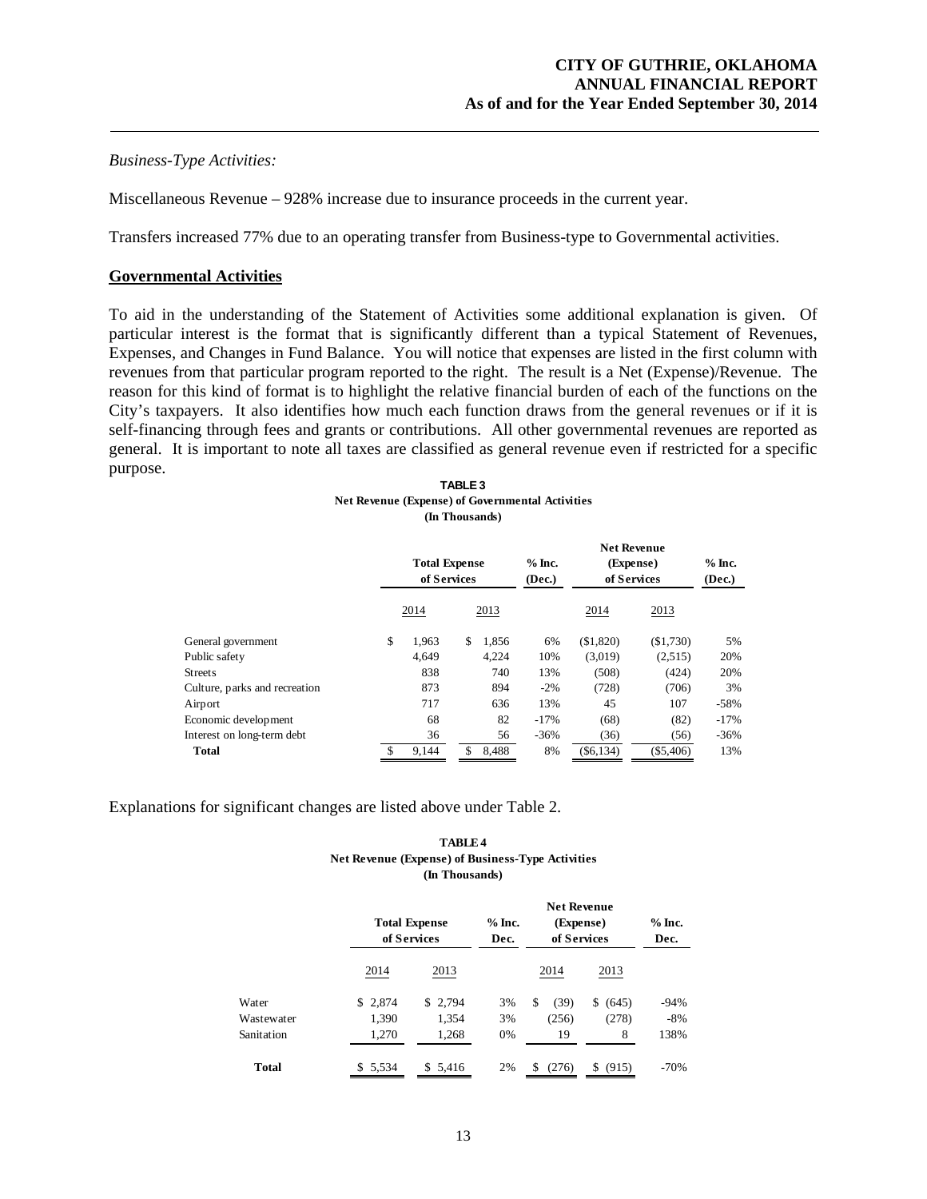*Business-Type Activities:*

Miscellaneous Revenue – 928% increase due to insurance proceeds in the current year.

Transfers increased 77% due to an operating transfer from Business-type to Governmental activities.

## Governmental Activities

To aid in the understanding of the Statement of Activities some additional explanation is given. Of particular interest is the format that is significantly different than a typical Statement of Revenues, Expenses, and Changes in Fund Balance. You will notice that expenses are listed in the first column with revenues from that particular program reported to the right. The result is a Net (Expense)/Revenue. The reason for this kind of format is to highlight the relative financial burden of each of the functions on the City's taxpayers. It also identifies how much each function draws from the general revenues or if it is self-financing through fees and grants or contributions. All other governmental revenues are reported as general. It is important to note all taxes are classified as general revenue even if restricted for a specific purpose.

**TABLE 3**
**Net Revenue (Expense) of Governmental Activities**
**(In Thousands)**

| | Total Expense of Services | | % Inc. (Dec.) | Net Revenue (Expense) of Services | | % Inc. (Dec.) |
|---|---|---|---|---|---|---|
| | 2014 | 2013 | | 2014 | 2013 | |
| General government | $ 1,963 | $ 1,856 | 6% | ($1,820) | ($1,730) | 5% |
| Public safety | 4,649 | 4,224 | 10% | (3,019) | (2,515) | 20% |
| Streets | 838 | 740 | 13% | (508) | (424) | 20% |
| Culture, parks and recreation | 873 | 894 | -2% | (728) | (706) | 3% |
| Airport | 717 | 636 | 13% | 45 | 107 | -58% |
| Economic development | 68 | 82 | -17% | (68) | (82) | -17% |
| Interest on long-term debt | 36 | 56 | -36% | (36) | (56) | -36% |
| **Total** | $ 9,144 | $ 8,488 | 8% | ($6,134) | ($5,406) | 13% |

Explanations for significant changes are listed above under Table 2.

**TABLE 4**
**Net Revenue (Expense) of Business-Type Activities**
**(In Thousands)**

| | Total Expense of Services | | % Inc. Dec. | Net Revenue (Expense) of Services | | % Inc. Dec. |
|---|---|---|---|---|---|---|
| | 2014 | 2013 | | 2014 | 2013 | |
| Water | $ 2,874 | $ 2,794 | 3% | $ (39) | $ (645) | -94% |
| Wastewater | 1,390 | 1,354 | 3% | (256) | (278) | -8% |
| Sanitation | 1,270 | 1,268 | 0% | 19 | 8 | 138% |
| **Total** | $ 5,534 | $ 5,416 | 2% | $ (276) | $ (915) | -70% |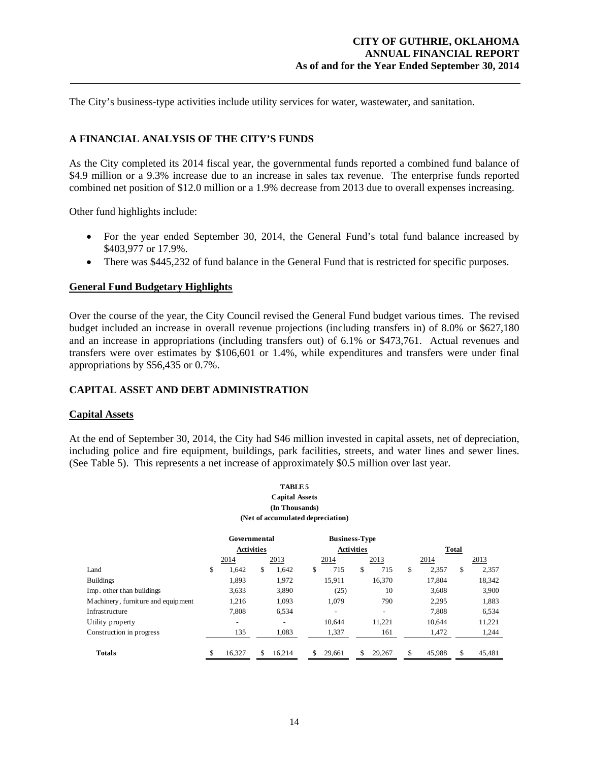The City's business-type activities include utility services for water, wastewater, and sanitation.

## A FINANCIAL ANALYSIS OF THE CITY'S FUNDS

As the City completed its 2014 fiscal year, the governmental funds reported a combined fund balance of $4.9 million or a 9.3% increase due to an increase in sales tax revenue. The enterprise funds reported combined net position of $12.0 million or a 1.9% decrease from 2013 due to overall expenses increasing.

Other fund highlights include:

- For the year ended September 30, 2014, the General Fund's total fund balance increased by $403,977 or 17.9%.
- There was $445,232 of fund balance in the General Fund that is restricted for specific purposes.

### General Fund Budgetary Highlights

Over the course of the year, the City Council revised the General Fund budget various times. The revised budget included an increase in overall revenue projections (including transfers in) of 8.0% or $627,180 and an increase in appropriations (including transfers out) of 6.1% or $473,761. Actual revenues and transfers were over estimates by $106,601 or 1.4%, while expenditures and transfers were under final appropriations by $56,435 or 0.7%.

## CAPITAL ASSET AND DEBT ADMINISTRATION

### Capital Assets

At the end of September 30, 2014, the City had $46 million invested in capital assets, net of depreciation, including police and fire equipment, buildings, park facilities, streets, and water lines and sewer lines. (See Table 5). This represents a net increase of approximately $0.5 million over last year.

**TABLE 5**
**Capital Assets**
**(In Thousands)**
**(Net of accumulated depreciation)**

| | Governmental Activities | | Business-Type Activities | | Total | |
|---|---|---|---|---|---|---|
| | 2014 | 2013 | 2014 | 2013 | 2014 | 2013 |
| Land | $ 1,642 | $ 1,642 | $ 715 | $ 715 | $ 2,357 | $ 2,357 |
| Buildings | 1,893 | 1,972 | 15,911 | 16,370 | 17,804 | 18,342 |
| Imp. other than buildings | 3,633 | 3,890 | (25) | 10 | 3,608 | 3,900 |
| Machinery, furniture and equipment | 1,216 | 1,093 | 1,079 | 790 | 2,295 | 1,883 |
| Infrastructure | 7,808 | 6,534 | - | - | 7,808 | 6,534 |
| Utility property | - | - | 10,644 | 11,221 | 10,644 | 11,221 |
| Construction in progress | 135 | 1,083 | 1,337 | 161 | 1,472 | 1,244 |
| **Totals** | $ 16,327 | $ 16,214 | $ 29,661 | $ 29,267 | $ 45,988 | $ 45,481 |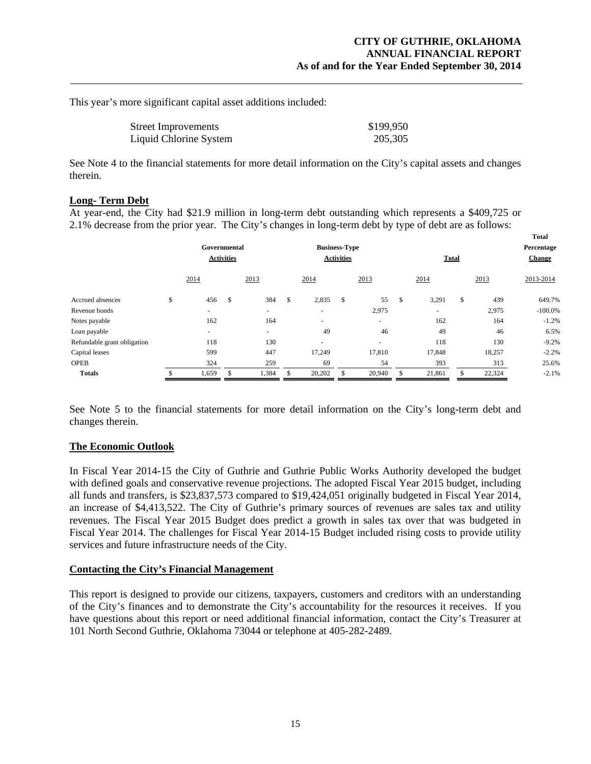This year's more significant capital asset additions included:

| | |
|---|---|
| Street Improvements | $199,950 |
| Liquid Chlorine System | 205,305 |

See Note 4 to the financial statements for more detail information on the City's capital assets and changes therein.

## Long- Term Debt

At year-end, the City had $21.9 million in long-term debt outstanding which represents a $409,725 or 2.1% decrease from the prior year. The City's changes in long-term debt by type of debt are as follows:

| | Governmental Activities | | Business-Type Activities | | Total | | Total Percentage Change |
|---|---|---|---|---|---|---|---|
| | 2014 | 2013 | 2014 | 2013 | 2014 | 2013 | 2013-2014 |
| Accrued absences | $ 456 | $ 384 | $ 2,835 | $ 55 | $ 3,291 | $ 439 | 649.7% |
| Revenue bonds | - | - | - | 2,975 | - | 2,975 | -100.0% |
| Notes payable | 162 | 164 | - | - | 162 | 164 | -1.2% |
| Loan payable | - | - | 49 | 46 | 49 | 46 | 6.5% |
| Refundable grant obligation | 118 | 130 | - | - | 118 | 130 | -9.2% |
| Capital leases | 599 | 447 | 17,249 | 17,810 | 17,848 | 18,257 | -2.2% |
| OPEB | 324 | 259 | 69 | 54 | 393 | 313 | 25.6% |
| **Totals** | $ 1,659 | $ 1,384 | $ 20,202 | $ 20,940 | $ 21,861 | $ 22,324 | -2.1% |

See Note 5 to the financial statements for more detail information on the City's long-term debt and changes therein.

## The Economic Outlook

In Fiscal Year 2014-15 the City of Guthrie and Guthrie Public Works Authority developed the budget with defined goals and conservative revenue projections. The adopted Fiscal Year 2015 budget, including all funds and transfers, is $23,837,573 compared to $19,424,051 originally budgeted in Fiscal Year 2014, an increase of $4,413,522. The City of Guthrie's primary sources of revenues are sales tax and utility revenues. The Fiscal Year 2015 Budget does predict a growth in sales tax over that was budgeted in Fiscal Year 2014. The challenges for Fiscal Year 2014-15 Budget included rising costs to provide utility services and future infrastructure needs of the City.

## Contacting the City's Financial Management

This report is designed to provide our citizens, taxpayers, customers and creditors with an understanding of the City's finances and to demonstrate the City's accountability for the resources it receives. If you have questions about this report or need additional financial information, contact the City's Treasurer at 101 North Second Guthrie, Oklahoma 73044 or telephone at 405-282-2489.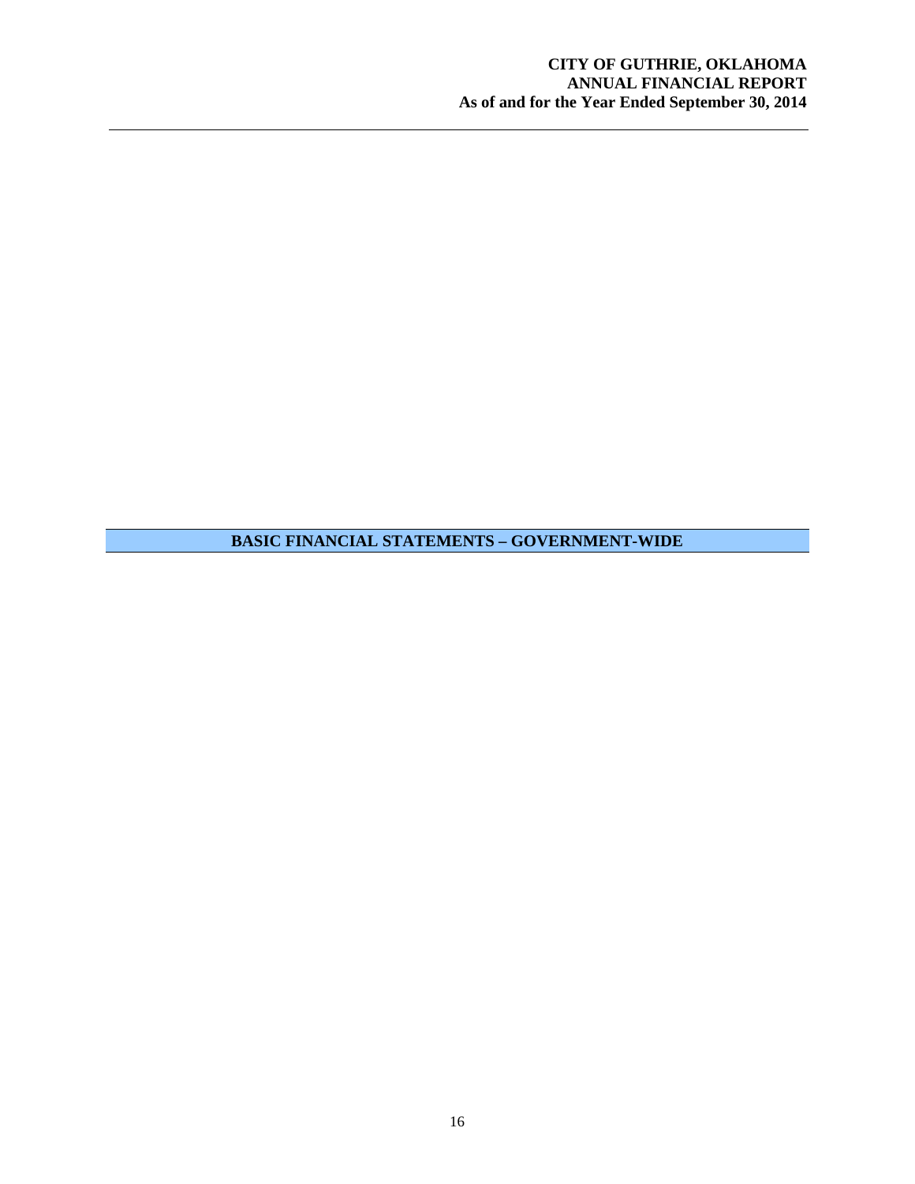## BASIC FINANCIAL STATEMENTS – GOVERNMENT-WIDE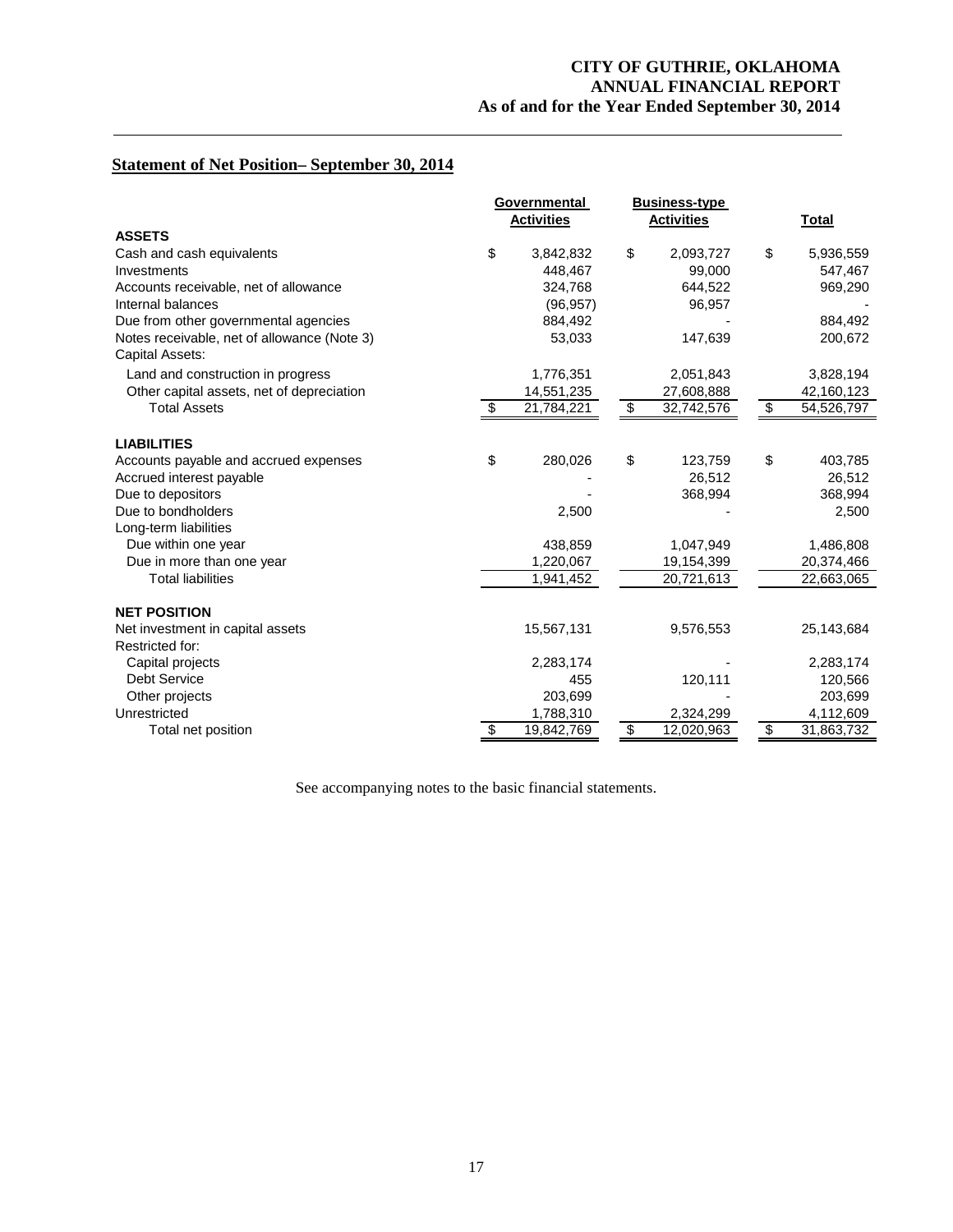## Statement of Net Position– September 30, 2014

| | Governmental Activities | Business-type Activities | Total |
|---|---|---|---|
| **ASSETS** | | | |
| Cash and cash equivalents | $ 3,842,832 | $ 2,093,727 | $ 5,936,559 |
| Investments | 448,467 | 99,000 | 547,467 |
| Accounts receivable, net of allowance | 324,768 | 644,522 | 969,290 |
| Internal balances | (96,957) | 96,957 | - |
| Due from other governmental agencies | 884,492 | - | 884,492 |
| Notes receivable, net of allowance (Note 3) | 53,033 | 147,639 | 200,672 |
| Capital Assets: | | | |
| Land and construction in progress | 1,776,351 | 2,051,843 | 3,828,194 |
| Other capital assets, net of depreciation | 14,551,235 | 27,608,888 | 42,160,123 |
| Total Assets | $ 21,784,221 | $ 32,742,576 | $ 54,526,797 |
| **LIABILITIES** | | | |
| Accounts payable and accrued expenses | $ 280,026 | $ 123,759 | $ 403,785 |
| Accrued interest payable | - | 26,512 | 26,512 |
| Due to depositors | - | 368,994 | 368,994 |
| Due to bondholders | 2,500 | - | 2,500 |
| Long-term liabilities | | | |
| Due within one year | 438,859 | 1,047,949 | 1,486,808 |
| Due in more than one year | 1,220,067 | 19,154,399 | 20,374,466 |
| Total liabilities | 1,941,452 | 20,721,613 | 22,663,065 |
| **NET POSITION** | | | |
| Net investment in capital assets | 15,567,131 | 9,576,553 | 25,143,684 |
| Restricted for: | | | |
| Capital projects | 2,283,174 | - | 2,283,174 |
| Debt Service | 455 | 120,111 | 120,566 |
| Other projects | 203,699 | - | 203,699 |
| Unrestricted | 1,788,310 | 2,324,299 | 4,112,609 |
| Total net position | $ 19,842,769 | $ 12,020,963 | $ 31,863,732 |

See accompanying notes to the basic financial statements.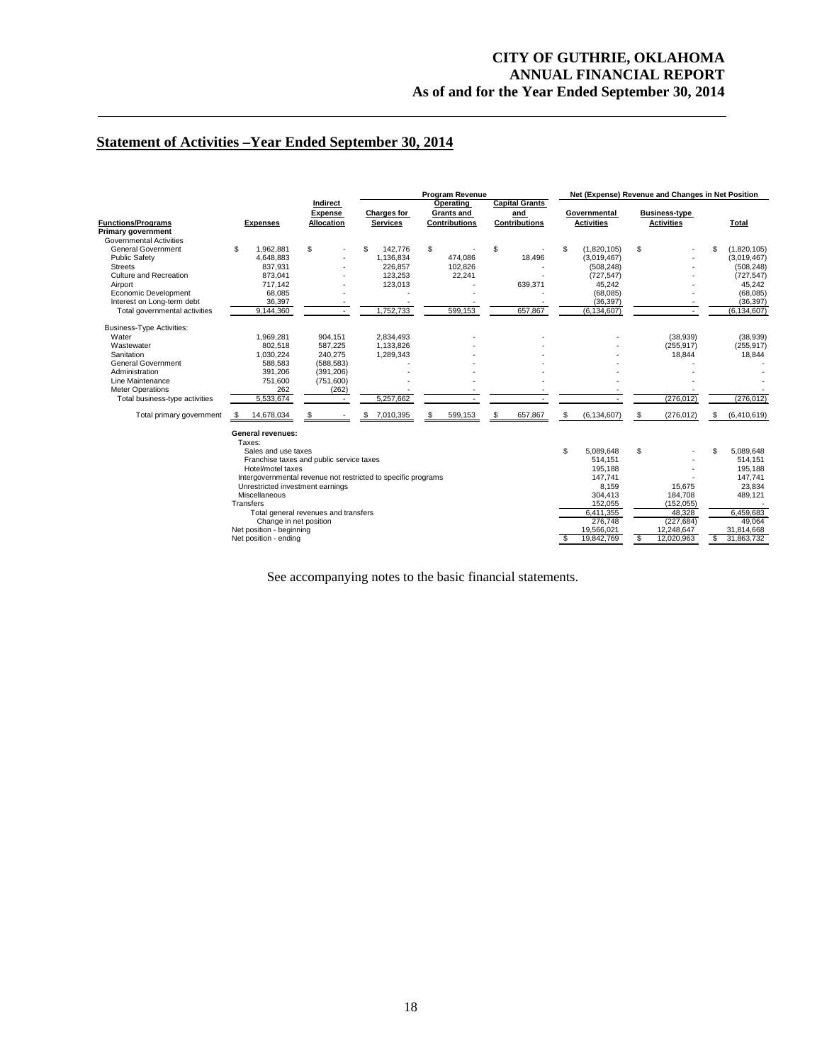## Statement of Activities –Year Ended September 30, 2014

| Functions/Programs | Expenses | Indirect Expense Allocation | Program Revenue: Charges for Services | Program Revenue: Operating Grants and Contributions | Program Revenue: Capital Grants and Contributions | Net (Expense) Revenue and Changes in Net Position: Governmental Activities | Net (Expense) Revenue and Changes in Net Position: Business-type Activities | Total |
|---|---|---|---|---|---|---|---|---|
| **Primary government** | | | | | | | | |
| Governmental Activities | | | | | | | | |
| General Government | $ 1,962,881 | $ - | $ 142,776 | $ - | $ - | $ (1,820,105) | $ - | $ (1,820,105) |
| Public Safety | 4,648,883 | - | 1,136,834 | 474,086 | 18,496 | (3,019,467) | - | (3,019,467) |
| Streets | 837,931 | - | 226,857 | 102,826 | - | (508,248) | - | (508,248) |
| Culture and Recreation | 873,041 | - | 123,253 | 22,241 | - | (727,547) | - | (727,547) |
| Airport | 717,142 | - | 123,013 | - | 639,371 | 45,242 | - | 45,242 |
| Economic Development | 68,085 | - | - | - | - | (68,085) | - | (68,085) |
| Interest on Long-term debt | 36,397 | - | - | - | - | (36,397) | - | (36,397) |
| Total governmental activities | 9,144,360 | - | 1,752,733 | 599,153 | 657,867 | (6,134,607) | - | (6,134,607) |
| Business-Type Activities: | | | | | | | | |
| Water | 1,969,281 | 904,151 | 2,834,493 | - | - | - | (38,939) | (38,939) |
| Wastewater | 802,518 | 587,225 | 1,133,826 | - | - | - | (255,917) | (255,917) |
| Sanitation | 1,030,224 | 240,275 | 1,289,343 | - | - | - | 18,844 | 18,844 |
| General Government | 588,583 | (588,583) | - | - | - | - | - | - |
| Administration | 391,206 | (391,206) | - | - | - | - | - | - |
| Line Maintenance | 751,600 | (751,600) | - | - | - | - | - | - |
| Meter Operations | 262 | (262) | - | - | - | - | - | - |
| Total business-type activities | 5,533,674 | - | 5,257,662 | - | - | - | (276,012) | (276,012) |
| Total primary government | $ 14,678,034 | $ - | $ 7,010,395 | $ 599,153 | $ 657,867 | $ (6,134,607) | $ (276,012) | $ (6,410,619) |
| **General revenues:** | | | | | | | | |
| Taxes: | | | | | | | | |
| Sales and use taxes | | | | | | $ 5,089,648 | $ - | $ 5,089,648 |
| Franchise taxes and public service taxes | | | | | | 514,151 | - | 514,151 |
| Hotel/motel taxes | | | | | | 195,188 | - | 195,188 |
| Intergovernmental revenue not restricted to specific programs | | | | | | 147,741 | - | 147,741 |
| Unrestricted investment earnings | | | | | | 8,159 | 15,675 | 23,834 |
| Miscellaneous | | | | | | 304,413 | 184,708 | 489,121 |
| Transfers | | | | | | 152,055 | (152,055) | - |
| Total general revenues and transfers | | | | | | 6,411,355 | 48,328 | 6,459,683 |
| Change in net position | | | | | | 276,748 | (227,684) | 49,064 |
| Net position - beginning | | | | | | 19,566,021 | 12,248,647 | 31,814,668 |
| Net position - ending | | | | | | $ 19,842,769 | $ 12,020,963 | $ 31,863,732 |

See accompanying notes to the basic financial statements.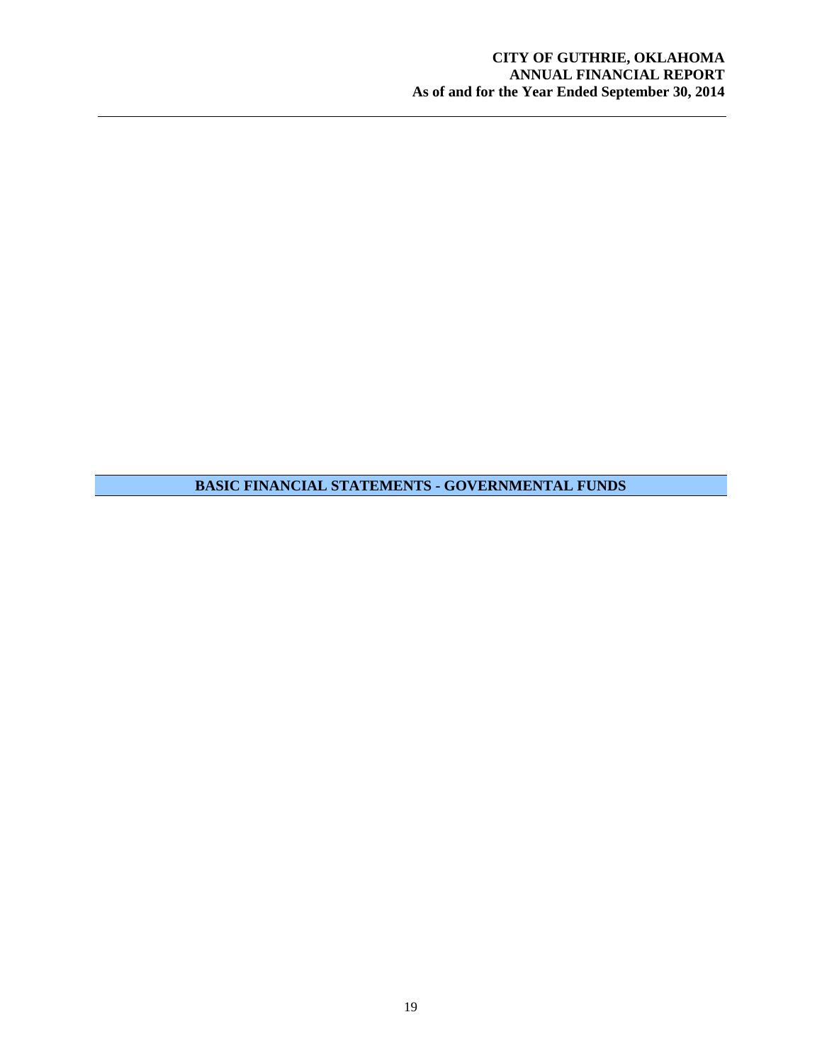# BASIC FINANCIAL STATEMENTS - GOVERNMENTAL FUNDS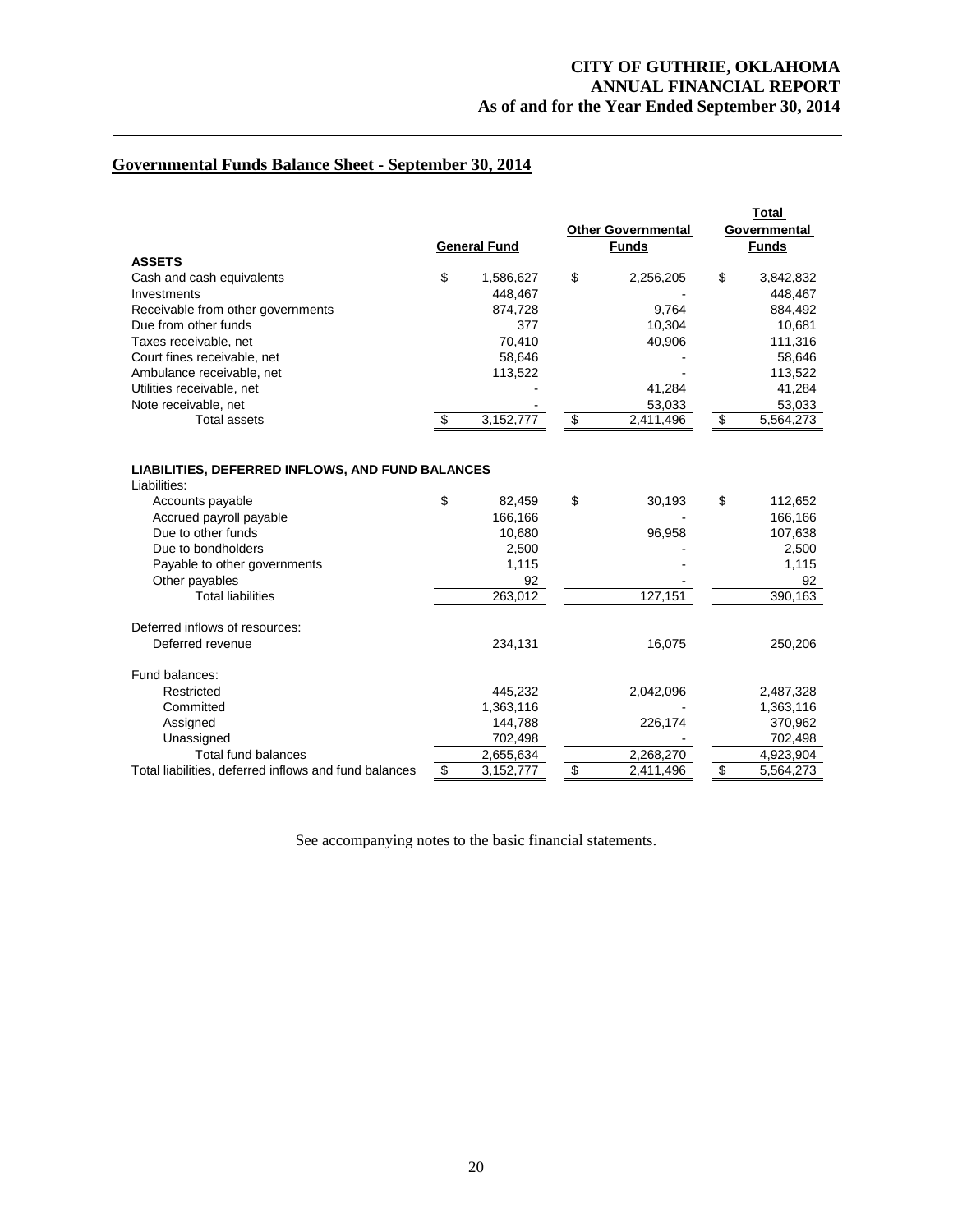## Governmental Funds Balance Sheet - September 30, 2014

| | General Fund | Other Governmental Funds | Total Governmental Funds |
|---|---|---|---|
| **ASSETS** | | | |
| Cash and cash equivalents | $ 1,586,627 | $ 2,256,205 | $ 3,842,832 |
| Investments | 448,467 | - | 448,467 |
| Receivable from other governments | 874,728 | 9,764 | 884,492 |
| Due from other funds | 377 | 10,304 | 10,681 |
| Taxes receivable, net | 70,410 | 40,906 | 111,316 |
| Court fines receivable, net | 58,646 | - | 58,646 |
| Ambulance receivable, net | 113,522 | - | 113,522 |
| Utilities receivable, net | - | 41,284 | 41,284 |
| Note receivable, net | - | 53,033 | 53,033 |
| Total assets | $ 3,152,777 | $ 2,411,496 | $ 5,564,273 |
| | | | |
| **LIABILITIES, DEFERRED INFLOWS, AND FUND BALANCES** | | | |
| Liabilities: | | | |
| Accounts payable | $ 82,459 | $ 30,193 | $ 112,652 |
| Accrued payroll payable | 166,166 | - | 166,166 |
| Due to other funds | 10,680 | 96,958 | 107,638 |
| Due to bondholders | 2,500 | - | 2,500 |
| Payable to other governments | 1,115 | - | 1,115 |
| Other payables | 92 | - | 92 |
| Total liabilities | 263,012 | 127,151 | 390,163 |
| | | | |
| Deferred inflows of resources: | | | |
| Deferred revenue | 234,131 | 16,075 | 250,206 |
| | | | |
| Fund balances: | | | |
| Restricted | 445,232 | 2,042,096 | 2,487,328 |
| Committed | 1,363,116 | - | 1,363,116 |
| Assigned | 144,788 | 226,174 | 370,962 |
| Unassigned | 702,498 | - | 702,498 |
| Total fund balances | 2,655,634 | 2,268,270 | 4,923,904 |
| Total liabilities, deferred inflows and fund balances | $ 3,152,777 | $ 2,411,496 | $ 5,564,273 |

See accompanying notes to the basic financial statements.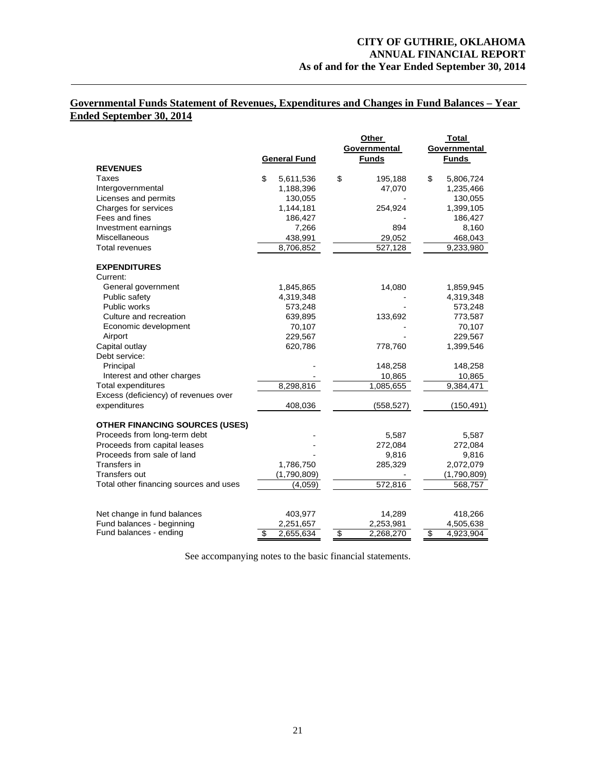## Governmental Funds Statement of Revenues, Expenditures and Changes in Fund Balances – Year Ended September 30, 2014

| | General Fund | Other Governmental Funds | Total Governmental Funds |
|---|---|---|---|
| **REVENUES** | | | |
| Taxes | $ 5,611,536 | $ 195,188 | $ 5,806,724 |
| Intergovernmental | 1,188,396 | 47,070 | 1,235,466 |
| Licenses and permits | 130,055 | - | 130,055 |
| Charges for services | 1,144,181 | 254,924 | 1,399,105 |
| Fees and fines | 186,427 | - | 186,427 |
| Investment earnings | 7,266 | 894 | 8,160 |
| Miscellaneous | 438,991 | 29,052 | 468,043 |
| Total revenues | 8,706,852 | 527,128 | 9,233,980 |
| **EXPENDITURES** | | | |
| Current: | | | |
| General government | 1,845,865 | 14,080 | 1,859,945 |
| Public safety | 4,319,348 | - | 4,319,348 |
| Public works | 573,248 | - | 573,248 |
| Culture and recreation | 639,895 | 133,692 | 773,587 |
| Economic development | 70,107 | - | 70,107 |
| Airport | 229,567 | - | 229,567 |
| Capital outlay | 620,786 | 778,760 | 1,399,546 |
| Debt service: | | | |
| Principal | - | 148,258 | 148,258 |
| Interest and other charges | - | 10,865 | 10,865 |
| Total expenditures | 8,298,816 | 1,085,655 | 9,384,471 |
| Excess (deficiency) of revenues over expenditures | 408,036 | (558,527) | (150,491) |
| **OTHER FINANCING SOURCES (USES)** | | | |
| Proceeds from long-term debt | - | 5,587 | 5,587 |
| Proceeds from capital leases | - | 272,084 | 272,084 |
| Proceeds from sale of land | - | 9,816 | 9,816 |
| Transfers in | 1,786,750 | 285,329 | 2,072,079 |
| Transfers out | (1,790,809) | - | (1,790,809) |
| Total other financing sources and uses | (4,059) | 572,816 | 568,757 |
| Net change in fund balances | 403,977 | 14,289 | 418,266 |
| Fund balances - beginning | 2,251,657 | 2,253,981 | 4,505,638 |
| Fund balances - ending | $ 2,655,634 | $ 2,268,270 | $ 4,923,904 |

See accompanying notes to the basic financial statements.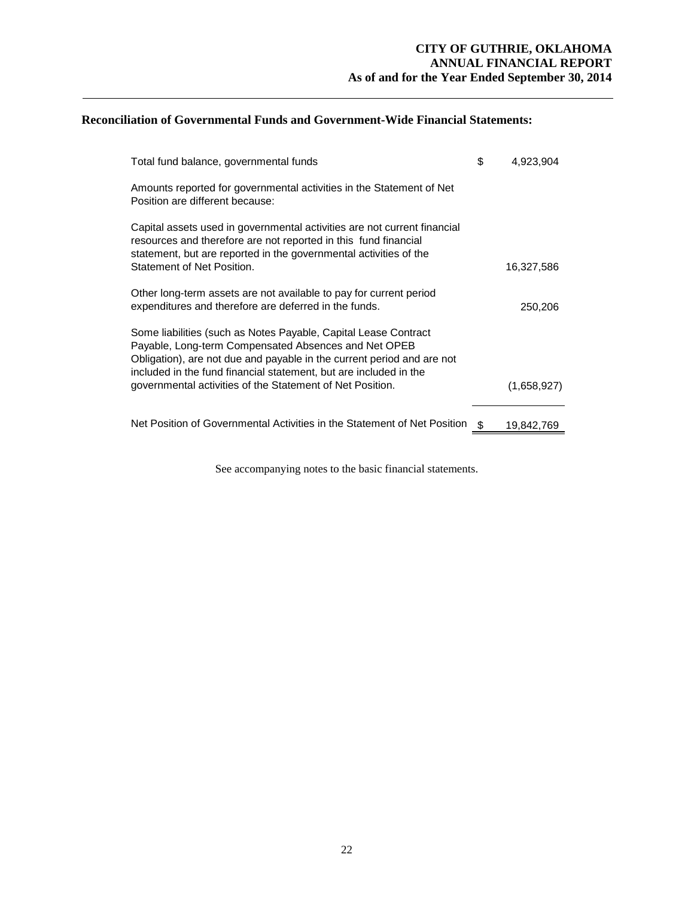## Reconciliation of Governmental Funds and Government-Wide Financial Statements:

| | | |
|---|---|---|
| Total fund balance, governmental funds | $ | 4,923,904 |
| Amounts reported for governmental activities in the Statement of Net Position are different because: | | |
| Capital assets used in governmental activities are not current financial resources and therefore are not reported in this fund financial statement, but are reported in the governmental activities of the Statement of Net Position. | | 16,327,586 |
| Other long-term assets are not available to pay for current period expenditures and therefore are deferred in the funds. | | 250,206 |
| Some liabilities (such as Notes Payable, Capital Lease Contract Payable, Long-term Compensated Absences and Net OPEB Obligation), are not due and payable in the current period and are not included in the fund financial statement, but are included in the governmental activities of the Statement of Net Position. | | (1,658,927) |
| Net Position of Governmental Activities in the Statement of Net Position | $ | 19,842,769 |

See accompanying notes to the basic financial statements.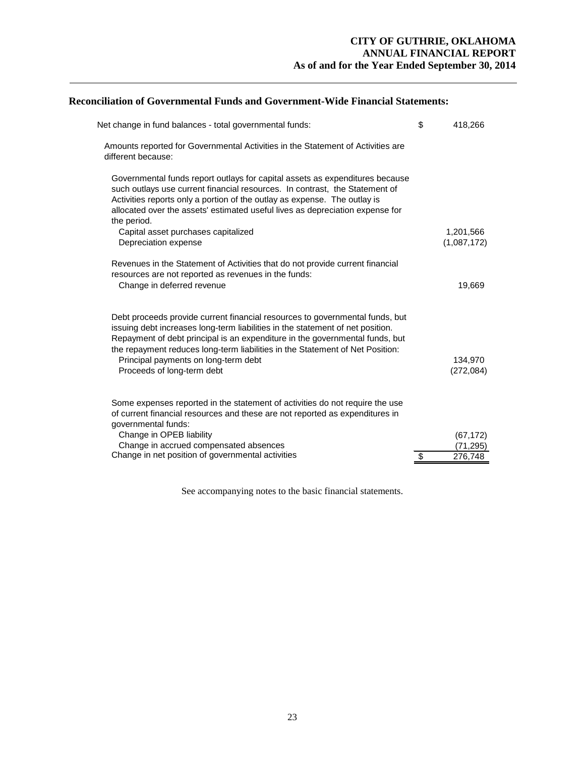## Reconciliation of Governmental Funds and Government-Wide Financial Statements:

| | | |
|---|---|---|
| Net change in fund balances - total governmental funds: | $ | 418,266 |
| Amounts reported for Governmental Activities in the Statement of Activities are different because: | | |
| Governmental funds report outlays for capital assets as expenditures because such outlays use current financial resources. In contrast, the Statement of Activities reports only a portion of the outlay as expense. The outlay is allocated over the assets' estimated useful lives as depreciation expense for the period. | | |
| Capital asset purchases capitalized | | 1,201,566 |
| Depreciation expense | | (1,087,172) |
| Revenues in the Statement of Activities that do not provide current financial resources are not reported as revenues in the funds: | | |
| Change in deferred revenue | | 19,669 |
| Debt proceeds provide current financial resources to governmental funds, but issuing debt increases long-term liabilities in the statement of net position. Repayment of debt principal is an expenditure in the governmental funds, but the repayment reduces long-term liabilities in the Statement of Net Position: | | |
| Principal payments on long-term debt | | 134,970 |
| Proceeds of long-term debt | | (272,084) |
| Some expenses reported in the statement of activities do not require the use of current financial resources and these are not reported as expenditures in governmental funds: | | |
| Change in OPEB liability | | (67,172) |
| Change in accrued compensated absences | | (71,295) |
| Change in net position of governmental activities | $ | 276,748 |

See accompanying notes to the basic financial statements.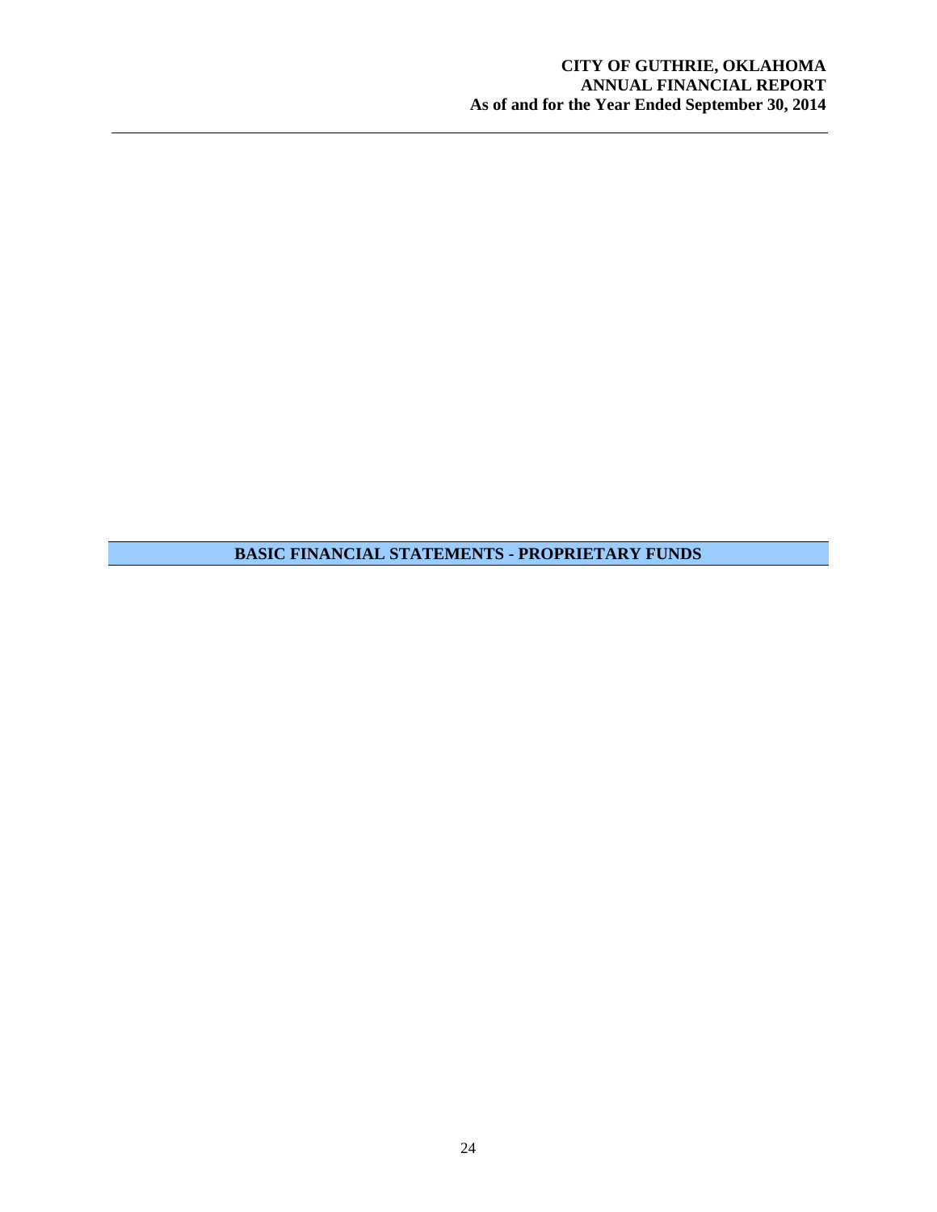## BASIC FINANCIAL STATEMENTS - PROPRIETARY FUNDS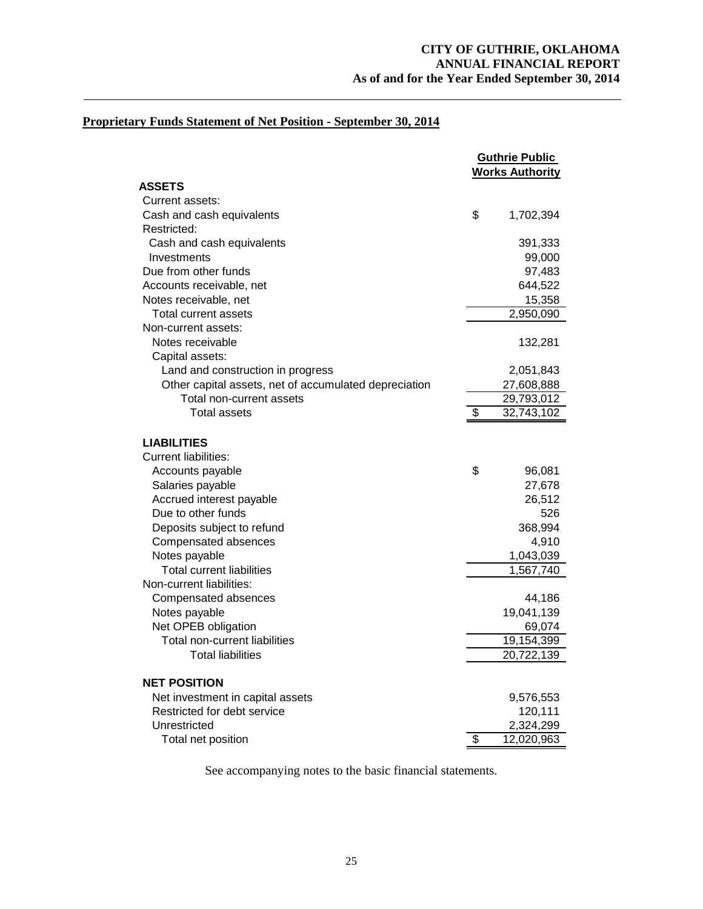## Proprietary Funds Statement of Net Position - September 30, 2014

| | Guthrie Public Works Authority |
|---|---|
| **ASSETS** | |
| Current assets: | |
| Cash and cash equivalents | $ 1,702,394 |
| Restricted: | |
| Cash and cash equivalents | 391,333 |
| Investments | 99,000 |
| Due from other funds | 97,483 |
| Accounts receivable, net | 644,522 |
| Notes receivable, net | 15,358 |
| Total current assets | 2,950,090 |
| Non-current assets: | |
| Notes receivable | 132,281 |
| Capital assets: | |
| Land and construction in progress | 2,051,843 |
| Other capital assets, net of accumulated depreciation | 27,608,888 |
| Total non-current assets | 29,793,012 |
| Total assets | $ 32,743,102 |
| **LIABILITIES** | |
| Current liabilities: | |
| Accounts payable | $ 96,081 |
| Salaries payable | 27,678 |
| Accrued interest payable | 26,512 |
| Due to other funds | 526 |
| Deposits subject to refund | 368,994 |
| Compensated absences | 4,910 |
| Notes payable | 1,043,039 |
| Total current liabilities | 1,567,740 |
| Non-current liabilities: | |
| Compensated absences | 44,186 |
| Notes payable | 19,041,139 |
| Net OPEB obligation | 69,074 |
| Total non-current liabilities | 19,154,399 |
| Total liabilities | 20,722,139 |
| **NET POSITION** | |
| Net investment in capital assets | 9,576,553 |
| Restricted for debt service | 120,111 |
| Unrestricted | 2,324,299 |
| Total net position | $ 12,020,963 |

See accompanying notes to the basic financial statements.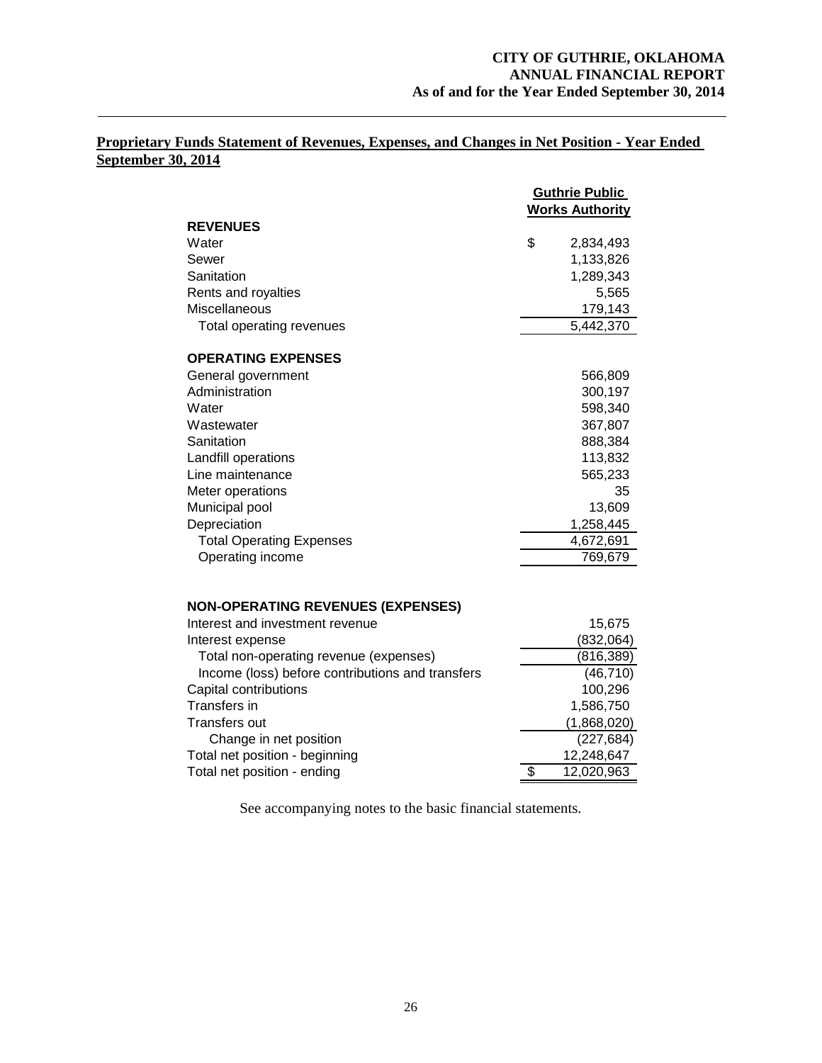## Proprietary Funds Statement of Revenues, Expenses, and Changes in Net Position - Year Ended September 30, 2014

| | Guthrie Public Works Authority |
|---|---|
| **REVENUES** | |
| Water | $ 2,834,493 |
| Sewer | 1,133,826 |
| Sanitation | 1,289,343 |
| Rents and royalties | 5,565 |
| Miscellaneous | 179,143 |
| Total operating revenues | 5,442,370 |
| **OPERATING EXPENSES** | |
| General government | 566,809 |
| Administration | 300,197 |
| Water | 598,340 |
| Wastewater | 367,807 |
| Sanitation | 888,384 |
| Landfill operations | 113,832 |
| Line maintenance | 565,233 |
| Meter operations | 35 |
| Municipal pool | 13,609 |
| Depreciation | 1,258,445 |
| Total Operating Expenses | 4,672,691 |
| Operating income | 769,679 |
| **NON-OPERATING REVENUES (EXPENSES)** | |
| Interest and investment revenue | 15,675 |
| Interest expense | (832,064) |
| Total non-operating revenue (expenses) | (816,389) |
| Income (loss) before contributions and transfers | (46,710) |
| Capital contributions | 100,296 |
| Transfers in | 1,586,750 |
| Transfers out | (1,868,020) |
| Change in net position | (227,684) |
| Total net position - beginning | 12,248,647 |
| Total net position - ending | $ 12,020,963 |

See accompanying notes to the basic financial statements.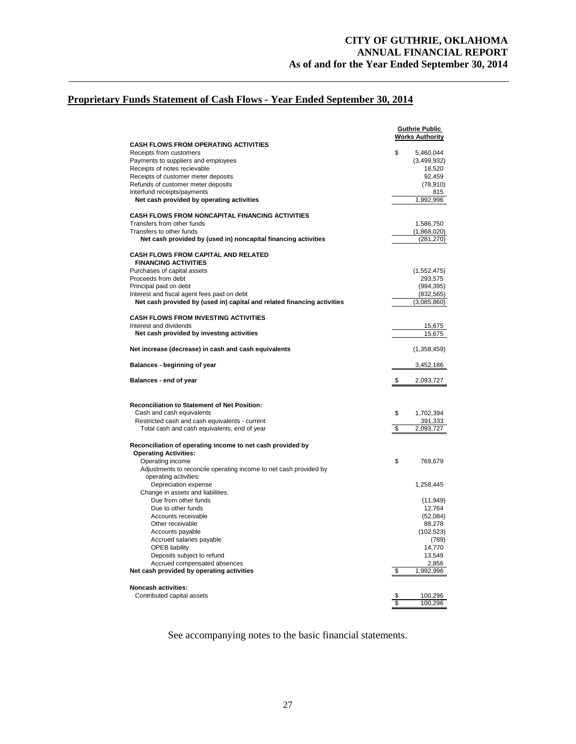## Proprietary Funds Statement of Cash Flows - Year Ended September 30, 2014

| | Guthrie Public Works Authority |
|---|---|
| **CASH FLOWS FROM OPERATING ACTIVITIES** | |
| Receipts from customers | $ 5,460,044 |
| Payments to suppliers and employees | (3,499,932) |
| Receipts of notes recievable | 18,520 |
| Receipts of customer meter deposits | 92,459 |
| Refunds of customer meter deposits | (78,910) |
| Interfund receipts/payments | 815 |
| **Net cash provided by operating activities** | 1,992,996 |
| | |
| **CASH FLOWS FROM NONCAPITAL FINANCING ACTIVITIES** | |
| Transfers from other funds | 1,586,750 |
| Transfers to other funds | (1,868,020) |
| **Net cash provided by (used in) noncapital financing activities** | (281,270) |
| | |
| **CASH FLOWS FROM CAPITAL AND RELATED FINANCING ACTIVITIES** | |
| Purchases of capital assets | (1,552,475) |
| Proceeds from debt | 293,575 |
| Principal paid on debt | (994,395) |
| Interest and fiscal agent fees paid on debt | (832,565) |
| **Net cash provided by (used in) capital and related financing activities** | (3,085,860) |
| | |
| **CASH FLOWS FROM INVESTING ACTIVITIES** | |
| Interest and dividends | 15,675 |
| **Net cash provided by investing activities** | 15,675 |
| | |
| **Net increase (decrease) in cash and cash equivalents** | (1,358,459) |
| | |
| **Balances - beginning of year** | 3,452,186 |
| | |
| **Balances - end of year** | $ 2,093,727 |
| | |
| **Reconciliation to Statement of Net Position:** | |
| Cash and cash equivalents | $ 1,702,394 |
| Restricted cash and cash equivalents - current | 391,333 |
| Total cash and cash equivalents, end of year | $ 2,093,727 |
| | |
| **Reconciliation of operating income to net cash provided by Operating Activities:** | |
| Operating income | $ 769,679 |
| Adjustments to reconcile operating income to net cash provided by operating activities: | |
| Depreciation expense | 1,258,445 |
| Change in assets and liabilities: | |
| Due from other funds | (11,949) |
| Due to other funds | 12,764 |
| Accounts receivable | (52,084) |
| Other receivable | 88,278 |
| Accounts payable | (102,523) |
| Accrued salaries payable | (789) |
| OPEB liability | 14,770 |
| Deposits subject to refund | 13,549 |
| Accrued compensated absences | 2,856 |
| **Net cash provided by operating activities** | $ 1,992,996 |
| | |
| **Noncash activities:** | |
| Contributed capital assets | $ 100,296 |
| | $ 100,296 |

See accompanying notes to the basic financial statements.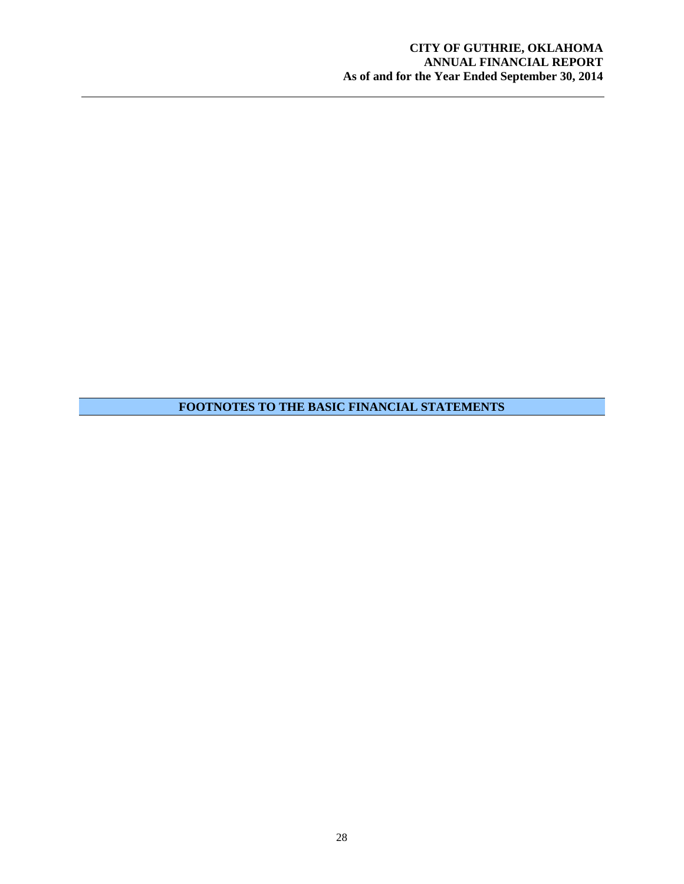# FOOTNOTES TO THE BASIC FINANCIAL STATEMENTS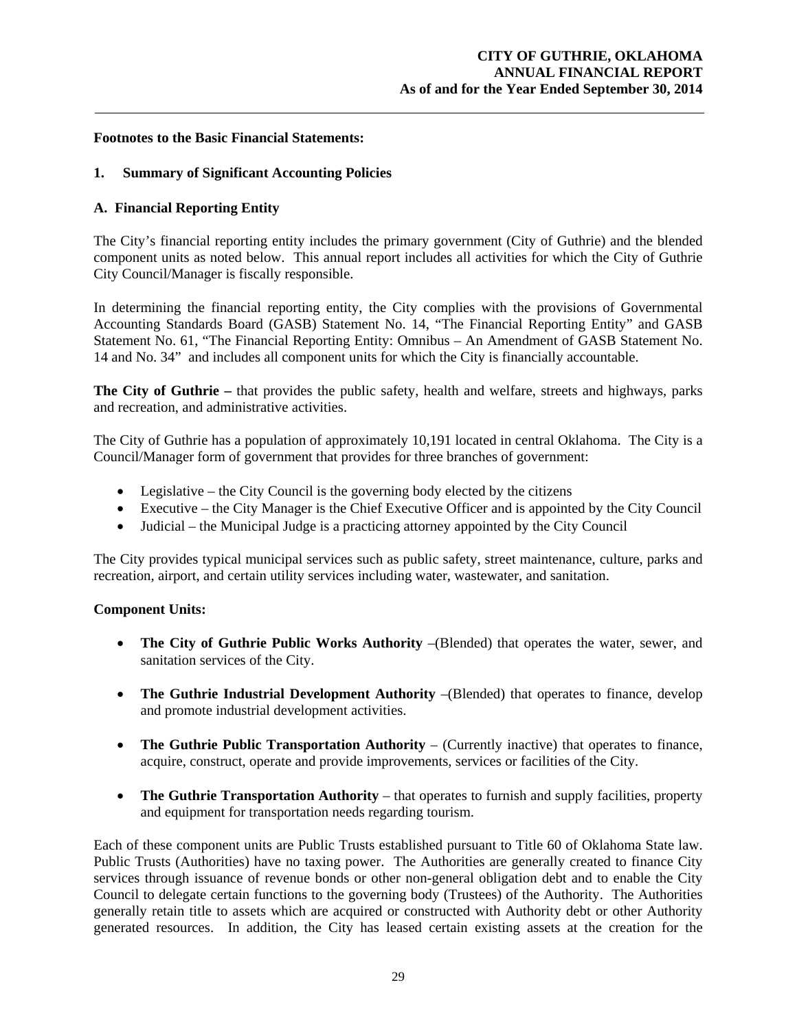**Footnotes to the Basic Financial Statements:**

## 1. Summary of Significant Accounting Policies

### A. Financial Reporting Entity

The City's financial reporting entity includes the primary government (City of Guthrie) and the blended component units as noted below. This annual report includes all activities for which the City of Guthrie City Council/Manager is fiscally responsible.

In determining the financial reporting entity, the City complies with the provisions of Governmental Accounting Standards Board (GASB) Statement No. 14, "The Financial Reporting Entity" and GASB Statement No. 61, "The Financial Reporting Entity: Omnibus – An Amendment of GASB Statement No. 14 and No. 34" and includes all component units for which the City is financially accountable.

**The City of Guthrie –** that provides the public safety, health and welfare, streets and highways, parks and recreation, and administrative activities.

The City of Guthrie has a population of approximately 10,191 located in central Oklahoma. The City is a Council/Manager form of government that provides for three branches of government:

- Legislative – the City Council is the governing body elected by the citizens
- Executive – the City Manager is the Chief Executive Officer and is appointed by the City Council
- Judicial – the Municipal Judge is a practicing attorney appointed by the City Council

The City provides typical municipal services such as public safety, street maintenance, culture, parks and recreation, airport, and certain utility services including water, wastewater, and sanitation.

**Component Units:**

- **The City of Guthrie Public Works Authority** –(Blended) that operates the water, sewer, and sanitation services of the City.
- **The Guthrie Industrial Development Authority** –(Blended) that operates to finance, develop and promote industrial development activities.
- **The Guthrie Public Transportation Authority** – (Currently inactive) that operates to finance, acquire, construct, operate and provide improvements, services or facilities of the City.
- **The Guthrie Transportation Authority** – that operates to furnish and supply facilities, property and equipment for transportation needs regarding tourism.

Each of these component units are Public Trusts established pursuant to Title 60 of Oklahoma State law. Public Trusts (Authorities) have no taxing power. The Authorities are generally created to finance City services through issuance of revenue bonds or other non-general obligation debt and to enable the City Council to delegate certain functions to the governing body (Trustees) of the Authority. The Authorities generally retain title to assets which are acquired or constructed with Authority debt or other Authority generated resources. In addition, the City has leased certain existing assets at the creation for the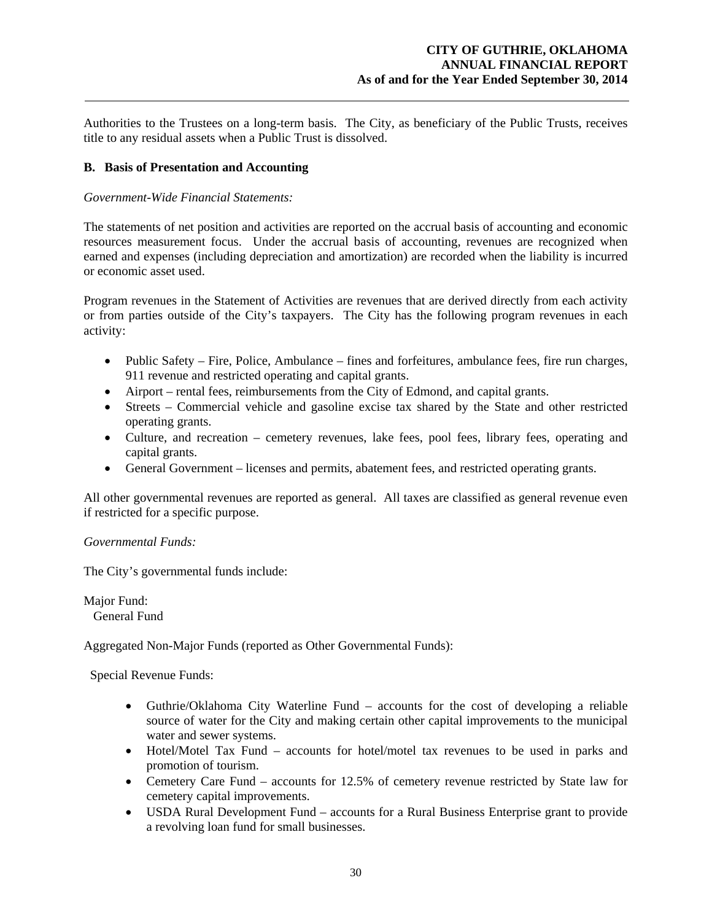Authorities to the Trustees on a long-term basis. The City, as beneficiary of the Public Trusts, receives title to any residual assets when a Public Trust is dissolved.

### B. Basis of Presentation and Accounting

*Government-Wide Financial Statements:*

The statements of net position and activities are reported on the accrual basis of accounting and economic resources measurement focus. Under the accrual basis of accounting, revenues are recognized when earned and expenses (including depreciation and amortization) are recorded when the liability is incurred or economic asset used.

Program revenues in the Statement of Activities are revenues that are derived directly from each activity or from parties outside of the City's taxpayers. The City has the following program revenues in each activity:

- Public Safety – Fire, Police, Ambulance – fines and forfeitures, ambulance fees, fire run charges, 911 revenue and restricted operating and capital grants.
- Airport – rental fees, reimbursements from the City of Edmond, and capital grants.
- Streets – Commercial vehicle and gasoline excise tax shared by the State and other restricted operating grants.
- Culture, and recreation – cemetery revenues, lake fees, pool fees, library fees, operating and capital grants.
- General Government – licenses and permits, abatement fees, and restricted operating grants.

All other governmental revenues are reported as general. All taxes are classified as general revenue even if restricted for a specific purpose.

*Governmental Funds:*

The City's governmental funds include:

Major Fund:
General Fund

Aggregated Non-Major Funds (reported as Other Governmental Funds):

Special Revenue Funds:

- Guthrie/Oklahoma City Waterline Fund – accounts for the cost of developing a reliable source of water for the City and making certain other capital improvements to the municipal water and sewer systems.
- Hotel/Motel Tax Fund – accounts for hotel/motel tax revenues to be used in parks and promotion of tourism.
- Cemetery Care Fund – accounts for 12.5% of cemetery revenue restricted by State law for cemetery capital improvements.
- USDA Rural Development Fund – accounts for a Rural Business Enterprise grant to provide a revolving loan fund for small businesses.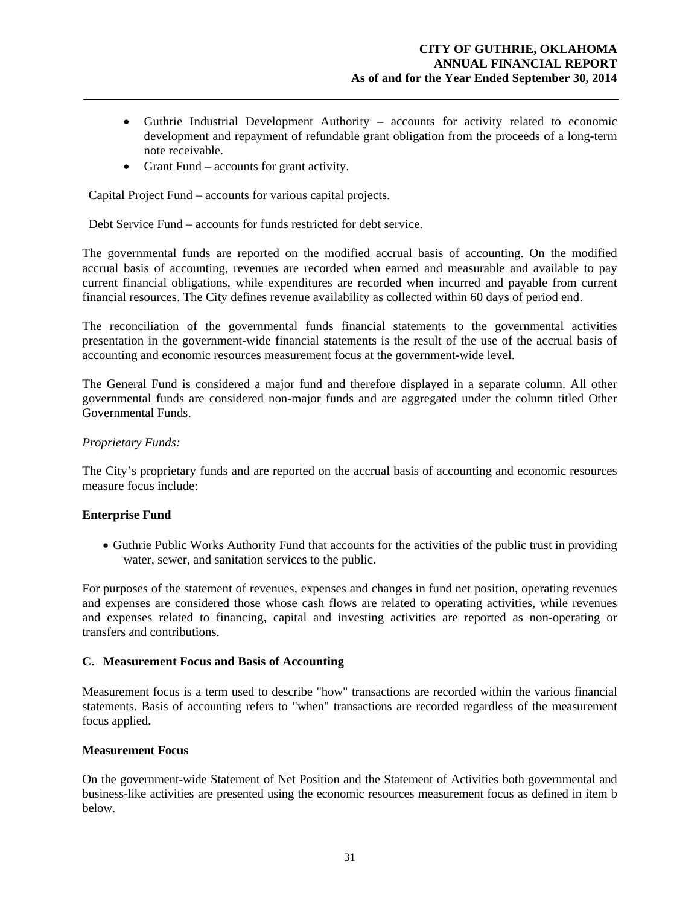- Guthrie Industrial Development Authority – accounts for activity related to economic development and repayment of refundable grant obligation from the proceeds of a long-term note receivable.
- Grant Fund – accounts for grant activity.

Capital Project Fund – accounts for various capital projects.

Debt Service Fund – accounts for funds restricted for debt service.

The governmental funds are reported on the modified accrual basis of accounting. On the modified accrual basis of accounting, revenues are recorded when earned and measurable and available to pay current financial obligations, while expenditures are recorded when incurred and payable from current financial resources. The City defines revenue availability as collected within 60 days of period end.

The reconciliation of the governmental funds financial statements to the governmental activities presentation in the government-wide financial statements is the result of the use of the accrual basis of accounting and economic resources measurement focus at the government-wide level.

The General Fund is considered a major fund and therefore displayed in a separate column. All other governmental funds are considered non-major funds and are aggregated under the column titled Other Governmental Funds.

*Proprietary Funds:*

The City's proprietary funds and are reported on the accrual basis of accounting and economic resources measure focus include:

**Enterprise Fund**

- Guthrie Public Works Authority Fund that accounts for the activities of the public trust in providing water, sewer, and sanitation services to the public.

For purposes of the statement of revenues, expenses and changes in fund net position, operating revenues and expenses are considered those whose cash flows are related to operating activities, while revenues and expenses related to financing, capital and investing activities are reported as non-operating or transfers and contributions.

### C. Measurement Focus and Basis of Accounting

Measurement focus is a term used to describe "how" transactions are recorded within the various financial statements. Basis of accounting refers to "when" transactions are recorded regardless of the measurement focus applied.

**Measurement Focus**

On the government-wide Statement of Net Position and the Statement of Activities both governmental and business-like activities are presented using the economic resources measurement focus as defined in item b below.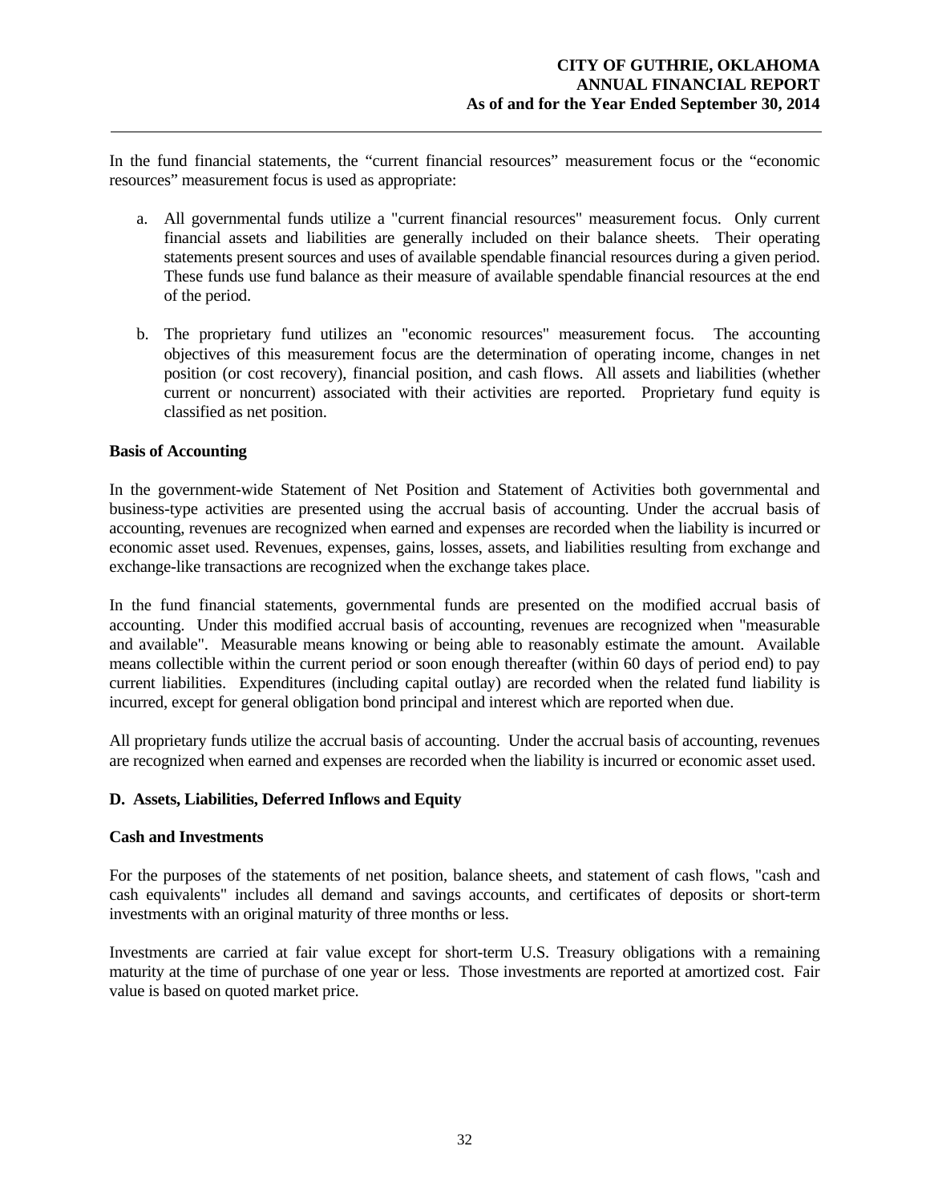In the fund financial statements, the "current financial resources" measurement focus or the "economic resources" measurement focus is used as appropriate:

a. All governmental funds utilize a "current financial resources" measurement focus. Only current financial assets and liabilities are generally included on their balance sheets. Their operating statements present sources and uses of available spendable financial resources during a given period. These funds use fund balance as their measure of available spendable financial resources at the end of the period.

b. The proprietary fund utilizes an "economic resources" measurement focus. The accounting objectives of this measurement focus are the determination of operating income, changes in net position (or cost recovery), financial position, and cash flows. All assets and liabilities (whether current or noncurrent) associated with their activities are reported. Proprietary fund equity is classified as net position.

**Basis of Accounting**

In the government-wide Statement of Net Position and Statement of Activities both governmental and business-type activities are presented using the accrual basis of accounting. Under the accrual basis of accounting, revenues are recognized when earned and expenses are recorded when the liability is incurred or economic asset used. Revenues, expenses, gains, losses, assets, and liabilities resulting from exchange and exchange-like transactions are recognized when the exchange takes place.

In the fund financial statements, governmental funds are presented on the modified accrual basis of accounting. Under this modified accrual basis of accounting, revenues are recognized when "measurable and available". Measurable means knowing or being able to reasonably estimate the amount. Available means collectible within the current period or soon enough thereafter (within 60 days of period end) to pay current liabilities. Expenditures (including capital outlay) are recorded when the related fund liability is incurred, except for general obligation bond principal and interest which are reported when due.

All proprietary funds utilize the accrual basis of accounting. Under the accrual basis of accounting, revenues are recognized when earned and expenses are recorded when the liability is incurred or economic asset used.

**D. Assets, Liabilities, Deferred Inflows and Equity**

**Cash and Investments**

For the purposes of the statements of net position, balance sheets, and statement of cash flows, "cash and cash equivalents" includes all demand and savings accounts, and certificates of deposits or short-term investments with an original maturity of three months or less.

Investments are carried at fair value except for short-term U.S. Treasury obligations with a remaining maturity at the time of purchase of one year or less. Those investments are reported at amortized cost. Fair value is based on quoted market price.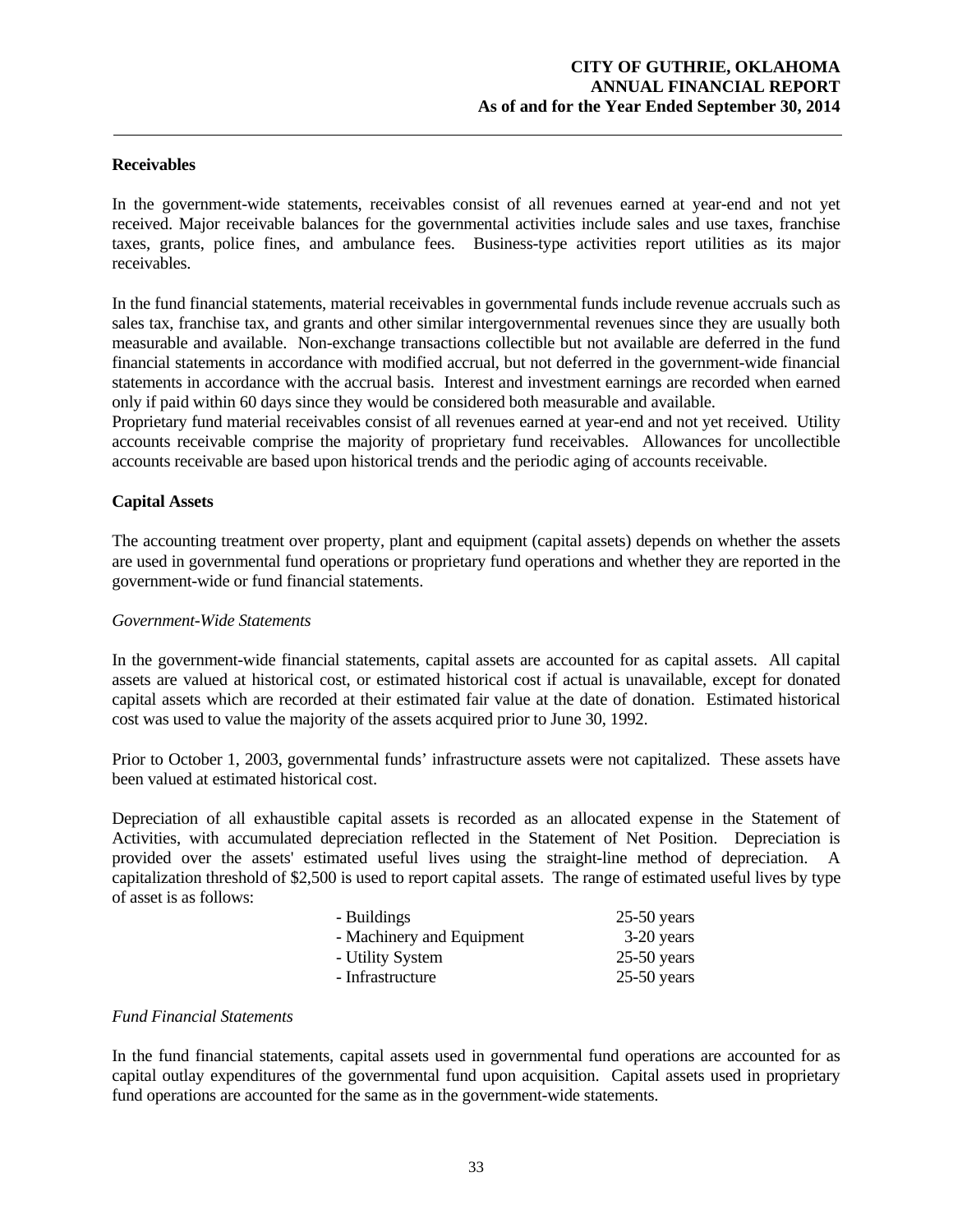**Receivables**

In the government-wide statements, receivables consist of all revenues earned at year-end and not yet received. Major receivable balances for the governmental activities include sales and use taxes, franchise taxes, grants, police fines, and ambulance fees. Business-type activities report utilities as its major receivables.

In the fund financial statements, material receivables in governmental funds include revenue accruals such as sales tax, franchise tax, and grants and other similar intergovernmental revenues since they are usually both measurable and available. Non-exchange transactions collectible but not available are deferred in the fund financial statements in accordance with modified accrual, but not deferred in the government-wide financial statements in accordance with the accrual basis. Interest and investment earnings are recorded when earned only if paid within 60 days since they would be considered both measurable and available.
Proprietary fund material receivables consist of all revenues earned at year-end and not yet received. Utility accounts receivable comprise the majority of proprietary fund receivables. Allowances for uncollectible accounts receivable are based upon historical trends and the periodic aging of accounts receivable.

**Capital Assets**

The accounting treatment over property, plant and equipment (capital assets) depends on whether the assets are used in governmental fund operations or proprietary fund operations and whether they are reported in the government-wide or fund financial statements.

*Government-Wide Statements*

In the government-wide financial statements, capital assets are accounted for as capital assets. All capital assets are valued at historical cost, or estimated historical cost if actual is unavailable, except for donated capital assets which are recorded at their estimated fair value at the date of donation. Estimated historical cost was used to value the majority of the assets acquired prior to June 30, 1992.

Prior to October 1, 2003, governmental funds' infrastructure assets were not capitalized. These assets have been valued at estimated historical cost.

Depreciation of all exhaustible capital assets is recorded as an allocated expense in the Statement of Activities, with accumulated depreciation reflected in the Statement of Net Position. Depreciation is provided over the assets' estimated useful lives using the straight-line method of depreciation. A capitalization threshold of $2,500 is used to report capital assets. The range of estimated useful lives by type of asset is as follows:

| | |
|---|---|
| - Buildings | 25-50 years |
| - Machinery and Equipment | 3-20 years |
| - Utility System | 25-50 years |
| - Infrastructure | 25-50 years |

*Fund Financial Statements*

In the fund financial statements, capital assets used in governmental fund operations are accounted for as capital outlay expenditures of the governmental fund upon acquisition. Capital assets used in proprietary fund operations are accounted for the same as in the government-wide statements.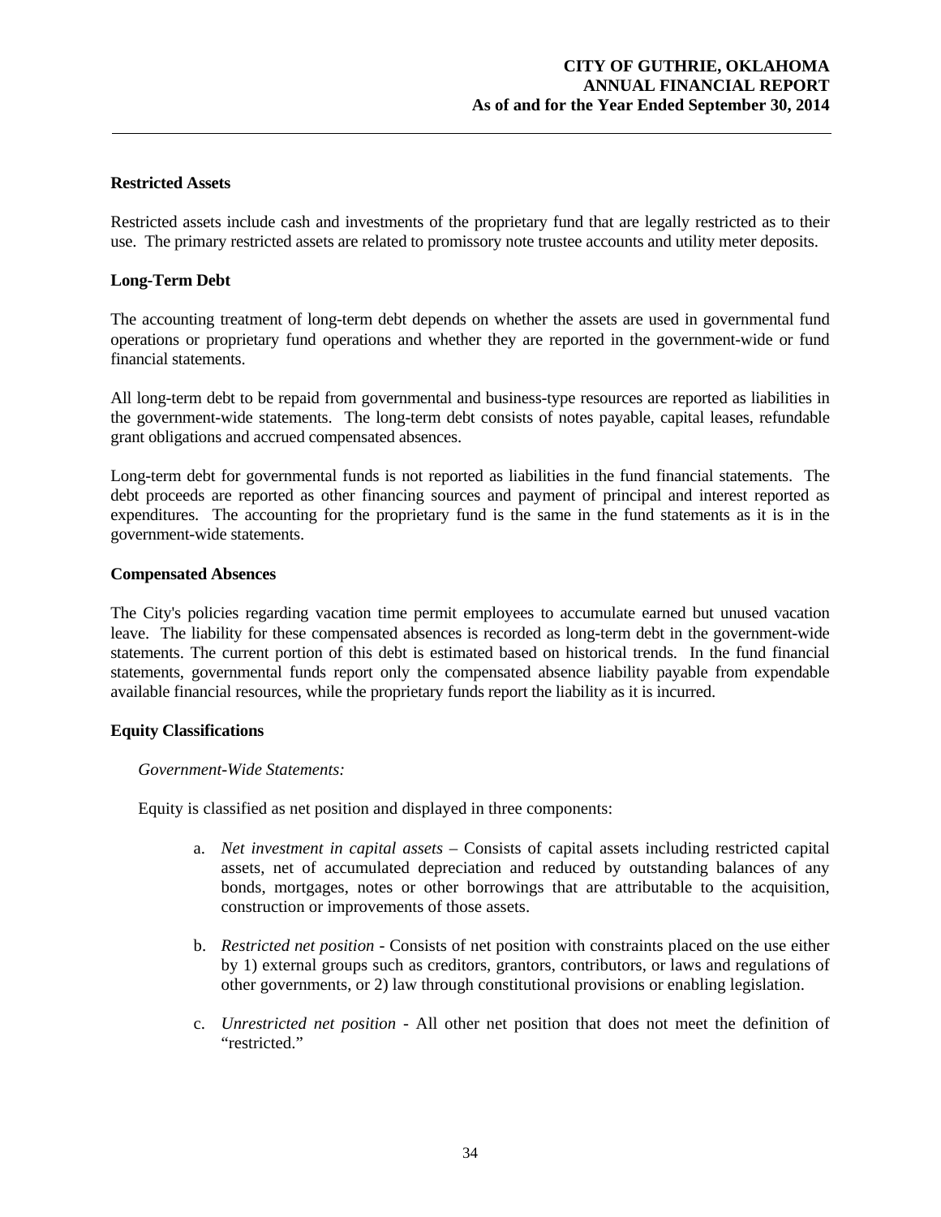**Restricted Assets**

Restricted assets include cash and investments of the proprietary fund that are legally restricted as to their use. The primary restricted assets are related to promissory note trustee accounts and utility meter deposits.

**Long-Term Debt**

The accounting treatment of long-term debt depends on whether the assets are used in governmental fund operations or proprietary fund operations and whether they are reported in the government-wide or fund financial statements.

All long-term debt to be repaid from governmental and business-type resources are reported as liabilities in the government-wide statements. The long-term debt consists of notes payable, capital leases, refundable grant obligations and accrued compensated absences.

Long-term debt for governmental funds is not reported as liabilities in the fund financial statements. The debt proceeds are reported as other financing sources and payment of principal and interest reported as expenditures. The accounting for the proprietary fund is the same in the fund statements as it is in the government-wide statements.

**Compensated Absences**

The City's policies regarding vacation time permit employees to accumulate earned but unused vacation leave. The liability for these compensated absences is recorded as long-term debt in the government-wide statements. The current portion of this debt is estimated based on historical trends. In the fund financial statements, governmental funds report only the compensated absence liability payable from expendable available financial resources, while the proprietary funds report the liability as it is incurred.

**Equity Classifications**

*Government-Wide Statements:*

Equity is classified as net position and displayed in three components:

a. *Net investment in capital assets* – Consists of capital assets including restricted capital assets, net of accumulated depreciation and reduced by outstanding balances of any bonds, mortgages, notes or other borrowings that are attributable to the acquisition, construction or improvements of those assets.

b. *Restricted net position* - Consists of net position with constraints placed on the use either by 1) external groups such as creditors, grantors, contributors, or laws and regulations of other governments, or 2) law through constitutional provisions or enabling legislation.

c. *Unrestricted net position* - All other net position that does not meet the definition of "restricted."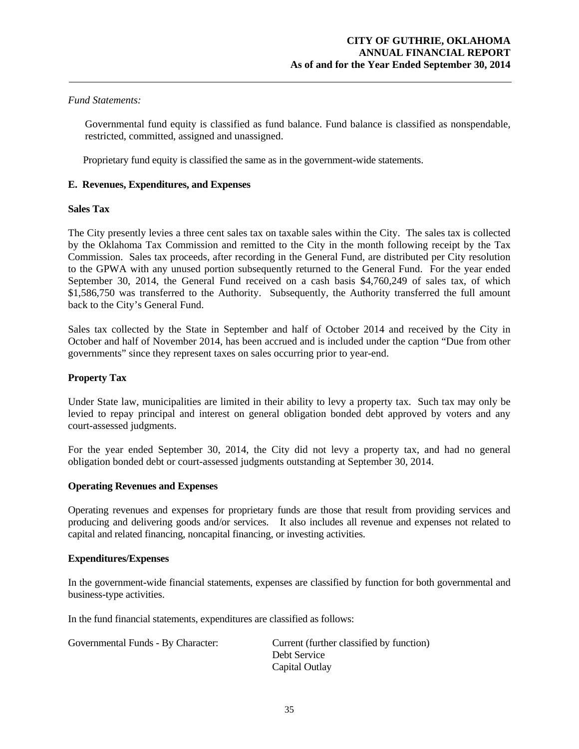*Fund Statements:*

Governmental fund equity is classified as fund balance. Fund balance is classified as nonspendable, restricted, committed, assigned and unassigned.

Proprietary fund equity is classified the same as in the government-wide statements.

**E. Revenues, Expenditures, and Expenses**

**Sales Tax**

The City presently levies a three cent sales tax on taxable sales within the City. The sales tax is collected by the Oklahoma Tax Commission and remitted to the City in the month following receipt by the Tax Commission. Sales tax proceeds, after recording in the General Fund, are distributed per City resolution to the GPWA with any unused portion subsequently returned to the General Fund. For the year ended September 30, 2014, the General Fund received on a cash basis $4,760,249 of sales tax, of which $1,586,750 was transferred to the Authority. Subsequently, the Authority transferred the full amount back to the City's General Fund.

Sales tax collected by the State in September and half of October 2014 and received by the City in October and half of November 2014, has been accrued and is included under the caption "Due from other governments" since they represent taxes on sales occurring prior to year-end.

**Property Tax**

Under State law, municipalities are limited in their ability to levy a property tax. Such tax may only be levied to repay principal and interest on general obligation bonded debt approved by voters and any court-assessed judgments.

For the year ended September 30, 2014, the City did not levy a property tax, and had no general obligation bonded debt or court-assessed judgments outstanding at September 30, 2014.

**Operating Revenues and Expenses**

Operating revenues and expenses for proprietary funds are those that result from providing services and producing and delivering goods and/or services. It also includes all revenue and expenses not related to capital and related financing, noncapital financing, or investing activities.

**Expenditures/Expenses**

In the government-wide financial statements, expenses are classified by function for both governmental and business-type activities.

In the fund financial statements, expenditures are classified as follows:

Governmental Funds - By Character:
- Current (further classified by function)
- Debt Service
- Capital Outlay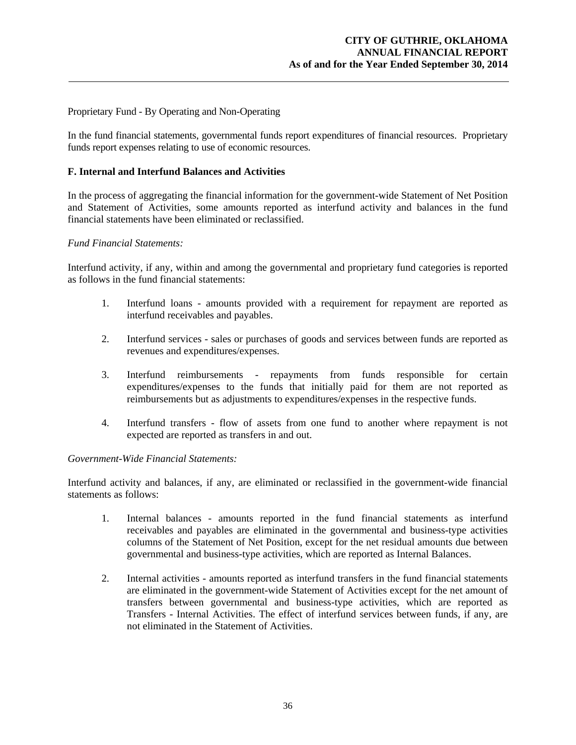Proprietary Fund - By Operating and Non-Operating

In the fund financial statements, governmental funds report expenditures of financial resources. Proprietary funds report expenses relating to use of economic resources.

**F. Internal and Interfund Balances and Activities**

In the process of aggregating the financial information for the government-wide Statement of Net Position and Statement of Activities, some amounts reported as interfund activity and balances in the fund financial statements have been eliminated or reclassified.

*Fund Financial Statements:*

Interfund activity, if any, within and among the governmental and proprietary fund categories is reported as follows in the fund financial statements:

1. Interfund loans - amounts provided with a requirement for repayment are reported as interfund receivables and payables.

2. Interfund services - sales or purchases of goods and services between funds are reported as revenues and expenditures/expenses.

3. Interfund reimbursements - repayments from funds responsible for certain expenditures/expenses to the funds that initially paid for them are not reported as reimbursements but as adjustments to expenditures/expenses in the respective funds.

4. Interfund transfers - flow of assets from one fund to another where repayment is not expected are reported as transfers in and out.

*Government-Wide Financial Statements:*

Interfund activity and balances, if any, are eliminated or reclassified in the government-wide financial statements as follows:

1. Internal balances - amounts reported in the fund financial statements as interfund receivables and payables are eliminated in the governmental and business-type activities columns of the Statement of Net Position, except for the net residual amounts due between governmental and business-type activities, which are reported as Internal Balances.

2. Internal activities - amounts reported as interfund transfers in the fund financial statements are eliminated in the government-wide Statement of Activities except for the net amount of transfers between governmental and business-type activities, which are reported as Transfers - Internal Activities. The effect of interfund services between funds, if any, are not eliminated in the Statement of Activities.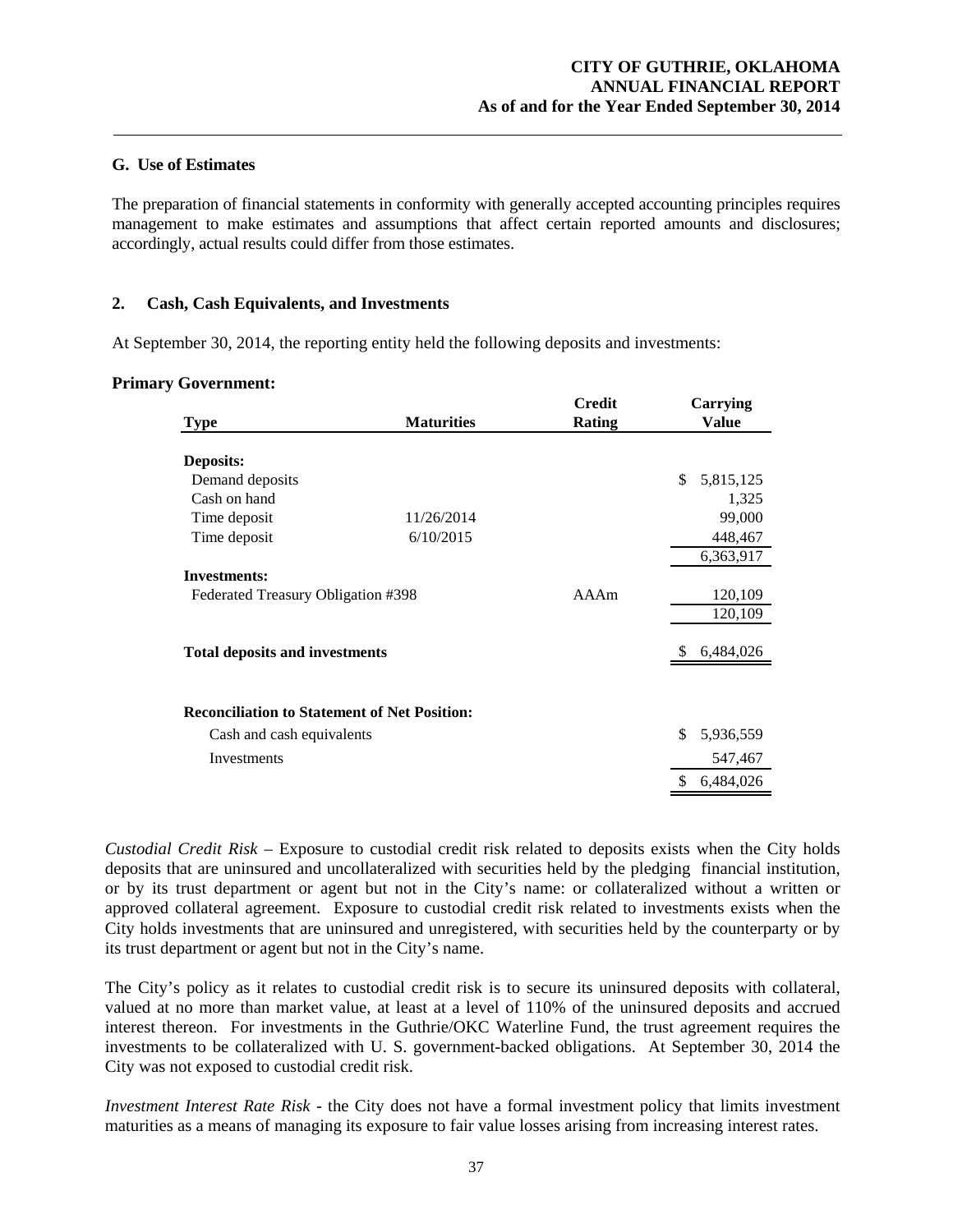### G. Use of Estimates

The preparation of financial statements in conformity with generally accepted accounting principles requires management to make estimates and assumptions that affect certain reported amounts and disclosures; accordingly, actual results could differ from those estimates.

## 2. Cash, Cash Equivalents, and Investments

At September 30, 2014, the reporting entity held the following deposits and investments:

**Primary Government:**

| Type | Maturities | Credit Rating | Carrying Value |
|---|---|---|---|
| **Deposits:** | | | |
| Demand deposits | | | $ 5,815,125 |
| Cash on hand | | | 1,325 |
| Time deposit | 11/26/2014 | | 99,000 |
| Time deposit | 6/10/2015 | | 448,467 |
| | | | 6,363,917 |
| **Investments:** | | | |
| Federated Treasury Obligation #398 | | AAAm | 120,109 |
| | | | 120,109 |
| **Total deposits and investments** | | | $ 6,484,026 |
| | | | |
| **Reconciliation to Statement of Net Position:** | | | |
| Cash and cash equivalents | | | $ 5,936,559 |
| Investments | | | 547,467 |
| | | | $ 6,484,026 |

*Custodial Credit Risk* – Exposure to custodial credit risk related to deposits exists when the City holds deposits that are uninsured and uncollateralized with securities held by the pledging financial institution, or by its trust department or agent but not in the City's name: or collateralized without a written or approved collateral agreement. Exposure to custodial credit risk related to investments exists when the City holds investments that are uninsured and unregistered, with securities held by the counterparty or by its trust department or agent but not in the City's name.

The City's policy as it relates to custodial credit risk is to secure its uninsured deposits with collateral, valued at no more than market value, at least at a level of 110% of the uninsured deposits and accrued interest thereon. For investments in the Guthrie/OKC Waterline Fund, the trust agreement requires the investments to be collateralized with U. S. government-backed obligations. At September 30, 2014 the City was not exposed to custodial credit risk.

*Investment Interest Rate Risk* - the City does not have a formal investment policy that limits investment maturities as a means of managing its exposure to fair value losses arising from increasing interest rates.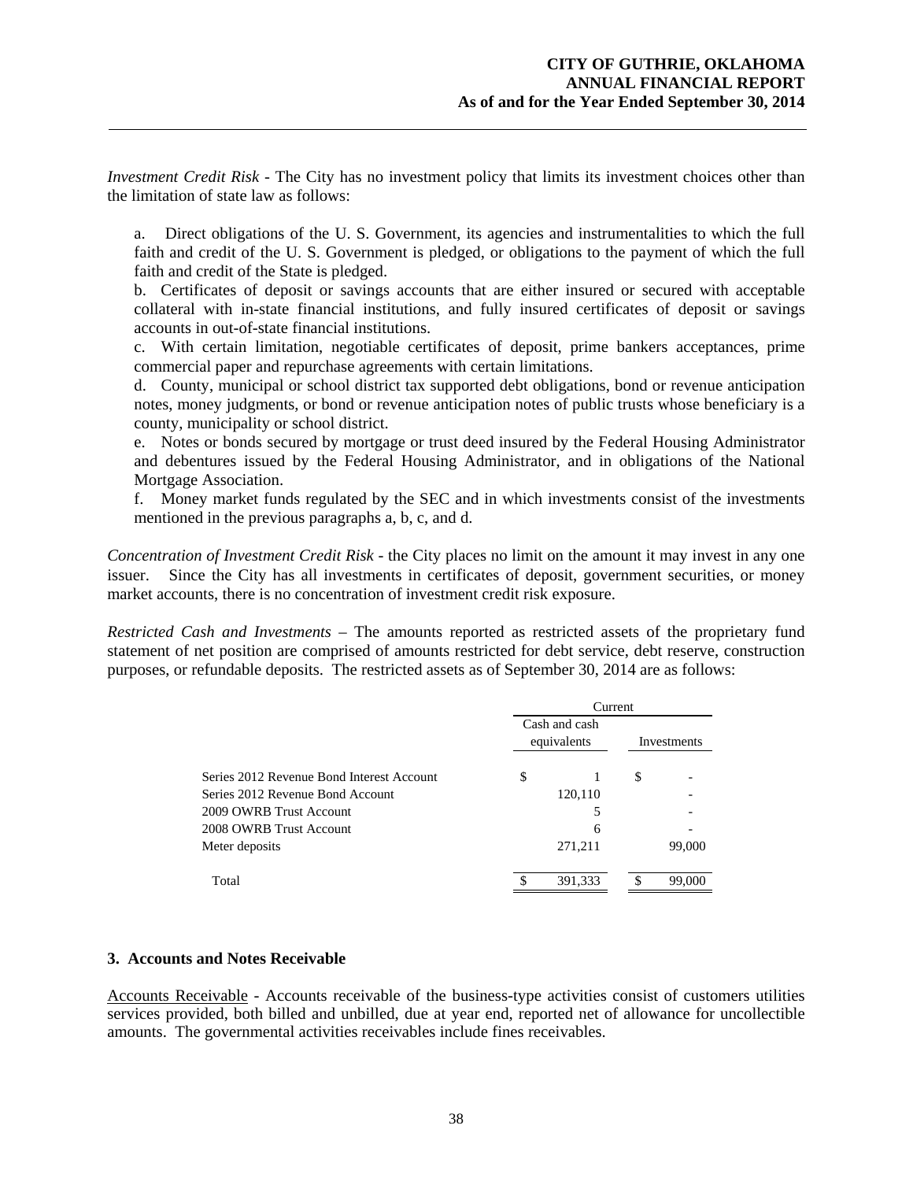*Investment Credit Risk* - The City has no investment policy that limits its investment choices other than the limitation of state law as follows:

a. Direct obligations of the U. S. Government, its agencies and instrumentalities to which the full faith and credit of the U. S. Government is pledged, or obligations to the payment of which the full faith and credit of the State is pledged.
b. Certificates of deposit or savings accounts that are either insured or secured with acceptable collateral with in-state financial institutions, and fully insured certificates of deposit or savings accounts in out-of-state financial institutions.
c. With certain limitation, negotiable certificates of deposit, prime bankers acceptances, prime commercial paper and repurchase agreements with certain limitations.
d. County, municipal or school district tax supported debt obligations, bond or revenue anticipation notes, money judgments, or bond or revenue anticipation notes of public trusts whose beneficiary is a county, municipality or school district.
e. Notes or bonds secured by mortgage or trust deed insured by the Federal Housing Administrator and debentures issued by the Federal Housing Administrator, and in obligations of the National Mortgage Association.
f. Money market funds regulated by the SEC and in which investments consist of the investments mentioned in the previous paragraphs a, b, c, and d.

*Concentration of Investment Credit Risk* - the City places no limit on the amount it may invest in any one issuer. Since the City has all investments in certificates of deposit, government securities, or money market accounts, there is no concentration of investment credit risk exposure.

*Restricted Cash and Investments* – The amounts reported as restricted assets of the proprietary fund statement of net position are comprised of amounts restricted for debt service, debt reserve, construction purposes, or refundable deposits. The restricted assets as of September 30, 2014 are as follows:

| | Current | |
|---|---|---|
| | Cash and cash equivalents | Investments |
| Series 2012 Revenue Bond Interest Account | $ 1 | $ - |
| Series 2012 Revenue Bond Account | 120,110 | - |
| 2009 OWRB Trust Account | 5 | - |
| 2008 OWRB Trust Account | 6 | - |
| Meter deposits | 271,211 | 99,000 |
| Total | $ 391,333 | $ 99,000 |

### 3. Accounts and Notes Receivable

Accounts Receivable - Accounts receivable of the business-type activities consist of customers utilities services provided, both billed and unbilled, due at year end, reported net of allowance for uncollectible amounts. The governmental activities receivables include fines receivables.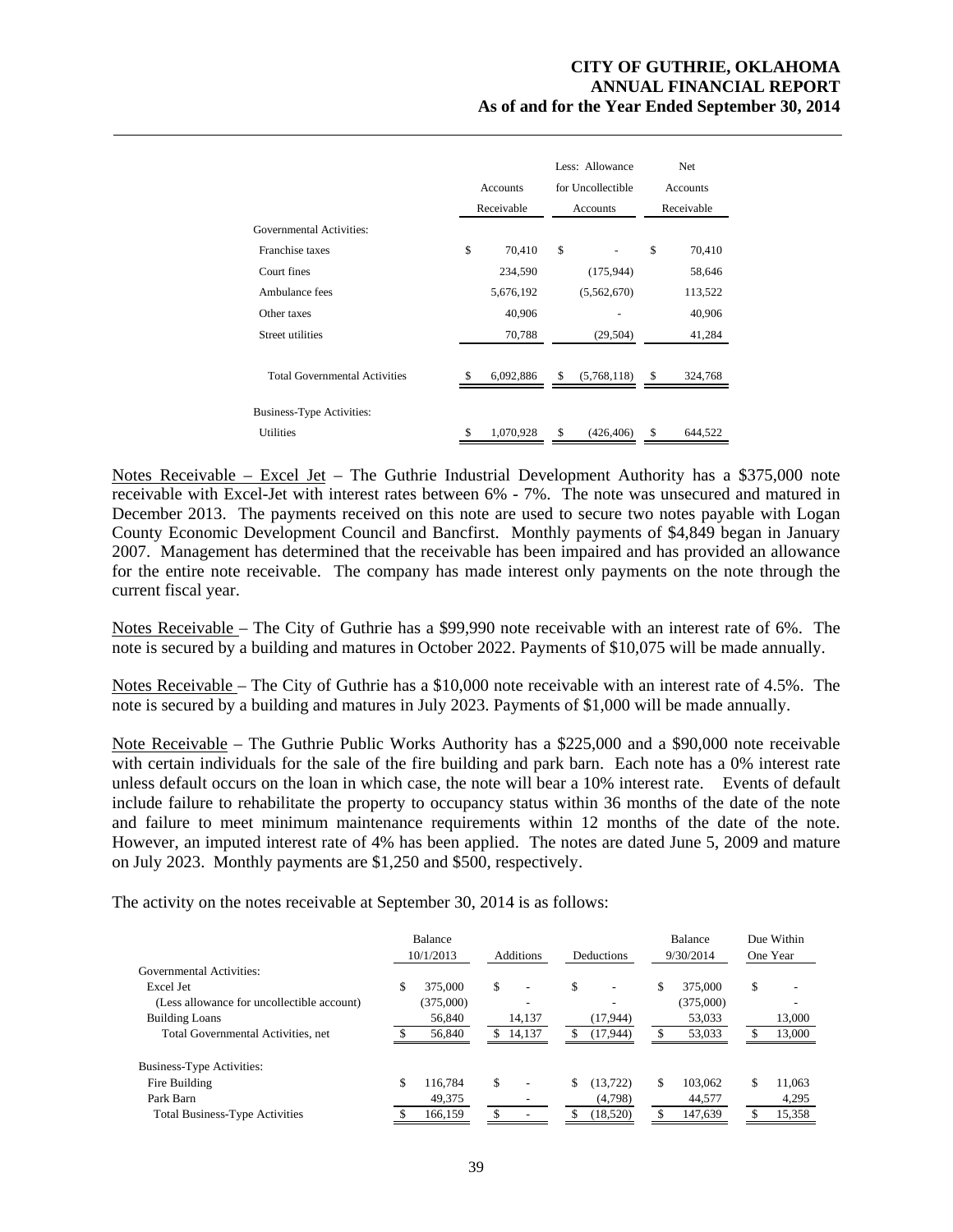| | Accounts Receivable | Less: Allowance for Uncollectible Accounts | Net Accounts Receivable |
|---|---|---|---|
| Governmental Activities: | | | |
| Franchise taxes | $ 70,410 | $ - | $ 70,410 |
| Court fines | 234,590 | (175,944) | 58,646 |
| Ambulance fees | 5,676,192 | (5,562,670) | 113,522 |
| Other taxes | 40,906 | - | 40,906 |
| Street utilities | 70,788 | (29,504) | 41,284 |
| Total Governmental Activities | $ 6,092,886 | $ (5,768,118) | $ 324,768 |
| Business-Type Activities: | | | |
| Utilities | $ 1,070,928 | $ (426,406) | $ 644,522 |

Notes Receivable – Excel Jet – The Guthrie Industrial Development Authority has a $375,000 note receivable with Excel-Jet with interest rates between 6% - 7%. The note was unsecured and matured in December 2013. The payments received on this note are used to secure two notes payable with Logan County Economic Development Council and Bancfirst. Monthly payments of $4,849 began in January 2007. Management has determined that the receivable has been impaired and has provided an allowance for the entire note receivable. The company has made interest only payments on the note through the current fiscal year.

Notes Receivable – The City of Guthrie has a $99,990 note receivable with an interest rate of 6%. The note is secured by a building and matures in October 2022. Payments of $10,075 will be made annually.

Notes Receivable – The City of Guthrie has a $10,000 note receivable with an interest rate of 4.5%. The note is secured by a building and matures in July 2023. Payments of $1,000 will be made annually.

Note Receivable – The Guthrie Public Works Authority has a $225,000 and a $90,000 note receivable with certain individuals for the sale of the fire building and park barn. Each note has a 0% interest rate unless default occurs on the loan in which case, the note will bear a 10% interest rate. Events of default include failure to rehabilitate the property to occupancy status within 36 months of the date of the note and failure to meet minimum maintenance requirements within 12 months of the date of the note. However, an imputed interest rate of 4% has been applied. The notes are dated June 5, 2009 and mature on July 2023. Monthly payments are $1,250 and $500, respectively.

The activity on the notes receivable at September 30, 2014 is as follows:

| | Balance 10/1/2013 | Additions | Deductions | Balance 9/30/2014 | Due Within One Year |
|---|---|---|---|---|---|
| Governmental Activities: | | | | | |
| Excel Jet | $ 375,000 | $ - | $ - | $ 375,000 | $ - |
| (Less allowance for uncollectible account) | (375,000) | - | - | (375,000) | - |
| Building Loans | 56,840 | 14,137 | (17,944) | 53,033 | 13,000 |
| Total Governmental Activities, net | $ 56,840 | $ 14,137 | $ (17,944) | $ 53,033 | $ 13,000 |
| Business-Type Activities: | | | | | |
| Fire Building | $ 116,784 | $ - | $ (13,722) | $ 103,062 | $ 11,063 |
| Park Barn | 49,375 | - | (4,798) | 44,577 | 4,295 |
| Total Business-Type Activities | $ 166,159 | $ - | $ (18,520) | $ 147,639 | $ 15,358 |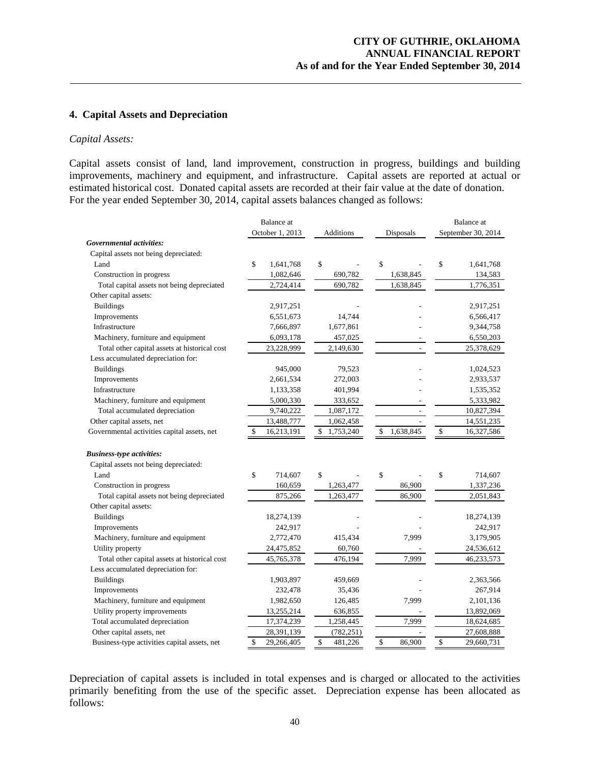## 4. Capital Assets and Depreciation

*Capital Assets:*

Capital assets consist of land, land improvement, construction in progress, buildings and building improvements, machinery and equipment, and infrastructure. Capital assets are reported at actual or estimated historical cost. Donated capital assets are recorded at their fair value at the date of donation. For the year ended September 30, 2014, capital assets balances changed as follows:

| | Balance at October 1, 2013 | Additions | Disposals | Balance at September 30, 2014 |
|---|---|---|---|---|
| ***Governmental activities:*** | | | | |
| Capital assets not being depreciated: | | | | |
| Land | $ 1,641,768 | $ - | $ - | $ 1,641,768 |
| Construction in progress | 1,082,646 | 690,782 | 1,638,845 | 134,583 |
| Total capital assets not being depreciated | 2,724,414 | 690,782 | 1,638,845 | 1,776,351 |
| Other capital assets: | | | | |
| Buildings | 2,917,251 | - | - | 2,917,251 |
| Improvements | 6,551,673 | 14,744 | - | 6,566,417 |
| Infrastructure | 7,666,897 | 1,677,861 | - | 9,344,758 |
| Machinery, furniture and equipment | 6,093,178 | 457,025 | - | 6,550,203 |
| Total other capital assets at historical cost | 23,228,999 | 2,149,630 | - | 25,378,629 |
| Less accumulated depreciation for: | | | | |
| Buildings | 945,000 | 79,523 | - | 1,024,523 |
| Improvements | 2,661,534 | 272,003 | - | 2,933,537 |
| Infrastructure | 1,133,358 | 401,994 | - | 1,535,352 |
| Machinery, furniture and equipment | 5,000,330 | 333,652 | - | 5,333,982 |
| Total accumulated depreciation | 9,740,222 | 1,087,172 | - | 10,827,394 |
| Other capital assets, net | 13,488,777 | 1,062,458 | - | 14,551,235 |
| Governmental activities capital assets, net | $ 16,213,191 | $ 1,753,240 | $ 1,638,845 | $ 16,327,586 |
| ***Business-type activities:*** | | | | |
| Capital assets not being depreciated: | | | | |
| Land | $ 714,607 | $ - | $ - | $ 714,607 |
| Construction in progress | 160,659 | 1,263,477 | 86,900 | 1,337,236 |
| Total capital assets not being depreciated | 875,266 | 1,263,477 | 86,900 | 2,051,843 |
| Other capital assets: | | | | |
| Buildings | 18,274,139 | - | - | 18,274,139 |
| Improvements | 242,917 | - | - | 242,917 |
| Machinery, furniture and equipment | 2,772,470 | 415,434 | 7,999 | 3,179,905 |
| Utility property | 24,475,852 | 60,760 | - | 24,536,612 |
| Total other capital assets at historical cost | 45,765,378 | 476,194 | 7,999 | 46,233,573 |
| Less accumulated depreciation for: | | | | |
| Buildings | 1,903,897 | 459,669 | - | 2,363,566 |
| Improvements | 232,478 | 35,436 | - | 267,914 |
| Machinery, furniture and equipment | 1,982,650 | 126,485 | 7,999 | 2,101,136 |
| Utility property improvements | 13,255,214 | 636,855 | - | 13,892,069 |
| Total accumulated depreciation | 17,374,239 | 1,258,445 | 7,999 | 18,624,685 |
| Other capital assets, net | 28,391,139 | (782,251) | - | 27,608,888 |
| Business-type activities capital assets, net | $ 29,266,405 | $ 481,226 | $ 86,900 | $ 29,660,731 |

Depreciation of capital assets is included in total expenses and is charged or allocated to the activities primarily benefiting from the use of the specific asset. Depreciation expense has been allocated as follows: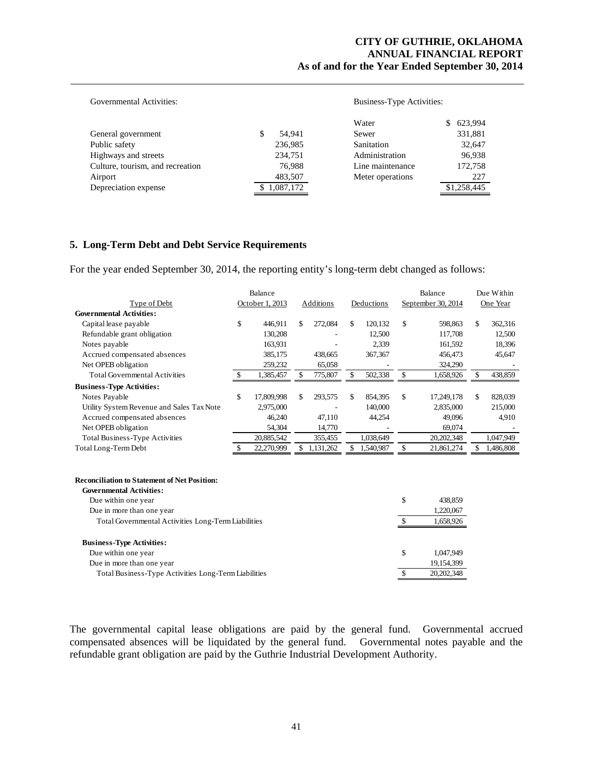| Governmental Activities: | | Business-Type Activities: | |
|---|---|---|---|
| | | Water | $ 623,994 |
| General government | $ 54,941 | Sewer | 331,881 |
| Public safety | 236,985 | Sanitation | 32,647 |
| Highways and streets | 234,751 | Administration | 96,938 |
| Culture, tourism, and recreation | 76,988 | Line maintenance | 172,758 |
| Airport | 483,507 | Meter operations | 227 |
| Depreciation expense | $ 1,087,172 | | $1,258,445 |

## 5. Long-Term Debt and Debt Service Requirements

For the year ended September 30, 2014, the reporting entity's long-term debt changed as follows:

| Type of Debt | Balance October 1, 2013 | Additions | Deductions | Balance September 30, 2014 | Due Within One Year |
|---|---|---|---|---|---|
| **Governmental Activities:** | | | | | |
| Capital lease payable | $ 446,911 | $ 272,084 | $ 120,132 | $ 598,863 | $ 362,316 |
| Refundable grant obligation | 130,208 | - | 12,500 | 117,708 | 12,500 |
| Notes payable | 163,931 | - | 2,339 | 161,592 | 18,396 |
| Accrued compensated absences | 385,175 | 438,665 | 367,367 | 456,473 | 45,647 |
| Net OPEB obligation | 259,232 | 65,058 | - | 324,290 | - |
| Total Governmental Activities | $ 1,385,457 | $ 775,807 | $ 502,338 | $ 1,658,926 | $ 438,859 |
| **Business-Type Activities:** | | | | | |
| Notes Payable | $ 17,809,998 | $ 293,575 | $ 854,395 | $ 17,249,178 | $ 828,039 |
| Utility System Revenue and Sales Tax Note | 2,975,000 | - | 140,000 | 2,835,000 | 215,000 |
| Accrued compensated absences | 46,240 | 47,110 | 44,254 | 49,096 | 4,910 |
| Net OPEB obligation | 54,304 | 14,770 | - | 69,074 | - |
| Total Business-Type Activities | 20,885,542 | 355,455 | 1,038,649 | 20,202,348 | 1,047,949 |
| Total Long-Term Debt | $ 22,270,999 | $ 1,131,262 | $ 1,540,987 | $ 21,861,274 | $ 1,486,808 |

| **Reconciliation to Statement of Net Position:** | |
|---|---|
| **Governmental Activities:** | |
| Due within one year | $ 438,859 |
| Due in more than one year | 1,220,067 |
| Total Governmental Activities Long-Term Liabilities | $ 1,658,926 |
| **Business-Type Activities:** | |
| Due within one year | $ 1,047,949 |
| Due in more than one year | 19,154,399 |
| Total Business-Type Activities Long-Term Liabilities | $ 20,202,348 |

The governmental capital lease obligations are paid by the general fund. Governmental accrued compensated absences will be liquidated by the general fund. Governmental notes payable and the refundable grant obligation are paid by the Guthrie Industrial Development Authority.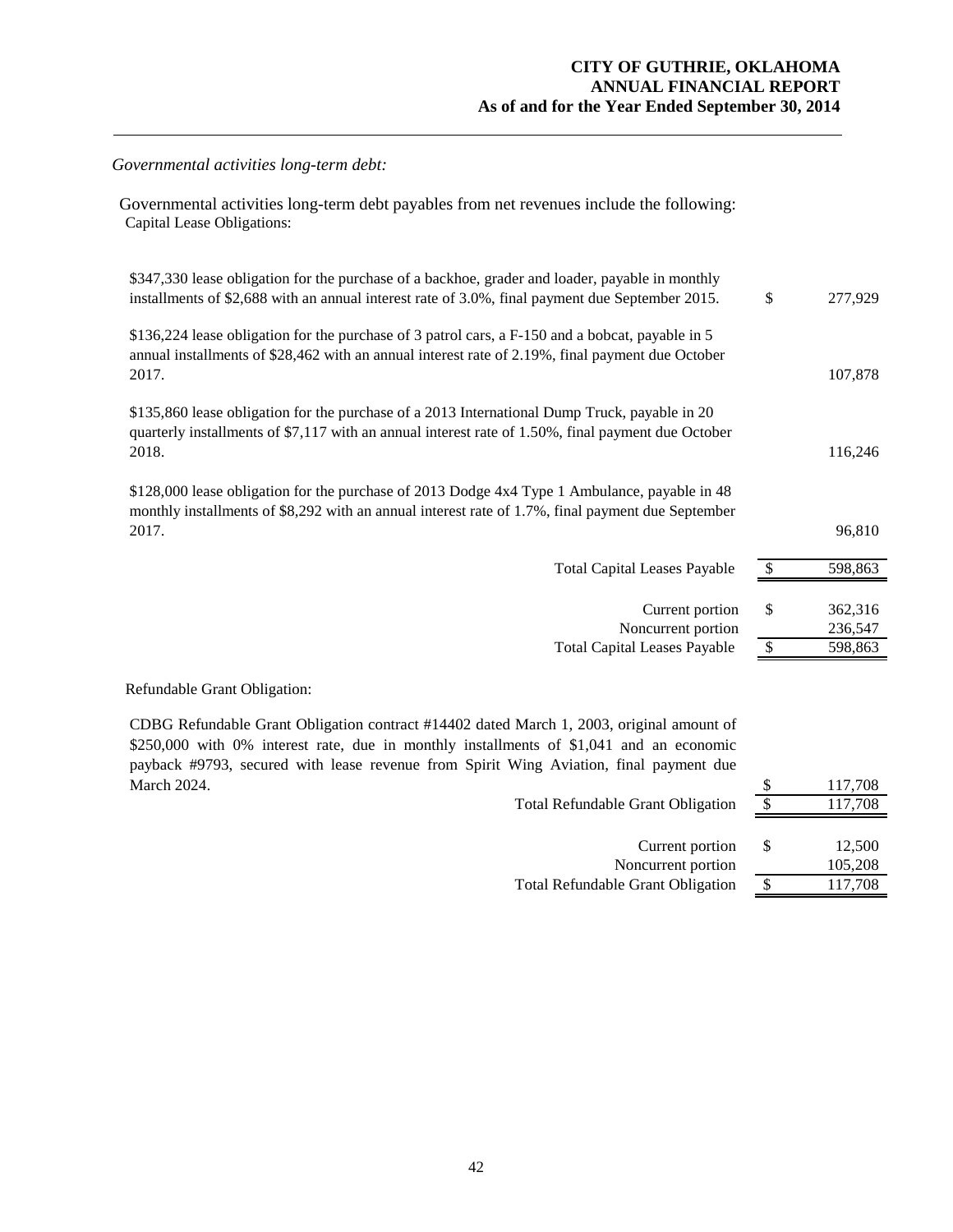*Governmental activities long-term debt:*

Governmental activities long-term debt payables from net revenues include the following:
Capital Lease Obligations:

| | | |
|---|---|---|
| $347,330 lease obligation for the purchase of a backhoe, grader and loader, payable in monthly installments of $2,688 with an annual interest rate of 3.0%, final payment due September 2015. | $ | 277,929 |
| $136,224 lease obligation for the purchase of 3 patrol cars, a F-150 and a bobcat, payable in 5 annual installments of $28,462 with an annual interest rate of 2.19%, final payment due October 2017. | | 107,878 |
| $135,860 lease obligation for the purchase of a 2013 International Dump Truck, payable in 20 quarterly installments of $7,117 with an annual interest rate of 1.50%, final payment due October 2018. | | 116,246 |
| $128,000 lease obligation for the purchase of 2013 Dodge 4x4 Type 1 Ambulance, payable in 48 monthly installments of $8,292 with an annual interest rate of 1.7%, final payment due September 2017. | | 96,810 |
| Total Capital Leases Payable | $ | 598,863 |
| | | |
| Current portion | $ | 362,316 |
| Noncurrent portion | | 236,547 |
| Total Capital Leases Payable | $ | 598,863 |

Refundable Grant Obligation:

| | | |
|---|---|---|
| CDBG Refundable Grant Obligation contract #14402 dated March 1, 2003, original amount of $250,000 with 0% interest rate, due in monthly installments of $1,041 and an economic payback #9793, secured with lease revenue from Spirit Wing Aviation, final payment due March 2024. | $ | 117,708 |
| Total Refundable Grant Obligation | $ | 117,708 |
| | | |
| Current portion | $ | 12,500 |
| Noncurrent portion | | 105,208 |
| Total Refundable Grant Obligation | $ | 117,708 |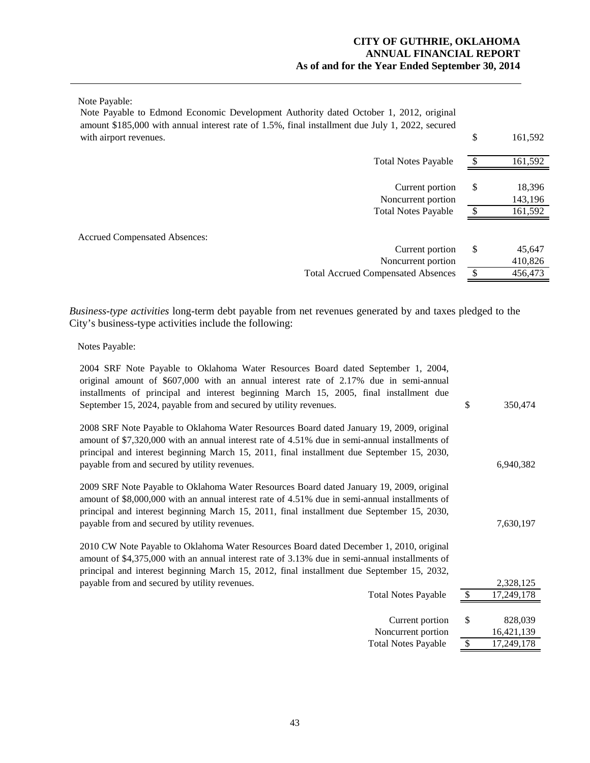Note Payable:

| | | |
|---|---|---|
| Note Payable to Edmond Economic Development Authority dated October 1, 2012, original amount $185,000 with annual interest rate of 1.5%, final installment due July 1, 2022, secured with airport revenues. | $ | 161,592 |
| Total Notes Payable | $ | 161,592 |
| Current portion | $ | 18,396 |
| Noncurrent portion | | 143,196 |
| Total Notes Payable | $ | 161,592 |

Accrued Compensated Absences:

| | | |
|---|---|---|
| Current portion | $ | 45,647 |
| Noncurrent portion | | 410,826 |
| Total Accrued Compensated Absences | $ | 456,473 |

*Business-type activities* long-term debt payable from net revenues generated by and taxes pledged to the City's business-type activities include the following:

Notes Payable:

| | | |
|---|---|---|
| 2004 SRF Note Payable to Oklahoma Water Resources Board dated September 1, 2004, original amount of $607,000 with an annual interest rate of 2.17% due in semi-annual installments of principal and interest beginning March 15, 2005, final installment due September 15, 2024, payable from and secured by utility revenues. | $ | 350,474 |
| 2008 SRF Note Payable to Oklahoma Water Resources Board dated January 19, 2009, original amount of $7,320,000 with an annual interest rate of 4.51% due in semi-annual installments of principal and interest beginning March 15, 2011, final installment due September 15, 2030, payable from and secured by utility revenues. | | 6,940,382 |
| 2009 SRF Note Payable to Oklahoma Water Resources Board dated January 19, 2009, original amount of $8,000,000 with an annual interest rate of 4.51% due in semi-annual installments of principal and interest beginning March 15, 2011, final installment due September 15, 2030, payable from and secured by utility revenues. | | 7,630,197 |
| 2010 CW Note Payable to Oklahoma Water Resources Board dated December 1, 2010, original amount of $4,375,000 with an annual interest rate of 3.13% due in semi-annual installments of principal and interest beginning March 15, 2012, final installment due September 15, 2032, payable from and secured by utility revenues. | | 2,328,125 |
| Total Notes Payable | $ | 17,249,178 |
| Current portion | $ | 828,039 |
| Noncurrent portion | | 16,421,139 |
| Total Notes Payable | $ | 17,249,178 |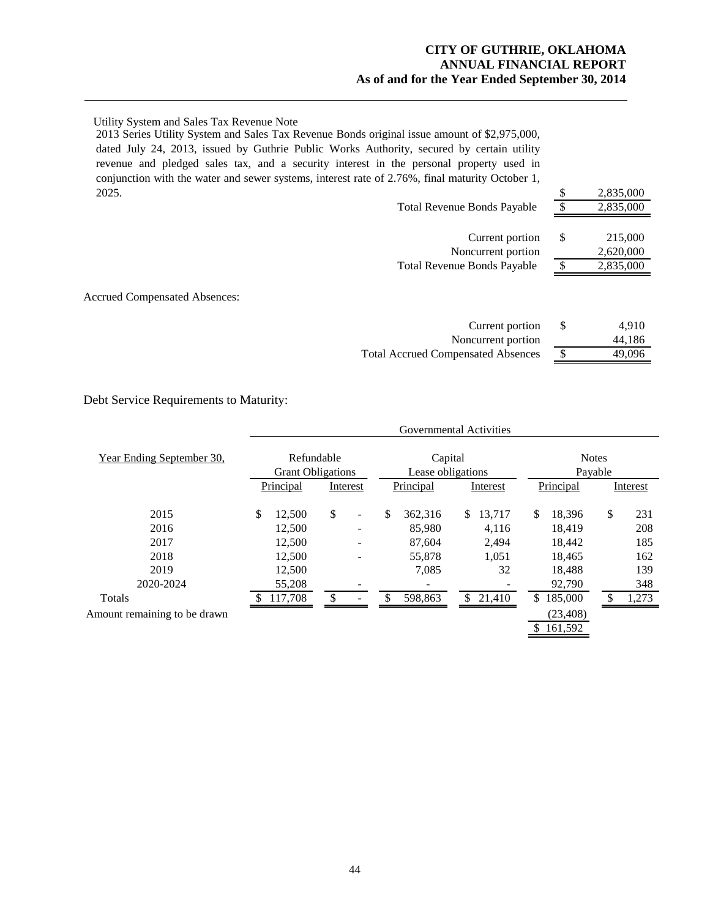Utility System and Sales Tax Revenue Note

2013 Series Utility System and Sales Tax Revenue Bonds original issue amount of $2,975,000, dated July 24, 2013, issued by Guthrie Public Works Authority, secured by certain utility revenue and pledged sales tax, and a security interest in the personal property used in conjunction with the water and sewer systems, interest rate of 2.76%, final maturity October 1, 2025. $ 2,835,000

| | | |
|---|---|---|
| Total Revenue Bonds Payable | $ | 2,835,000 |
| | | |
| Current portion | $ | 215,000 |
| Noncurrent portion | | 2,620,000 |
| Total Revenue Bonds Payable | $ | 2,835,000 |

Accrued Compensated Absences:

| | | |
|---|---|---|
| Current portion | $ | 4,910 |
| Noncurrent portion | | 44,186 |
| Total Accrued Compensated Absences | $ | 49,096 |

Debt Service Requirements to Maturity:

| | Governmental Activities | | | | | |
|---|---|---|---|---|---|---|
| Year Ending September 30, | Refundable Grant Obligations | | Capital Lease obligations | | Notes Payable | |
| | Principal | Interest | Principal | Interest | Principal | Interest |
| 2015 | $ 12,500 | $ - | $ 362,316 | $ 13,717 | $ 18,396 | $ 231 |
| 2016 | 12,500 | - | 85,980 | 4,116 | 18,419 | 208 |
| 2017 | 12,500 | - | 87,604 | 2,494 | 18,442 | 185 |
| 2018 | 12,500 | - | 55,878 | 1,051 | 18,465 | 162 |
| 2019 | 12,500 | | 7,085 | 32 | 18,488 | 139 |
| 2020-2024 | 55,208 | - | - | - | 92,790 | 348 |
| Totals | $ 117,708 | $ - | $ 598,863 | $ 21,410 | $ 185,000 | $ 1,273 |
| Amount remaining to be drawn | | | | | (23,408) | |
| | | | | | $ 161,592 | |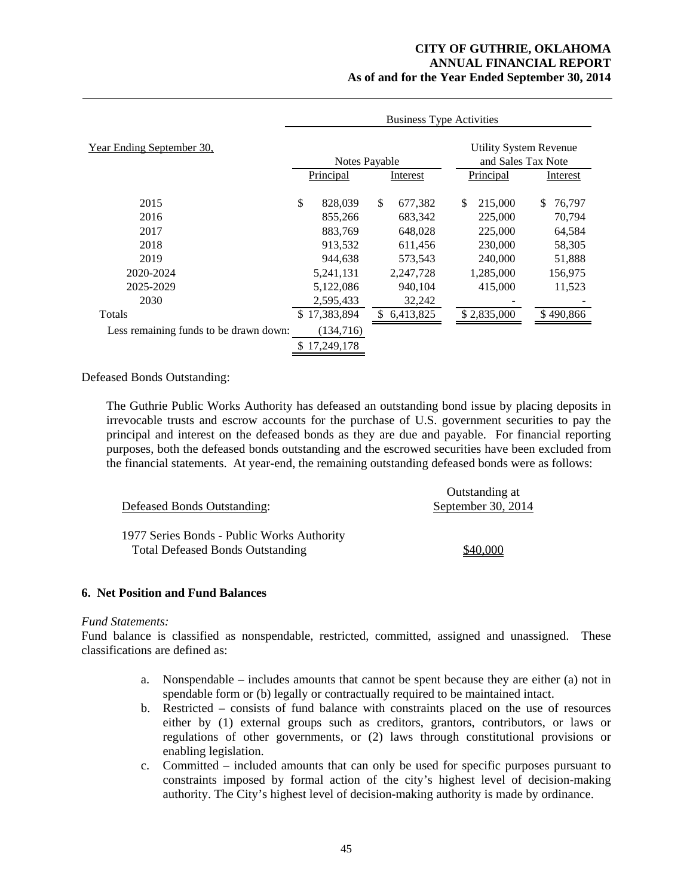| Year Ending September 30, | Business Type Activities | | | |
|---|---|---|---|---|
| | Notes Payable | | Utility System Revenue and Sales Tax Note | |
| | Principal | Interest | Principal | Interest |
| 2015 | $ 828,039 | $ 677,382 | $ 215,000 | $ 76,797 |
| 2016 | 855,266 | 683,342 | 225,000 | 70,794 |
| 2017 | 883,769 | 648,028 | 225,000 | 64,584 |
| 2018 | 913,532 | 611,456 | 230,000 | 58,305 |
| 2019 | 944,638 | 573,543 | 240,000 | 51,888 |
| 2020-2024 | 5,241,131 | 2,247,728 | 1,285,000 | 156,975 |
| 2025-2029 | 5,122,086 | 940,104 | 415,000 | 11,523 |
| 2030 | 2,595,433 | 32,242 | - | - |
| Totals | $ 17,383,894 | $ 6,413,825 | $ 2,835,000 | $ 490,866 |
| Less remaining funds to be drawn down: | (134,716) | | | |
| | $ 17,249,178 | | | |

Defeased Bonds Outstanding:

The Guthrie Public Works Authority has defeased an outstanding bond issue by placing deposits in irrevocable trusts and escrow accounts for the purchase of U.S. government securities to pay the principal and interest on the defeased bonds as they are due and payable. For financial reporting purposes, both the defeased bonds outstanding and the escrowed securities have been excluded from the financial statements. At year-end, the remaining outstanding defeased bonds were as follows:

| Defeased Bonds Outstanding: | Outstanding at September 30, 2014 |
|---|---|
| 1977 Series Bonds - Public Works Authority | |
| Total Defeased Bonds Outstanding | $40,000 |

## 6. Net Position and Fund Balances

*Fund Statements:*

Fund balance is classified as nonspendable, restricted, committed, assigned and unassigned. These classifications are defined as:

a. Nonspendable – includes amounts that cannot be spent because they are either (a) not in spendable form or (b) legally or contractually required to be maintained intact.
b. Restricted – consists of fund balance with constraints placed on the use of resources either by (1) external groups such as creditors, grantors, contributors, or laws or regulations of other governments, or (2) laws through constitutional provisions or enabling legislation.
c. Committed – included amounts that can only be used for specific purposes pursuant to constraints imposed by formal action of the city's highest level of decision-making authority. The City's highest level of decision-making authority is made by ordinance.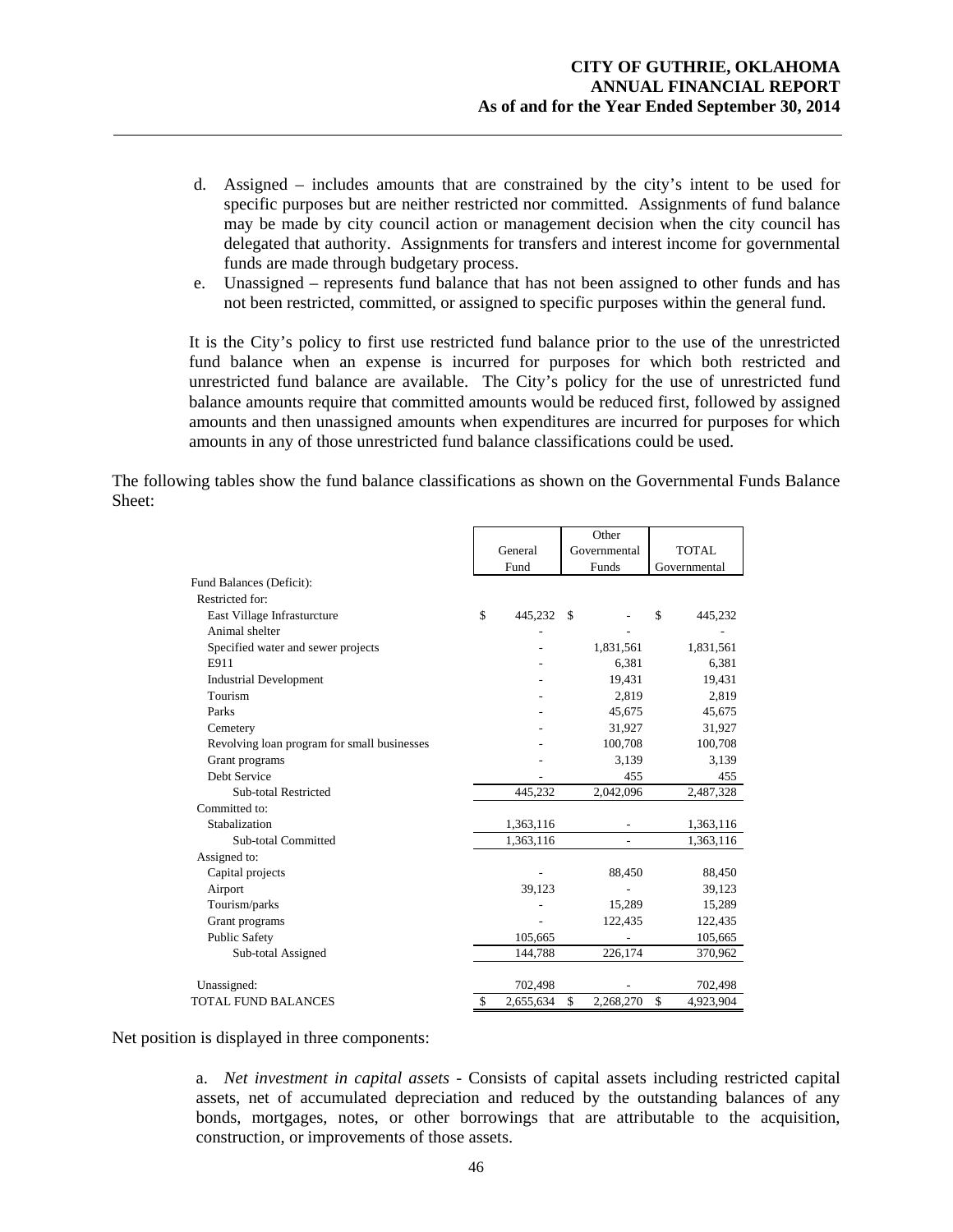d. Assigned – includes amounts that are constrained by the city's intent to be used for specific purposes but are neither restricted nor committed. Assignments of fund balance may be made by city council action or management decision when the city council has delegated that authority. Assignments for transfers and interest income for governmental funds are made through budgetary process.

e. Unassigned – represents fund balance that has not been assigned to other funds and has not been restricted, committed, or assigned to specific purposes within the general fund.

It is the City's policy to first use restricted fund balance prior to the use of the unrestricted fund balance when an expense is incurred for purposes for which both restricted and unrestricted fund balance are available. The City's policy for the use of unrestricted fund balance amounts require that committed amounts would be reduced first, followed by assigned amounts and then unassigned amounts when expenditures are incurred for purposes for which amounts in any of those unrestricted fund balance classifications could be used.

The following tables show the fund balance classifications as shown on the Governmental Funds Balance Sheet:

| | General Fund | Other Governmental Funds | TOTAL Governmental |
|---|---|---|---|
| Fund Balances (Deficit): | | | |
| Restricted for: | | | |
| East Village Infrasturcture | $ 445,232 | $ - | $ 445,232 |
| Animal shelter | - | - | - |
| Specified water and sewer projects | - | 1,831,561 | 1,831,561 |
| E911 | - | 6,381 | 6,381 |
| Industrial Development | - | 19,431 | 19,431 |
| Tourism | - | 2,819 | 2,819 |
| Parks | - | 45,675 | 45,675 |
| Cemetery | - | 31,927 | 31,927 |
| Revolving loan program for small businesses | - | 100,708 | 100,708 |
| Grant programs | - | 3,139 | 3,139 |
| Debt Service | - | 455 | 455 |
| Sub-total Restricted | 445,232 | 2,042,096 | 2,487,328 |
| Committed to: | | | |
| Stabalization | 1,363,116 | - | 1,363,116 |
| Sub-total Committed | 1,363,116 | - | 1,363,116 |
| Assigned to: | | | |
| Capital projects | - | 88,450 | 88,450 |
| Airport | 39,123 | - | 39,123 |
| Tourism/parks | - | 15,289 | 15,289 |
| Grant programs | - | 122,435 | 122,435 |
| Public Safety | 105,665 | - | 105,665 |
| Sub-total Assigned | 144,788 | 226,174 | 370,962 |
| Unassigned: | 702,498 | - | 702,498 |
| TOTAL FUND BALANCES | $ 2,655,634 | $ 2,268,270 | $ 4,923,904 |

Net position is displayed in three components:

a. *Net investment in capital assets* - Consists of capital assets including restricted capital assets, net of accumulated depreciation and reduced by the outstanding balances of any bonds, mortgages, notes, or other borrowings that are attributable to the acquisition, construction, or improvements of those assets.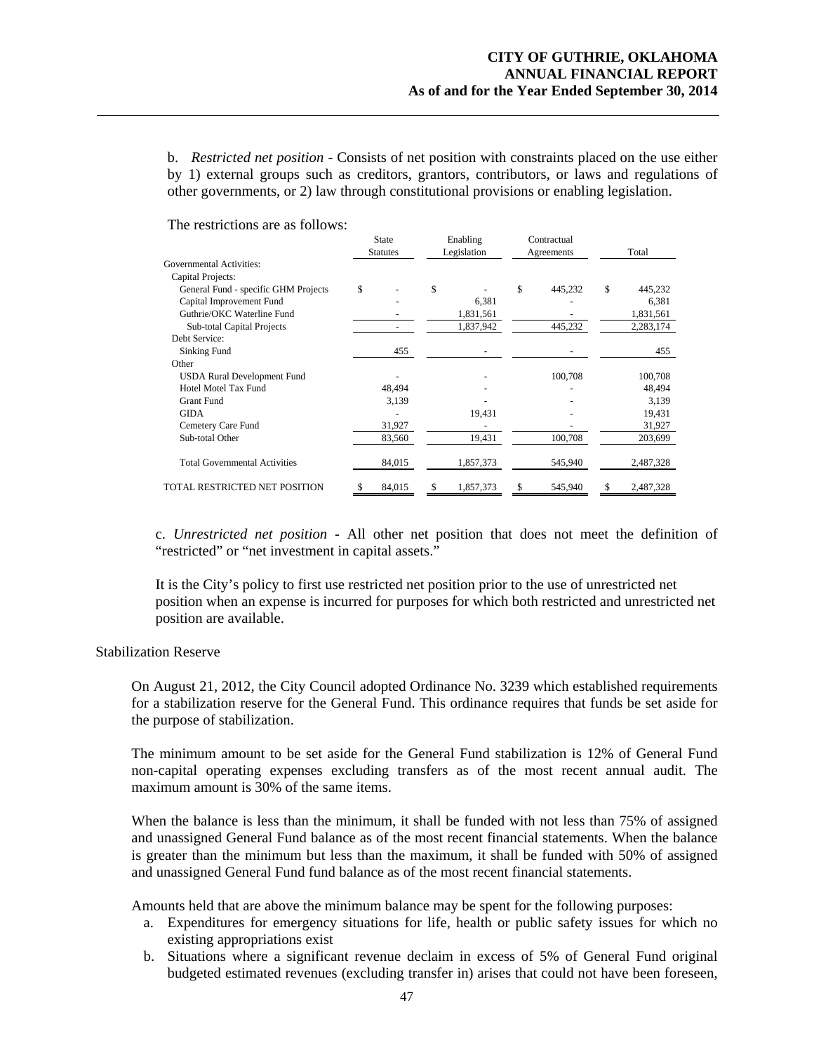b. *Restricted net position* - Consists of net position with constraints placed on the use either by 1) external groups such as creditors, grantors, contributors, or laws and regulations of other governments, or 2) law through constitutional provisions or enabling legislation.

The restrictions are as follows:

| | State Statutes | Enabling Legislation | Contractual Agreements | Total |
|---|---|---|---|---|
| Governmental Activities: | | | | |
| Capital Projects: | | | | |
| General Fund - specific GHM Projects | $ - | $ - | $ 445,232 | $ 445,232 |
| Capital Improvement Fund | - | 6,381 | - | 6,381 |
| Guthrie/OKC Waterline Fund | - | 1,831,561 | - | 1,831,561 |
| Sub-total Capital Projects | - | 1,837,942 | 445,232 | 2,283,174 |
| Debt Service: | | | | |
| Sinking Fund | 455 | - | - | 455 |
| Other | | | | |
| USDA Rural Development Fund | - | - | 100,708 | 100,708 |
| Hotel Motel Tax Fund | 48,494 | - | - | 48,494 |
| Grant Fund | 3,139 | - | - | 3,139 |
| GIDA | - | 19,431 | - | 19,431 |
| Cemetery Care Fund | 31,927 | - | - | 31,927 |
| Sub-total Other | 83,560 | 19,431 | 100,708 | 203,699 |
| Total Governmental Activities | 84,015 | 1,857,373 | 545,940 | 2,487,328 |
| TOTAL RESTRICTED NET POSITION | $ 84,015 | $ 1,857,373 | $ 545,940 | $ 2,487,328 |

c. *Unrestricted net position* - All other net position that does not meet the definition of "restricted" or "net investment in capital assets."

It is the City's policy to first use restricted net position prior to the use of unrestricted net position when an expense is incurred for purposes for which both restricted and unrestricted net position are available.

Stabilization Reserve

On August 21, 2012, the City Council adopted Ordinance No. 3239 which established requirements for a stabilization reserve for the General Fund. This ordinance requires that funds be set aside for the purpose of stabilization.

The minimum amount to be set aside for the General Fund stabilization is 12% of General Fund non-capital operating expenses excluding transfers as of the most recent annual audit. The maximum amount is 30% of the same items.

When the balance is less than the minimum, it shall be funded with not less than 75% of assigned and unassigned General Fund balance as of the most recent financial statements. When the balance is greater than the minimum but less than the maximum, it shall be funded with 50% of assigned and unassigned General Fund fund balance as of the most recent financial statements.

Amounts held that are above the minimum balance may be spent for the following purposes:

a. Expenditures for emergency situations for life, health or public safety issues for which no existing appropriations exist
b. Situations where a significant revenue declaim in excess of 5% of General Fund original budgeted estimated revenues (excluding transfer in) arises that could not have been foreseen,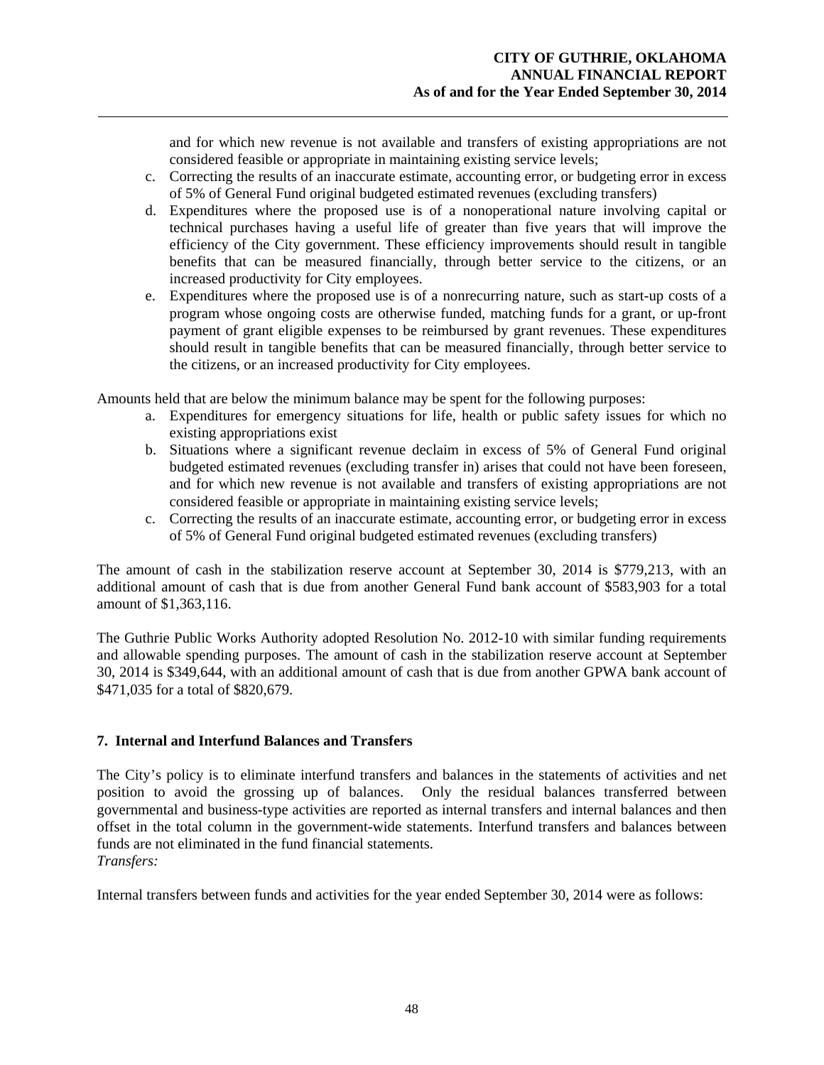and for which new revenue is not available and transfers of existing appropriations are not considered feasible or appropriate in maintaining existing service levels;

c. Correcting the results of an inaccurate estimate, accounting error, or budgeting error in excess of 5% of General Fund original budgeted estimated revenues (excluding transfers)
d. Expenditures where the proposed use is of a nonoperational nature involving capital or technical purchases having a useful life of greater than five years that will improve the efficiency of the City government. These efficiency improvements should result in tangible benefits that can be measured financially, through better service to the citizens, or an increased productivity for City employees.
e. Expenditures where the proposed use is of a nonrecurring nature, such as start-up costs of a program whose ongoing costs are otherwise funded, matching funds for a grant, or up-front payment of grant eligible expenses to be reimbursed by grant revenues. These expenditures should result in tangible benefits that can be measured financially, through better service to the citizens, or an increased productivity for City employees.

Amounts held that are below the minimum balance may be spent for the following purposes:

a. Expenditures for emergency situations for life, health or public safety issues for which no existing appropriations exist
b. Situations where a significant revenue declaim in excess of 5% of General Fund original budgeted estimated revenues (excluding transfer in) arises that could not have been foreseen, and for which new revenue is not available and transfers of existing appropriations are not considered feasible or appropriate in maintaining existing service levels;
c. Correcting the results of an inaccurate estimate, accounting error, or budgeting error in excess of 5% of General Fund original budgeted estimated revenues (excluding transfers)

The amount of cash in the stabilization reserve account at September 30, 2014 is $779,213, with an additional amount of cash that is due from another General Fund bank account of $583,903 for a total amount of $1,363,116.

The Guthrie Public Works Authority adopted Resolution No. 2012-10 with similar funding requirements and allowable spending purposes. The amount of cash in the stabilization reserve account at September 30, 2014 is $349,644, with an additional amount of cash that is due from another GPWA bank account of $471,035 for a total of $820,679.

## 7. Internal and Interfund Balances and Transfers

The City's policy is to eliminate interfund transfers and balances in the statements of activities and net position to avoid the grossing up of balances. Only the residual balances transferred between governmental and business-type activities are reported as internal transfers and internal balances and then offset in the total column in the government-wide statements. Interfund transfers and balances between funds are not eliminated in the fund financial statements.

*Transfers:*

Internal transfers between funds and activities for the year ended September 30, 2014 were as follows: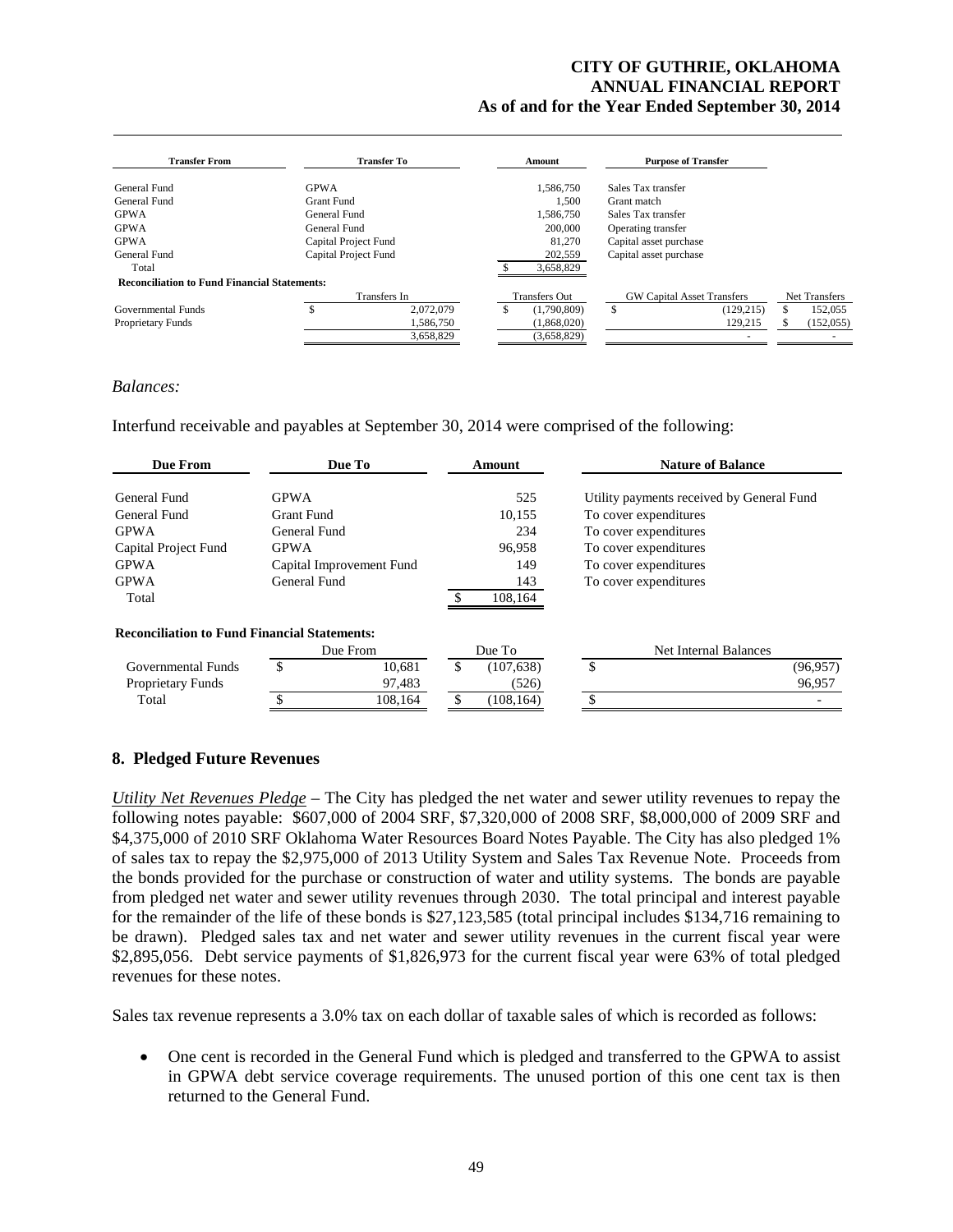| Transfer From | Transfer To | Amount | Purpose of Transfer | |
|---|---|---|---|---|
| General Fund | GPWA | 1,586,750 | Sales Tax transfer | |
| General Fund | Grant Fund | 1,500 | Grant match | |
| GPWA | General Fund | 1,586,750 | Sales Tax transfer | |
| GPWA | General Fund | 200,000 | Operating transfer | |
| GPWA | Capital Project Fund | 81,270 | Capital asset purchase | |
| General Fund | Capital Project Fund | 202,559 | Capital asset purchase | |
| Total | | $ 3,658,829 | | |
| **Reconciliation to Fund Financial Statements:** | | | | |
| | Transfers In | Transfers Out | GW Capital Asset Transfers | Net Transfers |
| Governmental Funds | $ 2,072,079 | $ (1,790,809) | $ (129,215) | $ 152,055 |
| Proprietary Funds | 1,586,750 | (1,868,020) | 129,215 | $ (152,055) |
| | 3,658,829 | (3,658,829) | - | - |

*Balances:*

Interfund receivable and payables at September 30, 2014 were comprised of the following:

| Due From | Due To | Amount | Nature of Balance |
|---|---|---|---|
| General Fund | GPWA | 525 | Utility payments received by General Fund |
| General Fund | Grant Fund | 10,155 | To cover expenditures |
| GPWA | General Fund | 234 | To cover expenditures |
| Capital Project Fund | GPWA | 96,958 | To cover expenditures |
| GPWA | Capital Improvement Fund | 149 | To cover expenditures |
| GPWA | General Fund | 143 | To cover expenditures |
| Total | | $ 108,164 | |

**Reconciliation to Fund Financial Statements:**

| | Due From | Due To | Net Internal Balances |
|---|---|---|---|
| Governmental Funds | $ 10,681 | $ (107,638) | $ (96,957) |
| Proprietary Funds | 97,483 | (526) | 96,957 |
| Total | $ 108,164 | $ (108,164) | $ - |

## 8. Pledged Future Revenues

*Utility Net Revenues Pledge* – The City has pledged the net water and sewer utility revenues to repay the following notes payable: $607,000 of 2004 SRF, $7,320,000 of 2008 SRF, $8,000,000 of 2009 SRF and $4,375,000 of 2010 SRF Oklahoma Water Resources Board Notes Payable. The City has also pledged 1% of sales tax to repay the $2,975,000 of 2013 Utility System and Sales Tax Revenue Note. Proceeds from the bonds provided for the purchase or construction of water and utility systems. The bonds are payable from pledged net water and sewer utility revenues through 2030. The total principal and interest payable for the remainder of the life of these bonds is $27,123,585 (total principal includes $134,716 remaining to be drawn). Pledged sales tax and net water and sewer utility revenues in the current fiscal year were $2,895,056. Debt service payments of $1,826,973 for the current fiscal year were 63% of total pledged revenues for these notes.

Sales tax revenue represents a 3.0% tax on each dollar of taxable sales of which is recorded as follows:

- One cent is recorded in the General Fund which is pledged and transferred to the GPWA to assist in GPWA debt service coverage requirements. The unused portion of this one cent tax is then returned to the General Fund.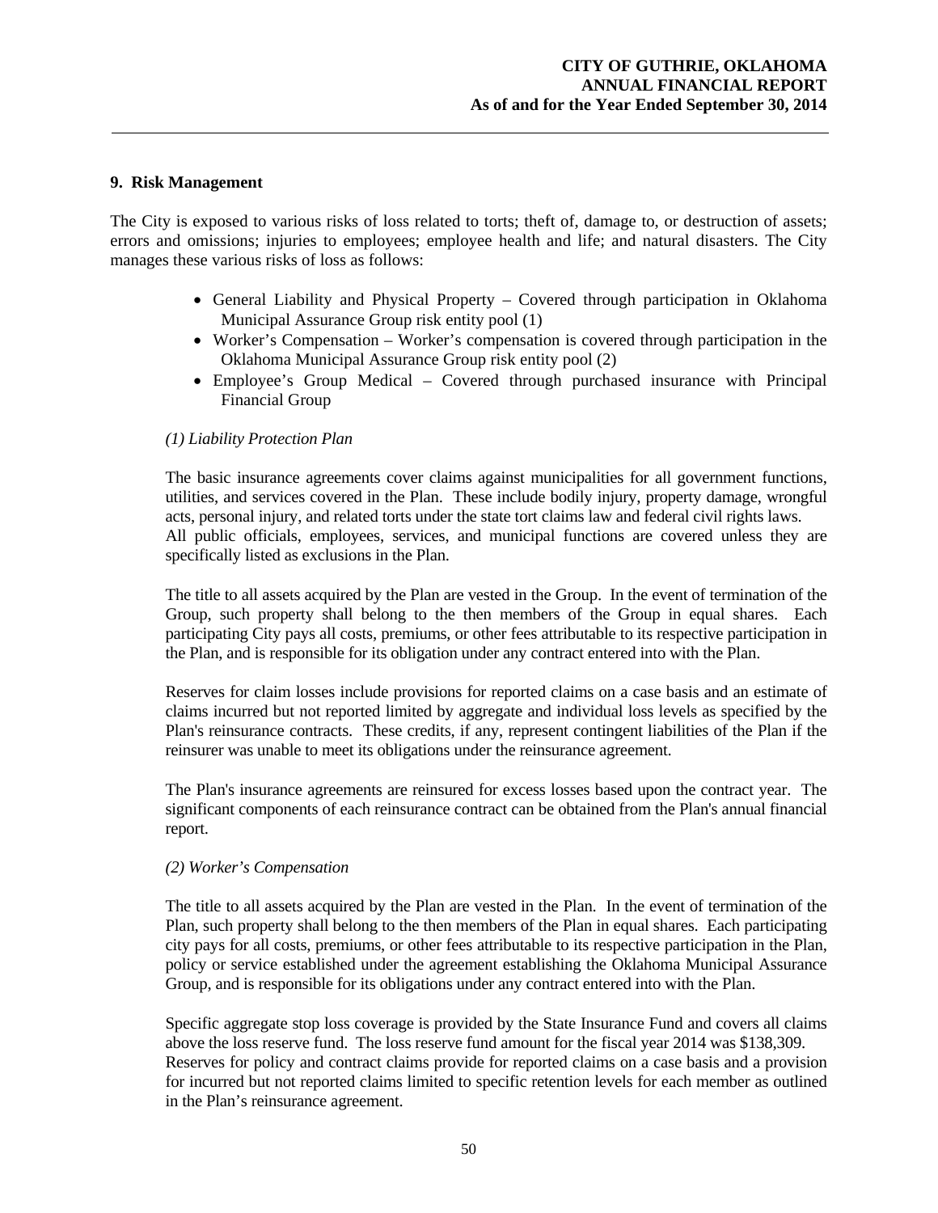## 9. Risk Management

The City is exposed to various risks of loss related to torts; theft of, damage to, or destruction of assets; errors and omissions; injuries to employees; employee health and life; and natural disasters. The City manages these various risks of loss as follows:

- General Liability and Physical Property – Covered through participation in Oklahoma Municipal Assurance Group risk entity pool (1)
- Worker's Compensation – Worker's compensation is covered through participation in the Oklahoma Municipal Assurance Group risk entity pool (2)
- Employee's Group Medical – Covered through purchased insurance with Principal Financial Group

*(1) Liability Protection Plan*

The basic insurance agreements cover claims against municipalities for all government functions, utilities, and services covered in the Plan. These include bodily injury, property damage, wrongful acts, personal injury, and related torts under the state tort claims law and federal civil rights laws. All public officials, employees, services, and municipal functions are covered unless they are specifically listed as exclusions in the Plan.

The title to all assets acquired by the Plan are vested in the Group. In the event of termination of the Group, such property shall belong to the then members of the Group in equal shares. Each participating City pays all costs, premiums, or other fees attributable to its respective participation in the Plan, and is responsible for its obligation under any contract entered into with the Plan.

Reserves for claim losses include provisions for reported claims on a case basis and an estimate of claims incurred but not reported limited by aggregate and individual loss levels as specified by the Plan's reinsurance contracts. These credits, if any, represent contingent liabilities of the Plan if the reinsurer was unable to meet its obligations under the reinsurance agreement.

The Plan's insurance agreements are reinsured for excess losses based upon the contract year. The significant components of each reinsurance contract can be obtained from the Plan's annual financial report.

*(2) Worker's Compensation*

The title to all assets acquired by the Plan are vested in the Plan. In the event of termination of the Plan, such property shall belong to the then members of the Plan in equal shares. Each participating city pays for all costs, premiums, or other fees attributable to its respective participation in the Plan, policy or service established under the agreement establishing the Oklahoma Municipal Assurance Group, and is responsible for its obligations under any contract entered into with the Plan.

Specific aggregate stop loss coverage is provided by the State Insurance Fund and covers all claims above the loss reserve fund. The loss reserve fund amount for the fiscal year 2014 was $138,309. Reserves for policy and contract claims provide for reported claims on a case basis and a provision for incurred but not reported claims limited to specific retention levels for each member as outlined in the Plan's reinsurance agreement.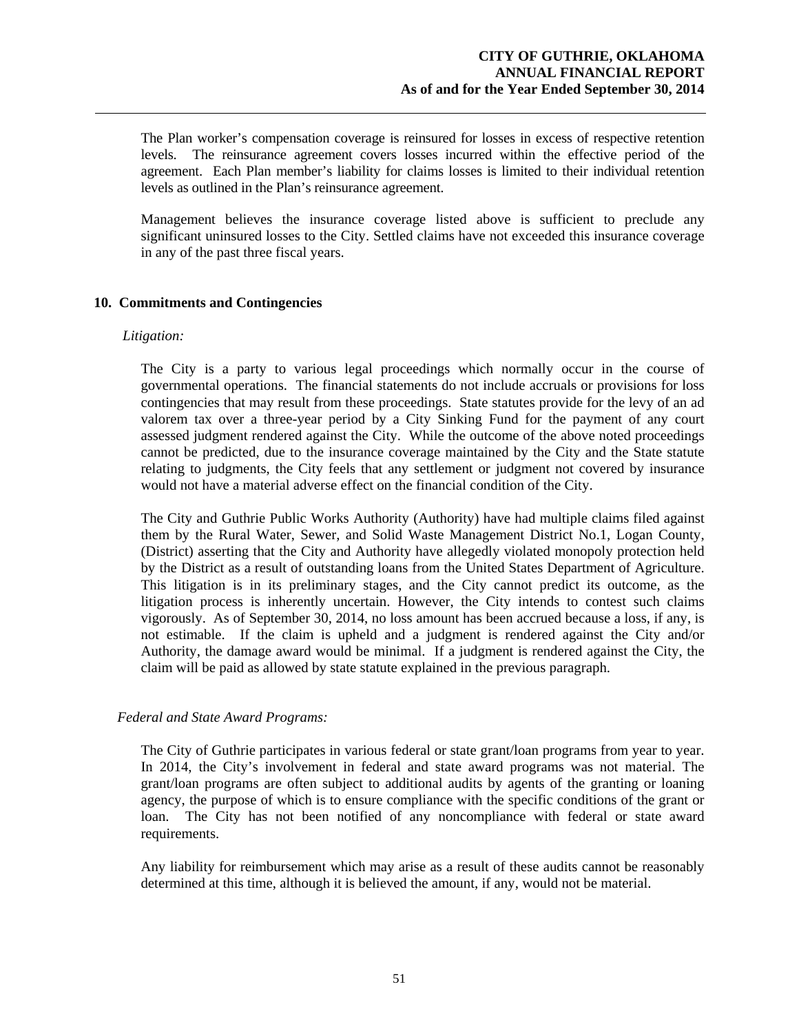The Plan worker's compensation coverage is reinsured for losses in excess of respective retention levels. The reinsurance agreement covers losses incurred within the effective period of the agreement. Each Plan member's liability for claims losses is limited to their individual retention levels as outlined in the Plan's reinsurance agreement.

Management believes the insurance coverage listed above is sufficient to preclude any significant uninsured losses to the City. Settled claims have not exceeded this insurance coverage in any of the past three fiscal years.

## 10. Commitments and Contingencies

*Litigation:*

The City is a party to various legal proceedings which normally occur in the course of governmental operations. The financial statements do not include accruals or provisions for loss contingencies that may result from these proceedings. State statutes provide for the levy of an ad valorem tax over a three-year period by a City Sinking Fund for the payment of any court assessed judgment rendered against the City. While the outcome of the above noted proceedings cannot be predicted, due to the insurance coverage maintained by the City and the State statute relating to judgments, the City feels that any settlement or judgment not covered by insurance would not have a material adverse effect on the financial condition of the City.

The City and Guthrie Public Works Authority (Authority) have had multiple claims filed against them by the Rural Water, Sewer, and Solid Waste Management District No.1, Logan County, (District) asserting that the City and Authority have allegedly violated monopoly protection held by the District as a result of outstanding loans from the United States Department of Agriculture. This litigation is in its preliminary stages, and the City cannot predict its outcome, as the litigation process is inherently uncertain. However, the City intends to contest such claims vigorously. As of September 30, 2014, no loss amount has been accrued because a loss, if any, is not estimable. If the claim is upheld and a judgment is rendered against the City and/or Authority, the damage award would be minimal. If a judgment is rendered against the City, the claim will be paid as allowed by state statute explained in the previous paragraph.

*Federal and State Award Programs:*

The City of Guthrie participates in various federal or state grant/loan programs from year to year. In 2014, the City's involvement in federal and state award programs was not material. The grant/loan programs are often subject to additional audits by agents of the granting or loaning agency, the purpose of which is to ensure compliance with the specific conditions of the grant or loan. The City has not been notified of any noncompliance with federal or state award requirements.

Any liability for reimbursement which may arise as a result of these audits cannot be reasonably determined at this time, although it is believed the amount, if any, would not be material.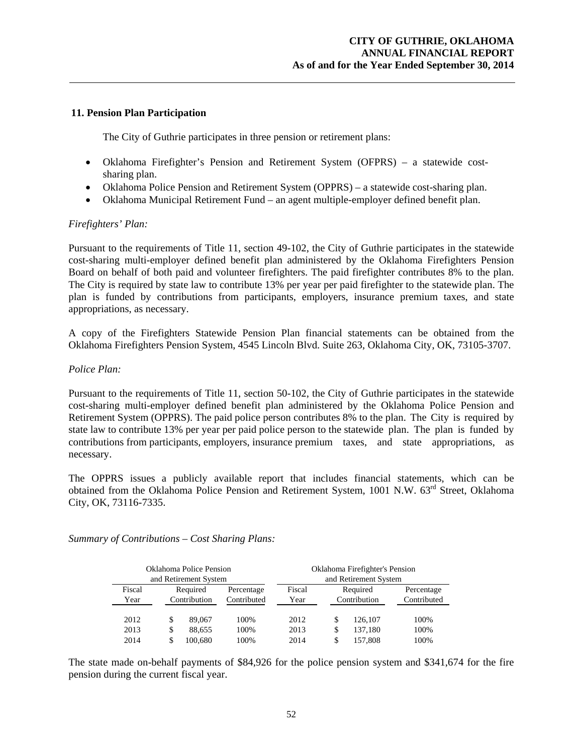## 11. Pension Plan Participation

The City of Guthrie participates in three pension or retirement plans:

- Oklahoma Firefighter's Pension and Retirement System (OFPRS) – a statewide cost-sharing plan.
- Oklahoma Police Pension and Retirement System (OPPRS) – a statewide cost-sharing plan.
- Oklahoma Municipal Retirement Fund – an agent multiple-employer defined benefit plan.

*Firefighters' Plan:*

Pursuant to the requirements of Title 11, section 49-102, the City of Guthrie participates in the statewide cost-sharing multi-employer defined benefit plan administered by the Oklahoma Firefighters Pension Board on behalf of both paid and volunteer firefighters. The paid firefighter contributes 8% to the plan. The City is required by state law to contribute 13% per year per paid firefighter to the statewide plan. The plan is funded by contributions from participants, employers, insurance premium taxes, and state appropriations, as necessary.

A copy of the Firefighters Statewide Pension Plan financial statements can be obtained from the Oklahoma Firefighters Pension System, 4545 Lincoln Blvd. Suite 263, Oklahoma City, OK, 73105-3707.

*Police Plan:*

Pursuant to the requirements of Title 11, section 50-102, the City of Guthrie participates in the statewide cost-sharing multi-employer defined benefit plan administered by the Oklahoma Police Pension and Retirement System (OPPRS). The paid police person contributes 8% to the plan. The City is required by state law to contribute 13% per year per paid police person to the statewide plan. The plan is funded by contributions from participants, employers, insurance premium taxes, and state appropriations, as necessary.

The OPPRS issues a publicly available report that includes financial statements, which can be obtained from the Oklahoma Police Pension and Retirement System, 1001 N.W. 63rd Street, Oklahoma City, OK, 73116-7335.

*Summary of Contributions – Cost Sharing Plans:*

| Oklahoma Police Pension and Retirement System | | | Oklahoma Firefighter's Pension and Retirement System | | |
|---|---|---|---|---|---|
| Fiscal Year | Required Contribution | Percentage Contributed | Fiscal Year | Required Contribution | Percentage Contributed |
| 2012 | $ 89,067 | 100% | 2012 | $ 126,107 | 100% |
| 2013 | $ 88,655 | 100% | 2013 | $ 137,180 | 100% |
| 2014 | $ 100,680 | 100% | 2014 | $ 157,808 | 100% |

The state made on-behalf payments of $84,926 for the police pension system and $341,674 for the fire pension during the current fiscal year.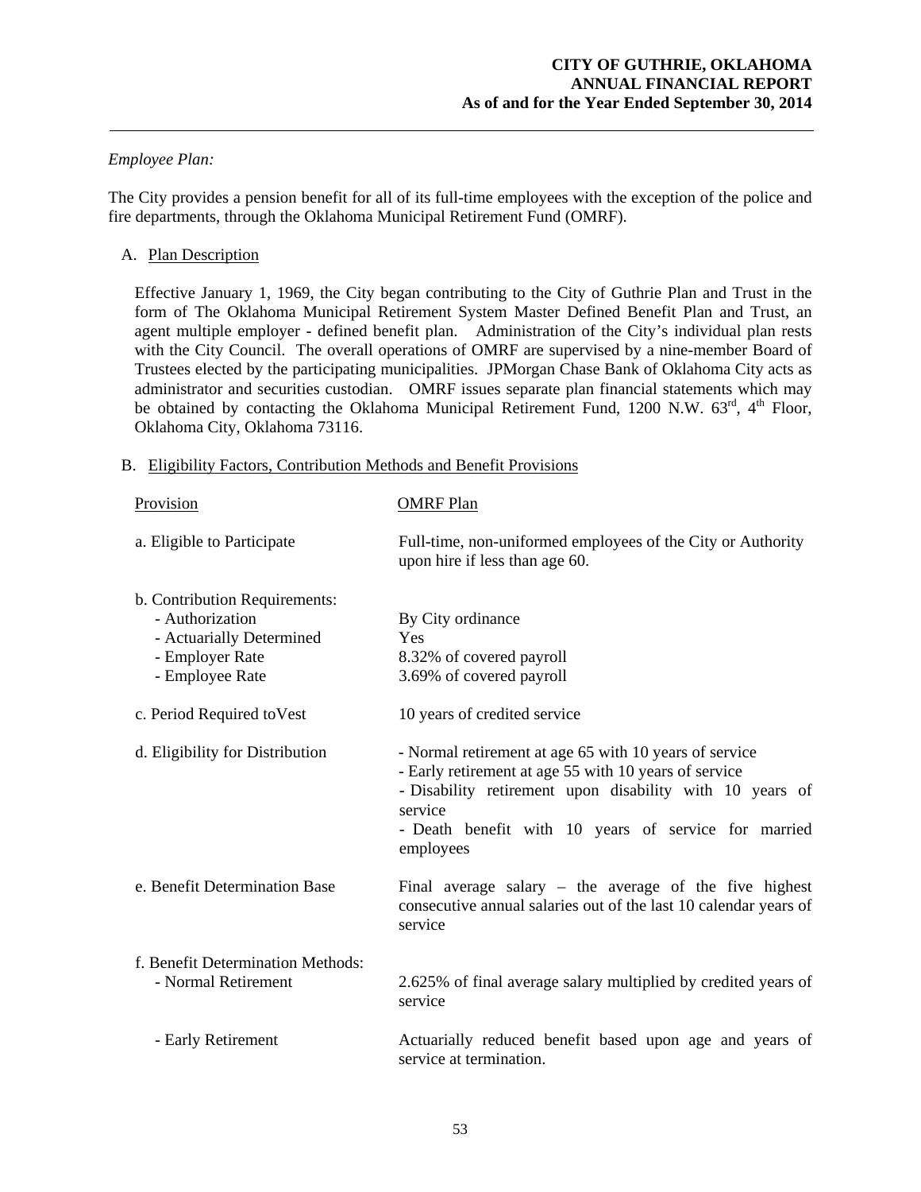*Employee Plan:*

The City provides a pension benefit for all of its full-time employees with the exception of the police and fire departments, through the Oklahoma Municipal Retirement Fund (OMRF).

A. Plan Description

Effective January 1, 1969, the City began contributing to the City of Guthrie Plan and Trust in the form of The Oklahoma Municipal Retirement System Master Defined Benefit Plan and Trust, an agent multiple employer - defined benefit plan. Administration of the City's individual plan rests with the City Council. The overall operations of OMRF are supervised by a nine-member Board of Trustees elected by the participating municipalities. JPMorgan Chase Bank of Oklahoma City acts as administrator and securities custodian. OMRF issues separate plan financial statements which may be obtained by contacting the Oklahoma Municipal Retirement Fund, 1200 N.W. 63rd, 4th Floor, Oklahoma City, Oklahoma 73116.

B. Eligibility Factors, Contribution Methods and Benefit Provisions

| Provision | OMRF Plan |
|---|---|
| a. Eligible to Participate | Full-time, non-uniformed employees of the City or Authority upon hire if less than age 60. |
| b. Contribution Requirements: | |
| - Authorization | By City ordinance |
| - Actuarially Determined | Yes |
| - Employer Rate | 8.32% of covered payroll |
| - Employee Rate | 3.69% of covered payroll |
| c. Period Required toVest | 10 years of credited service |
| d. Eligibility for Distribution | - Normal retirement at age 65 with 10 years of service<br>- Early retirement at age 55 with 10 years of service<br>- Disability retirement upon disability with 10 years of service<br>- Death benefit with 10 years of service for married employees |
| e. Benefit Determination Base | Final average salary – the average of the five highest consecutive annual salaries out of the last 10 calendar years of service |
| f. Benefit Determination Methods: | |
| - Normal Retirement | 2.625% of final average salary multiplied by credited years of service |
| - Early Retirement | Actuarially reduced benefit based upon age and years of service at termination. |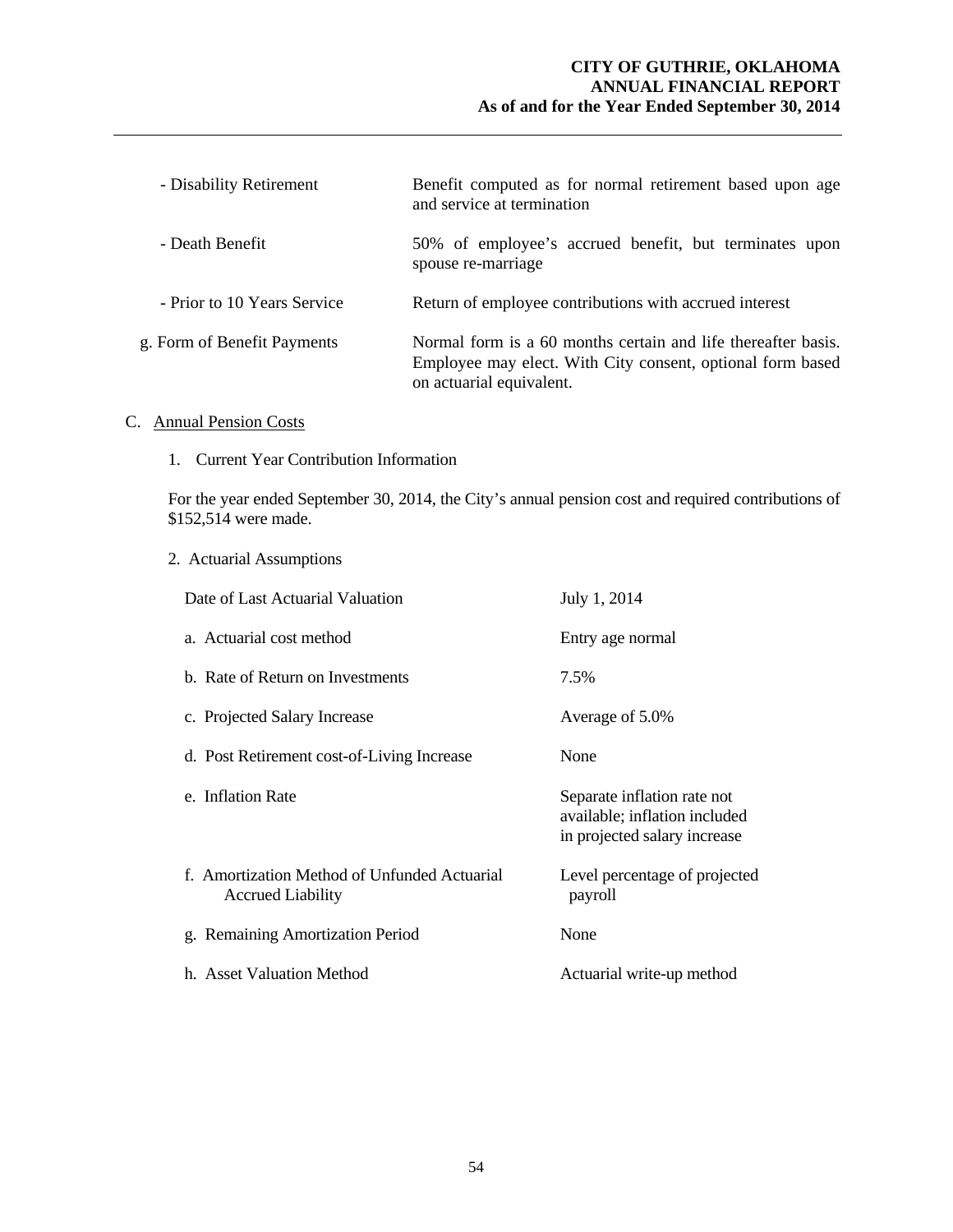| | |
|---|---|
| - Disability Retirement | Benefit computed as for normal retirement based upon age and service at termination |
| - Death Benefit | 50% of employee's accrued benefit, but terminates upon spouse re-marriage |
| - Prior to 10 Years Service | Return of employee contributions with accrued interest |
| g. Form of Benefit Payments | Normal form is a 60 months certain and life thereafter basis. Employee may elect. With City consent, optional form based on actuarial equivalent. |

C. Annual Pension Costs

1. Current Year Contribution Information

For the year ended September 30, 2014, the City's annual pension cost and required contributions of $152,514 were made.

2. Actuarial Assumptions

| | |
|---|---|
| Date of Last Actuarial Valuation | July 1, 2014 |
| a. Actuarial cost method | Entry age normal |
| b. Rate of Return on Investments | 7.5% |
| c. Projected Salary Increase | Average of 5.0% |
| d. Post Retirement cost-of-Living Increase | None |
| e. Inflation Rate | Separate inflation rate not available; inflation included in projected salary increase |
| f. Amortization Method of Unfunded Actuarial Accrued Liability | Level percentage of projected payroll |
| g. Remaining Amortization Period | None |
| h. Asset Valuation Method | Actuarial write-up method |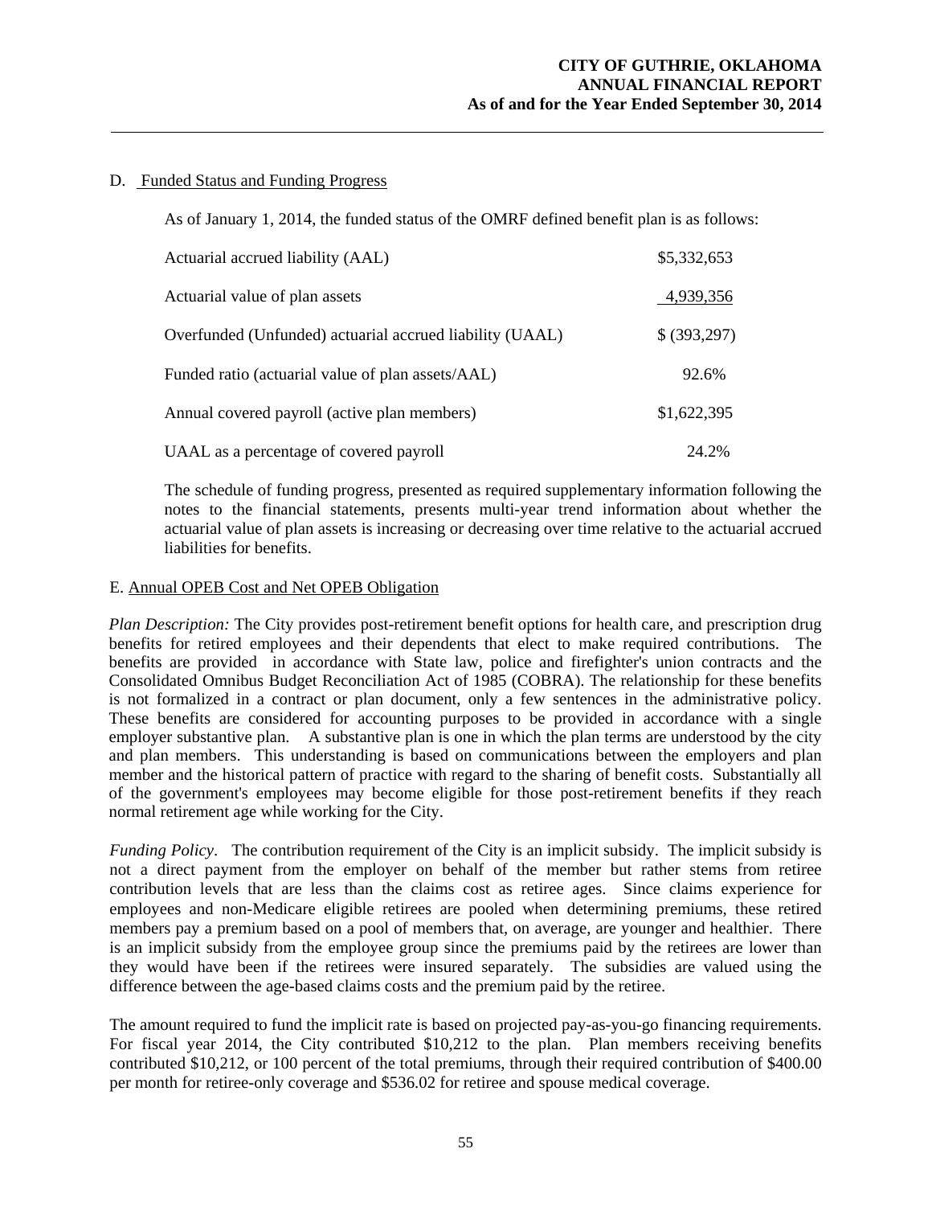D. Funded Status and Funding Progress

As of January 1, 2014, the funded status of the OMRF defined benefit plan is as follows:

| | |
|---|---|
| Actuarial accrued liability (AAL) | $5,332,653 |
| Actuarial value of plan assets | 4,939,356 |
| Overfunded (Unfunded) actuarial accrued liability (UAAL) | $ (393,297) |
| Funded ratio (actuarial value of plan assets/AAL) | 92.6% |
| Annual covered payroll (active plan members) | $1,622,395 |
| UAAL as a percentage of covered payroll | 24.2% |

The schedule of funding progress, presented as required supplementary information following the notes to the financial statements, presents multi-year trend information about whether the actuarial value of plan assets is increasing or decreasing over time relative to the actuarial accrued liabilities for benefits.

E. Annual OPEB Cost and Net OPEB Obligation

*Plan Description:* The City provides post-retirement benefit options for health care, and prescription drug benefits for retired employees and their dependents that elect to make required contributions. The benefits are provided in accordance with State law, police and firefighter's union contracts and the Consolidated Omnibus Budget Reconciliation Act of 1985 (COBRA). The relationship for these benefits is not formalized in a contract or plan document, only a few sentences in the administrative policy. These benefits are considered for accounting purposes to be provided in accordance with a single employer substantive plan. A substantive plan is one in which the plan terms are understood by the city and plan members. This understanding is based on communications between the employers and plan member and the historical pattern of practice with regard to the sharing of benefit costs. Substantially all of the government's employees may become eligible for those post-retirement benefits if they reach normal retirement age while working for the City.

*Funding Policy*. The contribution requirement of the City is an implicit subsidy. The implicit subsidy is not a direct payment from the employer on behalf of the member but rather stems from retiree contribution levels that are less than the claims cost as retiree ages. Since claims experience for employees and non-Medicare eligible retirees are pooled when determining premiums, these retired members pay a premium based on a pool of members that, on average, are younger and healthier. There is an implicit subsidy from the employee group since the premiums paid by the retirees are lower than they would have been if the retirees were insured separately. The subsidies are valued using the difference between the age-based claims costs and the premium paid by the retiree.

The amount required to fund the implicit rate is based on projected pay-as-you-go financing requirements. For fiscal year 2014, the City contributed $10,212 to the plan. Plan members receiving benefits contributed $10,212, or 100 percent of the total premiums, through their required contribution of $400.00 per month for retiree-only coverage and $536.02 for retiree and spouse medical coverage.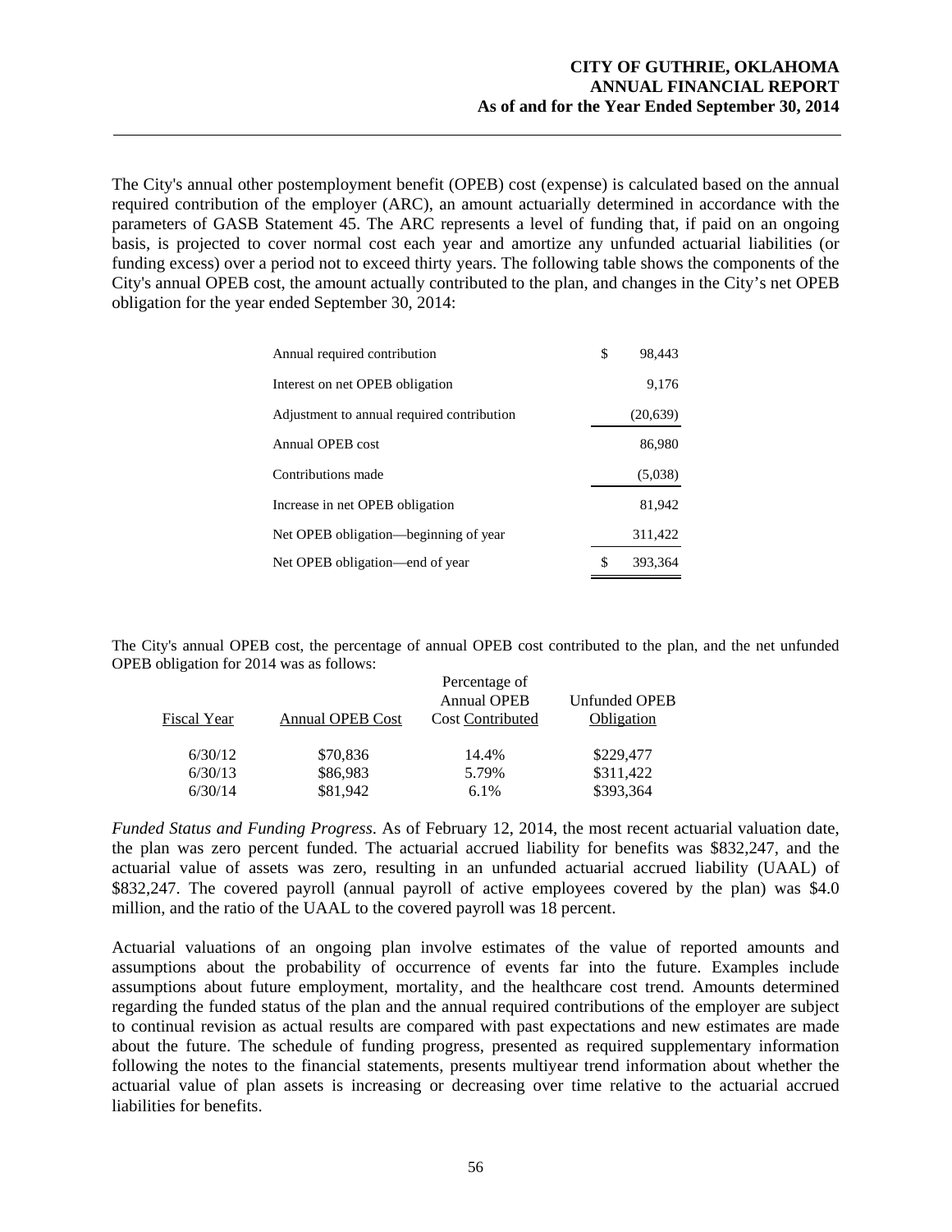The City's annual other postemployment benefit (OPEB) cost (expense) is calculated based on the annual required contribution of the employer (ARC), an amount actuarially determined in accordance with the parameters of GASB Statement 45. The ARC represents a level of funding that, if paid on an ongoing basis, is projected to cover normal cost each year and amortize any unfunded actuarial liabilities (or funding excess) over a period not to exceed thirty years. The following table shows the components of the City's annual OPEB cost, the amount actually contributed to the plan, and changes in the City's net OPEB obligation for the year ended September 30, 2014:

| | |
|---|---|
| Annual required contribution | $ 98,443 |
| Interest on net OPEB obligation | 9,176 |
| Adjustment to annual required contribution | (20,639) |
| Annual OPEB cost | 86,980 |
| Contributions made | (5,038) |
| Increase in net OPEB obligation | 81,942 |
| Net OPEB obligation—beginning of year | 311,422 |
| Net OPEB obligation—end of year | $ 393,364 |

The City's annual OPEB cost, the percentage of annual OPEB cost contributed to the plan, and the net unfunded OPEB obligation for 2014 was as follows:

| Fiscal Year | Annual OPEB Cost | Percentage of Annual OPEB Cost Contributed | Unfunded OPEB Obligation |
|---|---|---|---|
| 6/30/12 | $70,836 | 14.4% | $229,477 |
| 6/30/13 | $86,983 | 5.79% | $311,422 |
| 6/30/14 | $81,942 | 6.1% | $393,364 |

*Funded Status and Funding Progress*. As of February 12, 2014, the most recent actuarial valuation date, the plan was zero percent funded. The actuarial accrued liability for benefits was $832,247, and the actuarial value of assets was zero, resulting in an unfunded actuarial accrued liability (UAAL) of $832,247. The covered payroll (annual payroll of active employees covered by the plan) was $4.0 million, and the ratio of the UAAL to the covered payroll was 18 percent.

Actuarial valuations of an ongoing plan involve estimates of the value of reported amounts and assumptions about the probability of occurrence of events far into the future. Examples include assumptions about future employment, mortality, and the healthcare cost trend. Amounts determined regarding the funded status of the plan and the annual required contributions of the employer are subject to continual revision as actual results are compared with past expectations and new estimates are made about the future. The schedule of funding progress, presented as required supplementary information following the notes to the financial statements, presents multiyear trend information about whether the actuarial value of plan assets is increasing or decreasing over time relative to the actuarial accrued liabilities for benefits.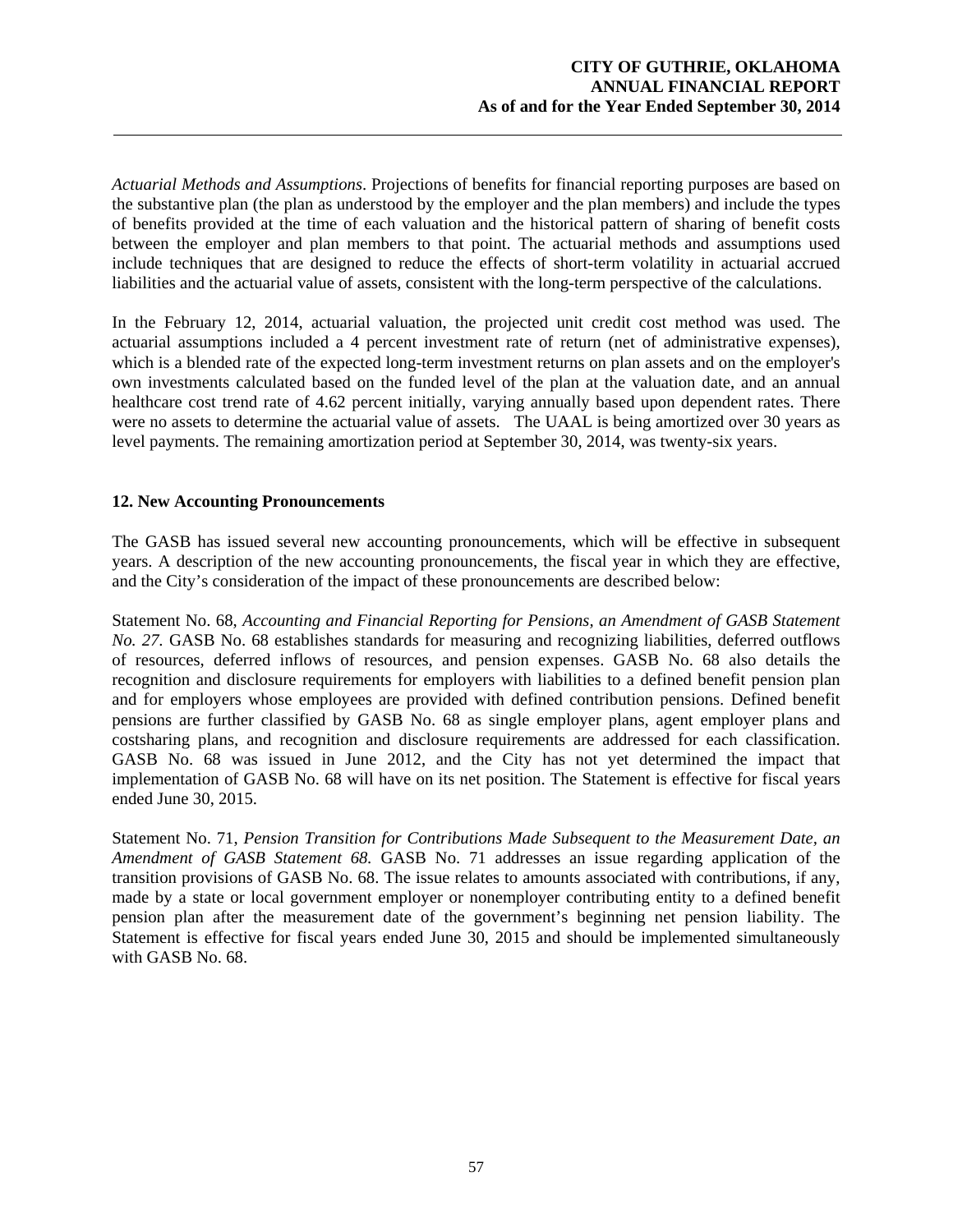*Actuarial Methods and Assumptions*. Projections of benefits for financial reporting purposes are based on the substantive plan (the plan as understood by the employer and the plan members) and include the types of benefits provided at the time of each valuation and the historical pattern of sharing of benefit costs between the employer and plan members to that point. The actuarial methods and assumptions used include techniques that are designed to reduce the effects of short-term volatility in actuarial accrued liabilities and the actuarial value of assets, consistent with the long-term perspective of the calculations.

In the February 12, 2014, actuarial valuation, the projected unit credit cost method was used. The actuarial assumptions included a 4 percent investment rate of return (net of administrative expenses), which is a blended rate of the expected long-term investment returns on plan assets and on the employer's own investments calculated based on the funded level of the plan at the valuation date, and an annual healthcare cost trend rate of 4.62 percent initially, varying annually based upon dependent rates. There were no assets to determine the actuarial value of assets. The UAAL is being amortized over 30 years as level payments. The remaining amortization period at September 30, 2014, was twenty-six years.

## 12. New Accounting Pronouncements

The GASB has issued several new accounting pronouncements, which will be effective in subsequent years. A description of the new accounting pronouncements, the fiscal year in which they are effective, and the City's consideration of the impact of these pronouncements are described below:

Statement No. 68, *Accounting and Financial Reporting for Pensions, an Amendment of GASB Statement No. 27.* GASB No. 68 establishes standards for measuring and recognizing liabilities, deferred outflows of resources, deferred inflows of resources, and pension expenses. GASB No. 68 also details the recognition and disclosure requirements for employers with liabilities to a defined benefit pension plan and for employers whose employees are provided with defined contribution pensions. Defined benefit pensions are further classified by GASB No. 68 as single employer plans, agent employer plans and costsharing plans, and recognition and disclosure requirements are addressed for each classification. GASB No. 68 was issued in June 2012, and the City has not yet determined the impact that implementation of GASB No. 68 will have on its net position. The Statement is effective for fiscal years ended June 30, 2015.

Statement No. 71, *Pension Transition for Contributions Made Subsequent to the Measurement Date, an Amendment of GASB Statement 68.* GASB No. 71 addresses an issue regarding application of the transition provisions of GASB No. 68. The issue relates to amounts associated with contributions, if any, made by a state or local government employer or nonemployer contributing entity to a defined benefit pension plan after the measurement date of the government's beginning net pension liability. The Statement is effective for fiscal years ended June 30, 2015 and should be implemented simultaneously with GASB No. 68.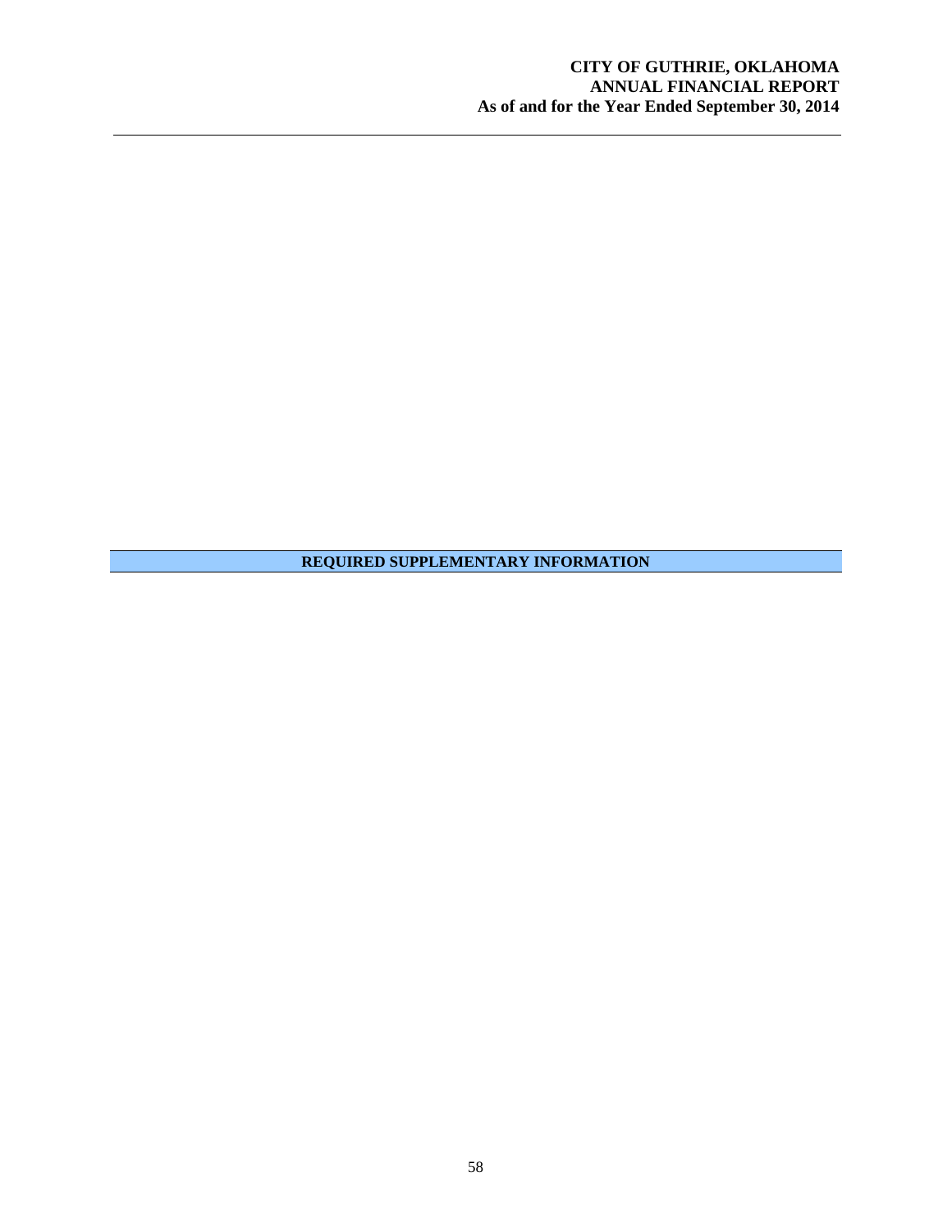## REQUIRED SUPPLEMENTARY INFORMATION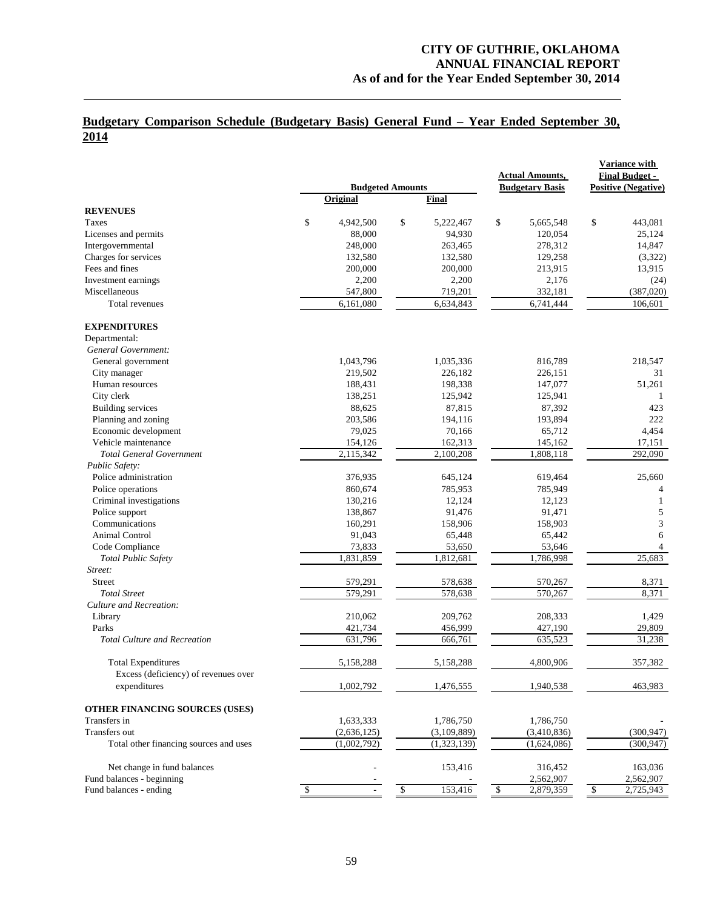## Budgetary Comparison Schedule (Budgetary Basis) General Fund – Year Ended September 30, 2014

| | Budgeted Amounts | | Actual Amounts, Budgetary Basis | Variance with Final Budget - Positive (Negative) |
|---|---|---|---|---|
| | Original | Final | | |
| **REVENUES** | | | | |
| Taxes | $ 4,942,500 | $ 5,222,467 | $ 5,665,548 | $ 443,081 |
| Licenses and permits | 88,000 | 94,930 | 120,054 | 25,124 |
| Intergovernmental | 248,000 | 263,465 | 278,312 | 14,847 |
| Charges for services | 132,580 | 132,580 | 129,258 | (3,322) |
| Fees and fines | 200,000 | 200,000 | 213,915 | 13,915 |
| Investment earnings | 2,200 | 2,200 | 2,176 | (24) |
| Miscellaneous | 547,800 | 719,201 | 332,181 | (387,020) |
| Total revenues | 6,161,080 | 6,634,843 | 6,741,444 | 106,601 |
| **EXPENDITURES** | | | | |
| Departmental: | | | | |
| *General Government:* | | | | |
| General government | 1,043,796 | 1,035,336 | 816,789 | 218,547 |
| City manager | 219,502 | 226,182 | 226,151 | 31 |
| Human resources | 188,431 | 198,338 | 147,077 | 51,261 |
| City clerk | 138,251 | 125,942 | 125,941 | 1 |
| Building services | 88,625 | 87,815 | 87,392 | 423 |
| Planning and zoning | 203,586 | 194,116 | 193,894 | 222 |
| Economic development | 79,025 | 70,166 | 65,712 | 4,454 |
| Vehicle maintenance | 154,126 | 162,313 | 145,162 | 17,151 |
| *Total General Government* | 2,115,342 | 2,100,208 | 1,808,118 | 292,090 |
| *Public Safety:* | | | | |
| Police administration | 376,935 | 645,124 | 619,464 | 25,660 |
| Police operations | 860,674 | 785,953 | 785,949 | 4 |
| Criminal investigations | 130,216 | 12,124 | 12,123 | 1 |
| Police support | 138,867 | 91,476 | 91,471 | 5 |
| Communications | 160,291 | 158,906 | 158,903 | 3 |
| Animal Control | 91,043 | 65,448 | 65,442 | 6 |
| Code Compliance | 73,833 | 53,650 | 53,646 | 4 |
| *Total Public Safety* | 1,831,859 | 1,812,681 | 1,786,998 | 25,683 |
| *Street:* | | | | |
| Street | 579,291 | 578,638 | 570,267 | 8,371 |
| *Total Street* | 579,291 | 578,638 | 570,267 | 8,371 |
| *Culture and Recreation:* | | | | |
| Library | 210,062 | 209,762 | 208,333 | 1,429 |
| Parks | 421,734 | 456,999 | 427,190 | 29,809 |
| *Total Culture and Recreation* | 631,796 | 666,761 | 635,523 | 31,238 |
| Total Expenditures | 5,158,288 | 5,158,288 | 4,800,906 | 357,382 |
| Excess (deficiency) of revenues over expenditures | 1,002,792 | 1,476,555 | 1,940,538 | 463,983 |
| **OTHER FINANCING SOURCES (USES)** | | | | |
| Transfers in | 1,633,333 | 1,786,750 | 1,786,750 | - |
| Transfers out | (2,636,125) | (3,109,889) | (3,410,836) | (300,947) |
| Total other financing sources and uses | (1,002,792) | (1,323,139) | (1,624,086) | (300,947) |
| Net change in fund balances | - | 153,416 | 316,452 | 163,036 |
| Fund balances - beginning | - | - | 2,562,907 | 2,562,907 |
| Fund balances - ending | $ - | $ 153,416 | $ 2,879,359 | $ 2,725,943 |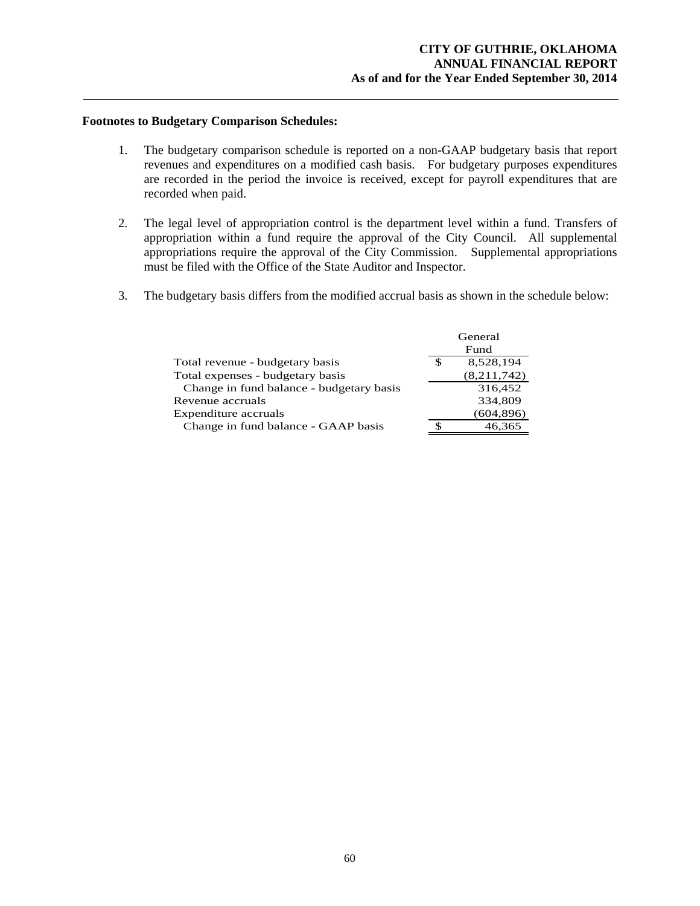**Footnotes to Budgetary Comparison Schedules:**

1. The budgetary comparison schedule is reported on a non-GAAP budgetary basis that report revenues and expenditures on a modified cash basis. For budgetary purposes expenditures are recorded in the period the invoice is received, except for payroll expenditures that are recorded when paid.

2. The legal level of appropriation control is the department level within a fund. Transfers of appropriation within a fund require the approval of the City Council. All supplemental appropriations require the approval of the City Commission. Supplemental appropriations must be filed with the Office of the State Auditor and Inspector.

3. The budgetary basis differs from the modified accrual basis as shown in the schedule below:

| | General Fund |
|---|---|
| Total revenue - budgetary basis | $ 8,528,194 |
| Total expenses - budgetary basis | (8,211,742) |
| Change in fund balance - budgetary basis | 316,452 |
| Revenue accruals | 334,809 |
| Expenditure accruals | (604,896) |
| Change in fund balance - GAAP basis | $ 46,365 |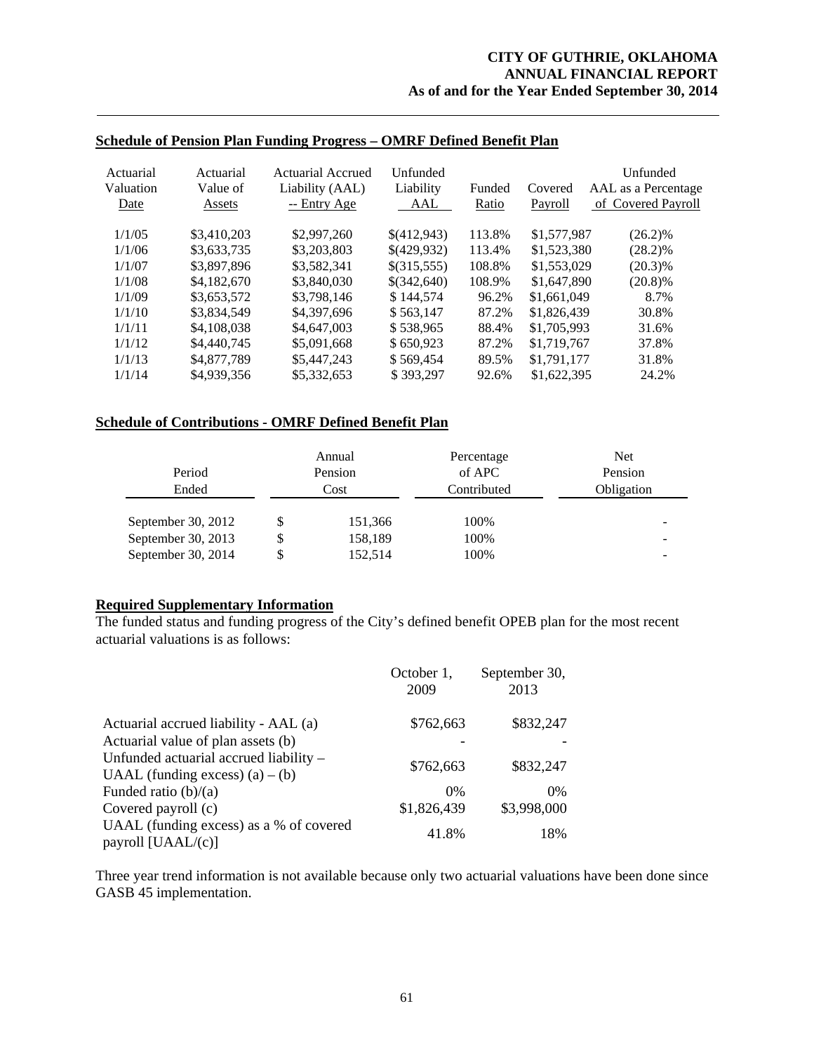## Schedule of Pension Plan Funding Progress – OMRF Defined Benefit Plan

| Actuarial Valuation Date | Actuarial Value of Assets | Actuarial Accrued Liability (AAL) -- Entry Age | Unfunded Liability AAL | Funded Ratio | Covered Payroll | Unfunded AAL as a Percentage of Covered Payroll |
|---|---|---|---|---|---|---|
| 1/1/05 | \$3,410,203 | \$2,997,260 | \$(412,943) | 113.8% | \$1,577,987 | (26.2)% |
| 1/1/06 | \$3,633,735 | \$3,203,803 | \$(429,932) | 113.4% | \$1,523,380 | (28.2)% |
| 1/1/07 | \$3,897,896 | \$3,582,341 | \$(315,555) | 108.8% | \$1,553,029 | (20.3)% |
| 1/1/08 | \$4,182,670 | \$3,840,030 | \$(342,640) | 108.9% | \$1,647,890 | (20.8)% |
| 1/1/09 | \$3,653,572 | \$3,798,146 | \$ 144,574 | 96.2% | \$1,661,049 | 8.7% |
| 1/1/10 | \$3,834,549 | \$4,397,696 | \$ 563,147 | 87.2% | \$1,826,439 | 30.8% |
| 1/1/11 | \$4,108,038 | \$4,647,003 | \$ 538,965 | 88.4% | \$1,705,993 | 31.6% |
| 1/1/12 | \$4,440,745 | \$5,091,668 | \$ 650,923 | 87.2% | \$1,719,767 | 37.8% |
| 1/1/13 | \$4,877,789 | \$5,447,243 | \$ 569,454 | 89.5% | \$1,791,177 | 31.8% |
| 1/1/14 | \$4,939,356 | \$5,332,653 | \$ 393,297 | 92.6% | \$1,622,395 | 24.2% |

## Schedule of Contributions - OMRF Defined Benefit Plan

| Period Ended | Annual Pension Cost | Percentage of APC Contributed | Net Pension Obligation |
|---|---|---|---|
| September 30, 2012 | \$ 151,366 | 100% | - |
| September 30, 2013 | \$ 158,189 | 100% | - |
| September 30, 2014 | \$ 152,514 | 100% | - |

## Required Supplementary Information

The funded status and funding progress of the City's defined benefit OPEB plan for the most recent actuarial valuations is as follows:

| | October 1, 2009 | September 30, 2013 |
|---|---|---|
| Actuarial accrued liability - AAL (a) | \$762,663 | \$832,247 |
| Actuarial value of plan assets (b) | - | - |
| Unfunded actuarial accrued liability – UAAL (funding excess) (a) – (b) | \$762,663 | \$832,247 |
| Funded ratio (b)/(a) | 0% | 0% |
| Covered payroll (c) | \$1,826,439 | \$3,998,000 |
| UAAL (funding excess) as a % of covered payroll [UAAL/(c)] | 41.8% | 18% |

Three year trend information is not available because only two actuarial valuations have been done since GASB 45 implementation.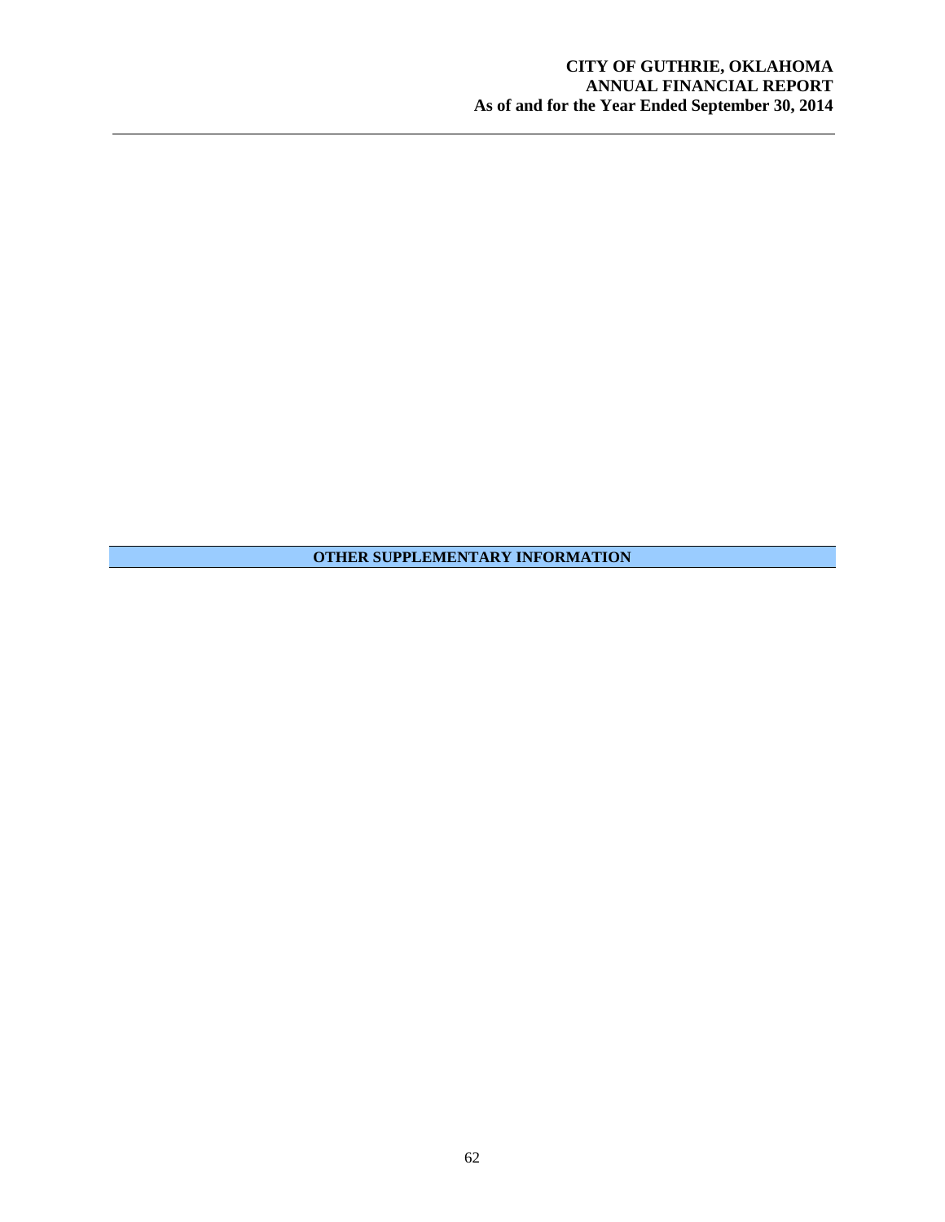# OTHER SUPPLEMENTARY INFORMATION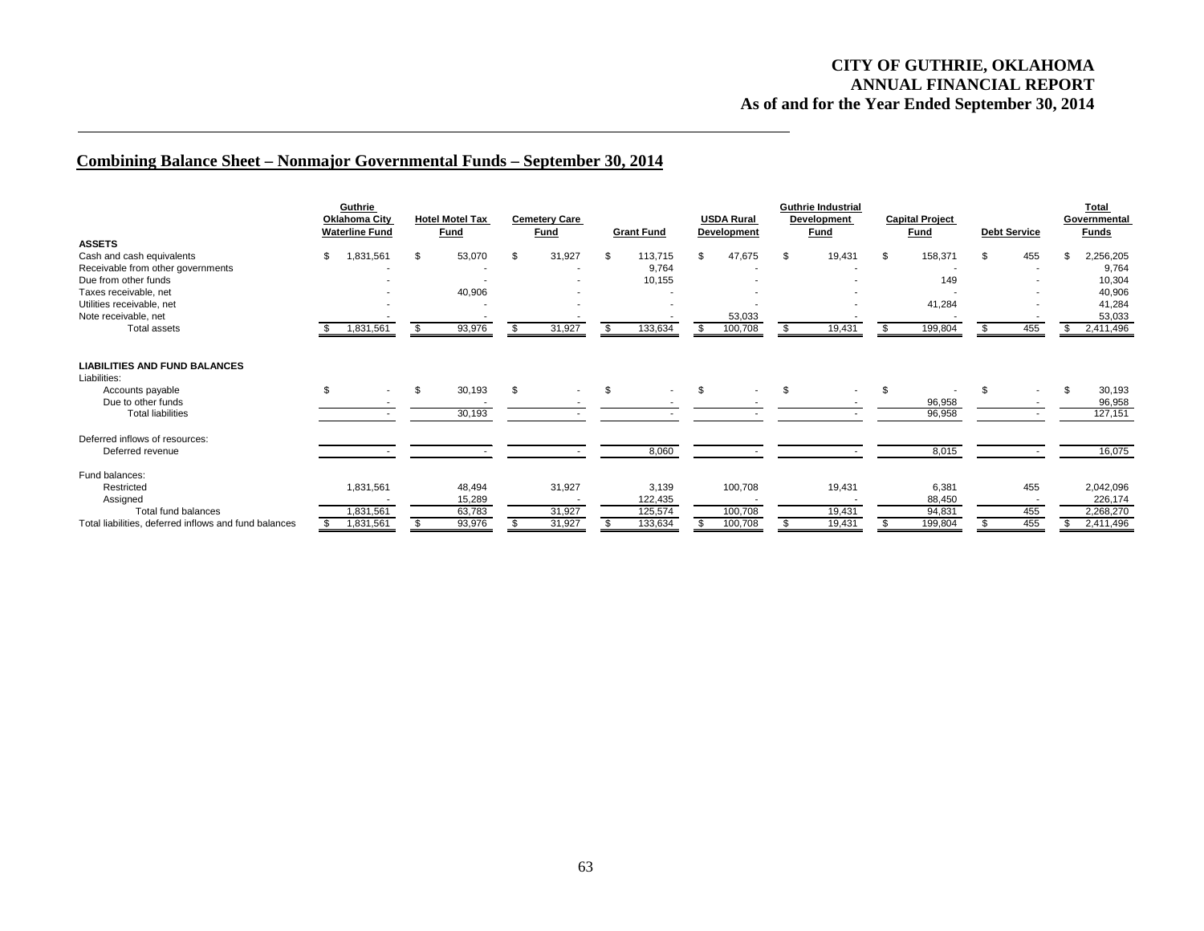CITY OF GUTHRIE, OKLAHOMA
ANNUAL FINANCIAL REPORT
As of and for the Year Ended September 30, 2014

## Combining Balance Sheet – Nonmajor Governmental Funds – September 30, 2014

| | Guthrie Oklahoma City Waterline Fund | Hotel Motel Tax Fund | Cemetery Care Fund | Grant Fund | USDA Rural Development | Guthrie Industrial Development Fund | Capital Project Fund | Debt Service | Total Governmental Funds |
|---|---|---|---|---|---|---|---|---|---|
| **ASSETS** | | | | | | | | | |
| Cash and cash equivalents | $ 1,831,561 | $ 53,070 | $ 31,927 | $ 113,715 | $ 47,675 | $ 19,431 | $ 158,371 | $ 455 | $ 2,256,205 |
| Receivable from other governments | - | - | - | 9,764 | - | - | - | - | 9,764 |
| Due from other funds | - | - | - | 10,155 | - | - | 149 | - | 10,304 |
| Taxes receivable, net | - | 40,906 | - | - | - | - | - | - | 40,906 |
| Utilities receivable, net | - | - | - | - | - | - | 41,284 | - | 41,284 |
| Note receivable, net | - | - | - | - | 53,033 | - | - | - | 53,033 |
| Total assets | $ 1,831,561 | $ 93,976 | $ 31,927 | $ 133,634 | $ 100,708 | $ 19,431 | $ 199,804 | $ 455 | $ 2,411,496 |
| **LIABILITIES AND FUND BALANCES** | | | | | | | | | |
| Liabilities: | | | | | | | | | |
| Accounts payable | $ - | $ 30,193 | $ - | $ - | $ - | $ - | $ - | $ - | $ 30,193 |
| Due to other funds | - | - | - | - | - | - | 96,958 | - | 96,958 |
| Total liabilities | - | 30,193 | - | - | - | - | 96,958 | - | 127,151 |
| Deferred inflows of resources: | | | | | | | | | |
| Deferred revenue | - | - | - | 8,060 | - | - | 8,015 | - | 16,075 |
| Fund balances: | | | | | | | | | |
| Restricted | 1,831,561 | 48,494 | 31,927 | 3,139 | 100,708 | 19,431 | 6,381 | 455 | 2,042,096 |
| Assigned | - | 15,289 | - | 122,435 | - | - | 88,450 | - | 226,174 |
| Total fund balances | 1,831,561 | 63,783 | 31,927 | 125,574 | 100,708 | 19,431 | 94,831 | 455 | 2,268,270 |
| Total liabilities, deferred inflows and fund balances | $ 1,831,561 | $ 93,976 | $ 31,927 | $ 133,634 | $ 100,708 | $ 19,431 | $ 199,804 | $ 455 | $ 2,411,496 |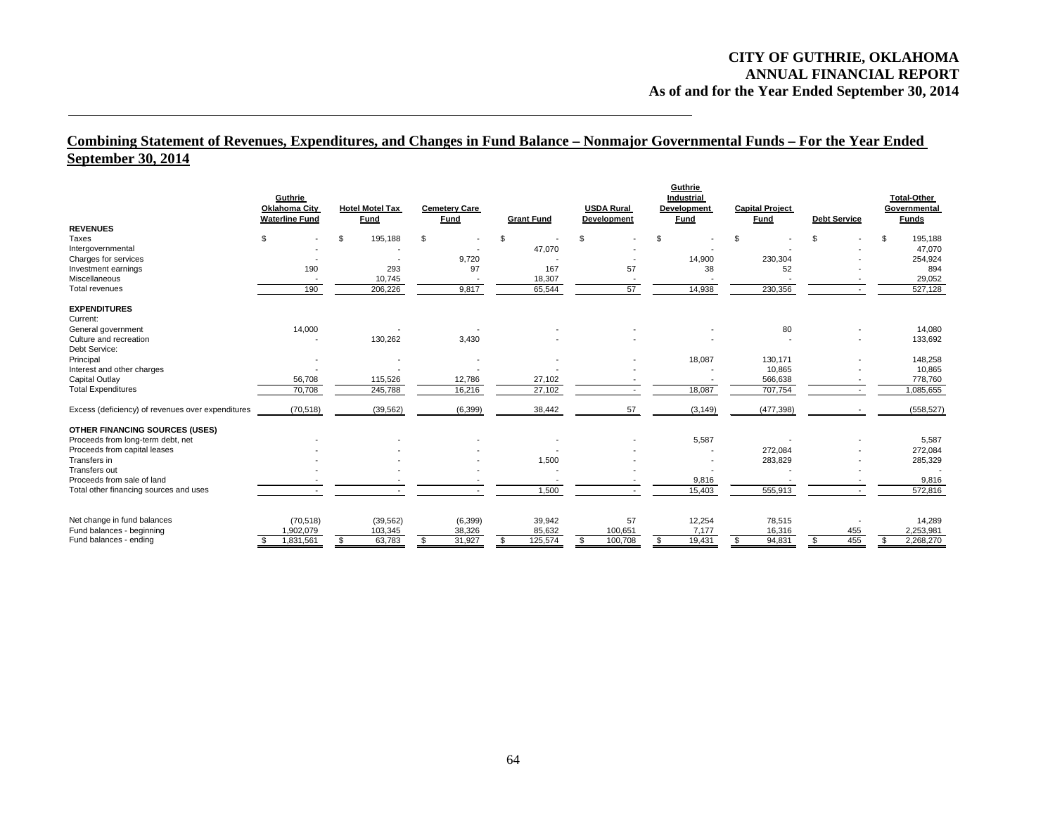**CITY OF GUTHRIE, OKLAHOMA**
**ANNUAL FINANCIAL REPORT**
**As of and for the Year Ended September 30, 2014**

## Combining Statement of Revenues, Expenditures, and Changes in Fund Balance – Nonmajor Governmental Funds – For the Year Ended September 30, 2014

| | Guthrie Oklahoma City Waterline Fund | Hotel Motel Tax Fund | Cemetery Care Fund | Grant Fund | USDA Rural Development | Guthrie Industrial Development Fund | Capital Project Fund | Debt Service | Total-Other Governmental Funds |
|---|---|---|---|---|---|---|---|---|---|
| **REVENUES** | | | | | | | | | |
| Taxes | $ - | $ 195,188 | $ - | $ - | $ - | $ - | $ - | $ - | $ 195,188 |
| Intergovernmental | - | - | - | 47,070 | - | - | - | - | 47,070 |
| Charges for services | - | - | 9,720 | - | - | 14,900 | 230,304 | - | 254,924 |
| Investment earnings | 190 | 293 | 97 | 167 | 57 | 38 | 52 | - | 894 |
| Miscellaneous | - | 10,745 | - | 18,307 | - | - | - | - | 29,052 |
| Total revenues | 190 | 206,226 | 9,817 | 65,544 | 57 | 14,938 | 230,356 | - | 527,128 |
| **EXPENDITURES** | | | | | | | | | |
| Current: | | | | | | | | | |
| General government | 14,000 | - | - | - | - | - | 80 | - | 14,080 |
| Culture and recreation | - | 130,262 | 3,430 | - | - | - | - | - | 133,692 |
| Debt Service: | | | | | | | | | |
| Principal | - | - | - | - | - | 18,087 | 130,171 | - | 148,258 |
| Interest and other charges | - | - | - | - | - | - | 10,865 | - | 10,865 |
| Capital Outlay | 56,708 | 115,526 | 12,786 | 27,102 | - | - | 566,638 | - | 778,760 |
| Total Expenditures | 70,708 | 245,788 | 16,216 | 27,102 | - | 18,087 | 707,754 | - | 1,085,655 |
| Excess (deficiency) of revenues over expenditures | (70,518) | (39,562) | (6,399) | 38,442 | 57 | (3,149) | (477,398) | - | (558,527) |
| **OTHER FINANCING SOURCES (USES)** | | | | | | | | | |
| Proceeds from long-term debt, net | - | - | - | - | - | 5,587 | - | - | 5,587 |
| Proceeds from capital leases | - | - | - | - | - | - | 272,084 | - | 272,084 |
| Transfers in | - | - | - | 1,500 | - | - | 283,829 | - | 285,329 |
| Transfers out | - | - | - | - | - | - | - | - | - |
| Proceeds from sale of land | - | - | - | - | - | 9,816 | - | - | 9,816 |
| Total other financing sources and uses | - | - | - | 1,500 | - | 15,403 | 555,913 | - | 572,816 |
| Net change in fund balances | (70,518) | (39,562) | (6,399) | 39,942 | 57 | 12,254 | 78,515 | - | 14,289 |
| Fund balances - beginning | 1,902,079 | 103,345 | 38,326 | 85,632 | 100,651 | 7,177 | 16,316 | 455 | 2,253,981 |
| Fund balances - ending | $ 1,831,561 | $ 63,783 | $ 31,927 | $ 125,574 | $ 100,708 | $ 19,431 | $ 94,831 | $ 455 | $ 2,268,270 |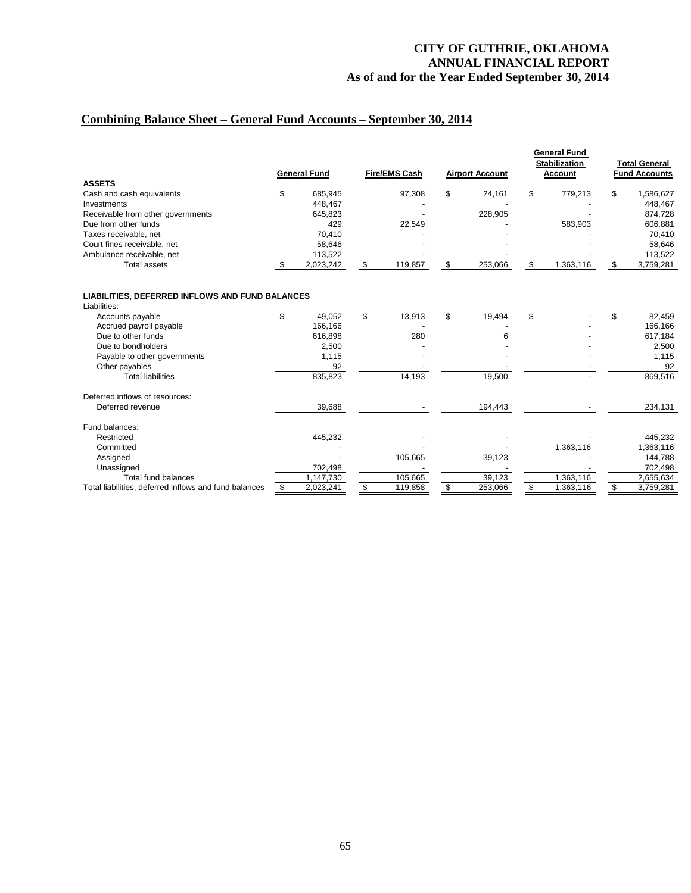## Combining Balance Sheet – General Fund Accounts – September 30, 2014

| | General Fund | Fire/EMS Cash | Airport Account | General Fund Stabilization Account | Total General Fund Accounts |
|---|---|---|---|---|---|
| **ASSETS** | | | | | |
| Cash and cash equivalents | $ 685,945 | 97,308 | $ 24,161 | $ 779,213 | $ 1,586,627 |
| Investments | 448,467 | - | - | - | 448,467 |
| Receivable from other governments | 645,823 | - | 228,905 | - | 874,728 |
| Due from other funds | 429 | 22,549 | - | 583,903 | 606,881 |
| Taxes receivable, net | 70,410 | - | - | - | 70,410 |
| Court fines receivable, net | 58,646 | - | - | - | 58,646 |
| Ambulance receivable, net | 113,522 | - | - | - | 113,522 |
| Total assets | $ 2,023,242 | $ 119,857 | $ 253,066 | $ 1,363,116 | $ 3,759,281 |
| **LIABILITIES, DEFERRED INFLOWS AND FUND BALANCES** | | | | | |
| Liabilities: | | | | | |
| Accounts payable | $ 49,052 | $ 13,913 | $ 19,494 | $ - | $ 82,459 |
| Accrued payroll payable | 166,166 | - | - | - | 166,166 |
| Due to other funds | 616,898 | 280 | 6 | - | 617,184 |
| Due to bondholders | 2,500 | - | - | - | 2,500 |
| Payable to other governments | 1,115 | - | - | - | 1,115 |
| Other payables | 92 | - | - | - | 92 |
| Total liabilities | 835,823 | 14,193 | 19,500 | - | 869,516 |
| Deferred inflows of resources: | | | | | |
| Deferred revenue | 39,688 | - | 194,443 | - | 234,131 |
| Fund balances: | | | | | |
| Restricted | 445,232 | - | - | - | 445,232 |
| Committed | - | - | - | 1,363,116 | 1,363,116 |
| Assigned | - | 105,665 | 39,123 | - | 144,788 |
| Unassigned | 702,498 | - | - | - | 702,498 |
| Total fund balances | 1,147,730 | 105,665 | 39,123 | 1,363,116 | 2,655,634 |
| Total liabilities, deferred inflows and fund balances | $ 2,023,241 | $ 119,858 | $ 253,066 | $ 1,363,116 | $ 3,759,281 |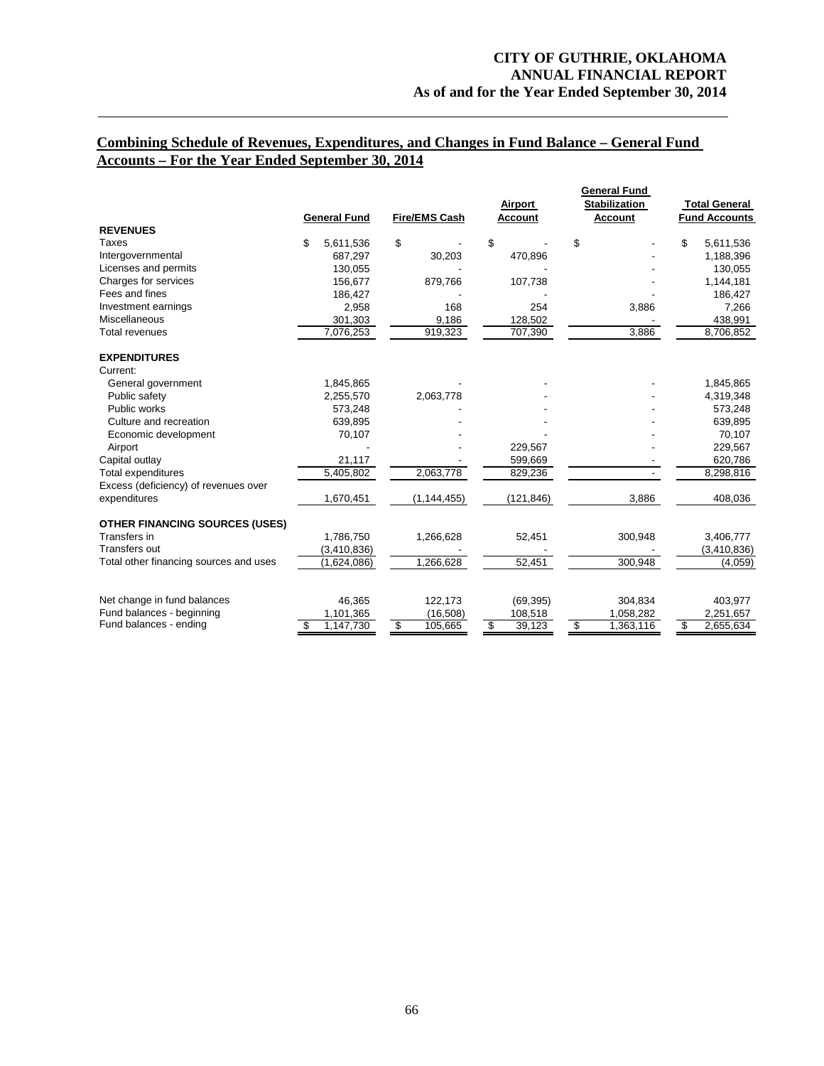## Combining Schedule of Revenues, Expenditures, and Changes in Fund Balance – General Fund Accounts – For the Year Ended September 30, 2014

| | General Fund | Fire/EMS Cash | Airport Account | General Fund Stabilization Account | Total General Fund Accounts |
|---|---|---|---|---|---|
| **REVENUES** | | | | | |
| Taxes | $ 5,611,536 | $ - | $ - | $ - | $ 5,611,536 |
| Intergovernmental | 687,297 | 30,203 | 470,896 | - | 1,188,396 |
| Licenses and permits | 130,055 | - | - | - | 130,055 |
| Charges for services | 156,677 | 879,766 | 107,738 | - | 1,144,181 |
| Fees and fines | 186,427 | - | - | - | 186,427 |
| Investment earnings | 2,958 | 168 | 254 | 3,886 | 7,266 |
| Miscellaneous | 301,303 | 9,186 | 128,502 | - | 438,991 |
| Total revenues | 7,076,253 | 919,323 | 707,390 | 3,886 | 8,706,852 |
| **EXPENDITURES** | | | | | |
| Current: | | | | | |
| General government | 1,845,865 | - | - | - | 1,845,865 |
| Public safety | 2,255,570 | 2,063,778 | - | - | 4,319,348 |
| Public works | 573,248 | - | - | - | 573,248 |
| Culture and recreation | 639,895 | - | - | - | 639,895 |
| Economic development | 70,107 | - | - | - | 70,107 |
| Airport | - | - | 229,567 | - | 229,567 |
| Capital outlay | 21,117 | - | 599,669 | - | 620,786 |
| Total expenditures | 5,405,802 | 2,063,778 | 829,236 | - | 8,298,816 |
| Excess (deficiency) of revenues over expenditures | 1,670,451 | (1,144,455) | (121,846) | 3,886 | 408,036 |
| **OTHER FINANCING SOURCES (USES)** | | | | | |
| Transfers in | 1,786,750 | 1,266,628 | 52,451 | 300,948 | 3,406,777 |
| Transfers out | (3,410,836) | - | - | - | (3,410,836) |
| Total other financing sources and uses | (1,624,086) | 1,266,628 | 52,451 | 300,948 | (4,059) |
| Net change in fund balances | 46,365 | 122,173 | (69,395) | 304,834 | 403,977 |
| Fund balances - beginning | 1,101,365 | (16,508) | 108,518 | 1,058,282 | 2,251,657 |
| Fund balances - ending | $ 1,147,730 | $ 105,665 | $ 39,123 | $ 1,363,116 | $ 2,655,634 |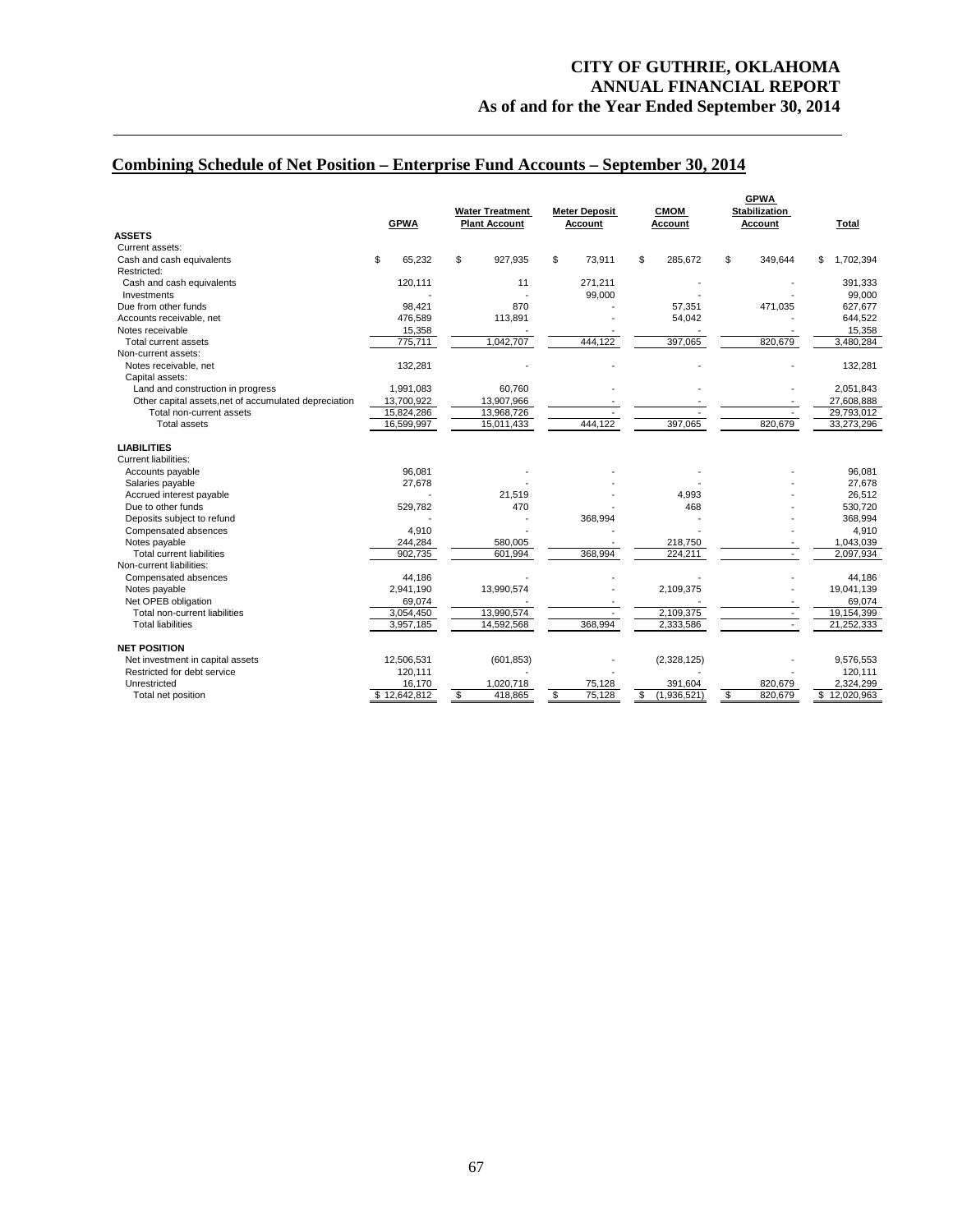## Combining Schedule of Net Position – Enterprise Fund Accounts – September 30, 2014

| | GPWA | Water Treatment Plant Account | Meter Deposit Account | CMOM Account | GPWA Stabilization Account | Total |
|---|---|---|---|---|---|---|
| **ASSETS** | | | | | | |
| Current assets: | | | | | | |
| Cash and cash equivalents | $ 65,232 | $ 927,935 | $ 73,911 | $ 285,672 | $ 349,644 | $ 1,702,394 |
| Restricted: | | | | | | |
| Cash and cash equivalents | 120,111 | 11 | 271,211 | - | - | 391,333 |
| Investments | - | - | 99,000 | - | - | 99,000 |
| Due from other funds | 98,421 | 870 | - | 57,351 | 471,035 | 627,677 |
| Accounts receivable, net | 476,589 | 113,891 | - | 54,042 | - | 644,522 |
| Notes receivable | 15,358 | - | - | - | - | 15,358 |
| Total current assets | 775,711 | 1,042,707 | 444,122 | 397,065 | 820,679 | 3,480,284 |
| Non-current assets: | | | | | | |
| Notes receivable, net | 132,281 | - | - | - | - | 132,281 |
| Capital assets: | | | | | | |
| Land and construction in progress | 1,991,083 | 60,760 | - | - | - | 2,051,843 |
| Other capital assets,net of accumulated depreciation | 13,700,922 | 13,907,966 | - | - | - | 27,608,888 |
| Total non-current assets | 15,824,286 | 13,968,726 | - | - | - | 29,793,012 |
| Total assets | 16,599,997 | 15,011,433 | 444,122 | 397,065 | 820,679 | 33,273,296 |
| **LIABILITIES** | | | | | | |
| Current liabilities: | | | | | | |
| Accounts payable | 96,081 | - | - | - | - | 96,081 |
| Salaries payable | 27,678 | - | - | - | - | 27,678 |
| Accrued interest payable | - | 21,519 | - | 4,993 | - | 26,512 |
| Due to other funds | 529,782 | 470 | - | 468 | - | 530,720 |
| Deposits subject to refund | - | - | 368,994 | - | - | 368,994 |
| Compensated absences | 4,910 | - | - | - | - | 4,910 |
| Notes payable | 244,284 | 580,005 | - | 218,750 | - | 1,043,039 |
| Total current liabilities | 902,735 | 601,994 | 368,994 | 224,211 | - | 2,097,934 |
| Non-current liabilities: | | | | | | |
| Compensated absences | 44,186 | - | - | - | - | 44,186 |
| Notes payable | 2,941,190 | 13,990,574 | - | 2,109,375 | - | 19,041,139 |
| Net OPEB obligation | 69,074 | - | - | - | - | 69,074 |
| Total non-current liabilities | 3,054,450 | 13,990,574 | - | 2,109,375 | - | 19,154,399 |
| Total liabilities | 3,957,185 | 14,592,568 | 368,994 | 2,333,586 | - | 21,252,333 |
| **NET POSITION** | | | | | | |
| Net investment in capital assets | 12,506,531 | (601,853) | - | (2,328,125) | - | 9,576,553 |
| Restricted for debt service | 120,111 | - | - | - | - | 120,111 |
| Unrestricted | 16,170 | 1,020,718 | 75,128 | 391,604 | 820,679 | 2,324,299 |
| Total net position | $ 12,642,812 | $ 418,865 | $ 75,128 | $ (1,936,521) | $ 820,679 | $ 12,020,963 |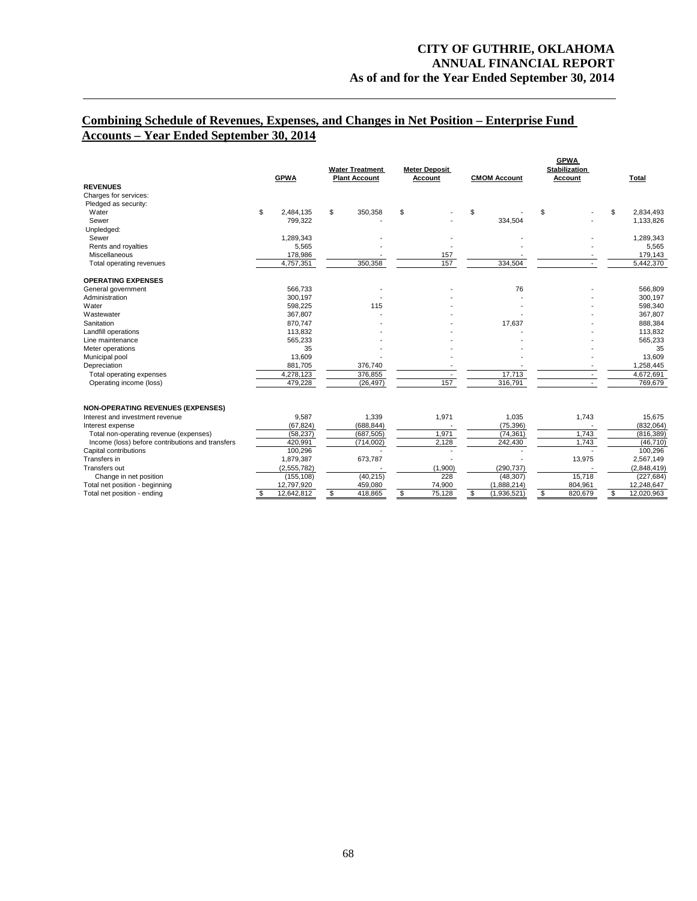## Combining Schedule of Revenues, Expenses, and Changes in Net Position – Enterprise Fund Accounts – Year Ended September 30, 2014

| | GPWA | Water Treatment Plant Account | Meter Deposit Account | CMOM Account | GPWA Stabilization Account | Total |
|---|---|---|---|---|---|---|
| **REVENUES** | | | | | | |
| Charges for services: | | | | | | |
| Pledged as security: | | | | | | |
| Water | $ 2,484,135 | $ 350,358 | $ - | $ - | $ - | $ 2,834,493 |
| Sewer | 799,322 | - | - | 334,504 | - | 1,133,826 |
| Unpledged: | | | | | | |
| Sewer | 1,289,343 | - | - | - | - | 1,289,343 |
| Rents and royalties | 5,565 | - | - | - | - | 5,565 |
| Miscellaneous | 178,986 | - | 157 | - | - | 179,143 |
| Total operating revenues | 4,757,351 | 350,358 | 157 | 334,504 | - | 5,442,370 |
| **OPERATING EXPENSES** | | | | | | |
| General government | 566,733 | - | - | 76 | - | 566,809 |
| Administration | 300,197 | - | - | - | - | 300,197 |
| Water | 598,225 | 115 | - | - | - | 598,340 |
| Wastewater | 367,807 | - | - | - | - | 367,807 |
| Sanitation | 870,747 | - | - | 17,637 | - | 888,384 |
| Landfill operations | 113,832 | - | - | - | - | 113,832 |
| Line maintenance | 565,233 | - | - | - | - | 565,233 |
| Meter operations | 35 | - | - | - | - | 35 |
| Municipal pool | 13,609 | - | - | - | - | 13,609 |
| Depreciation | 881,705 | 376,740 | - | - | - | 1,258,445 |
| Total operating expenses | 4,278,123 | 376,855 | - | 17,713 | - | 4,672,691 |
| Operating income (loss) | 479,228 | (26,497) | 157 | 316,791 | - | 769,679 |
| **NON-OPERATING REVENUES (EXPENSES)** | | | | | | |
| Interest and investment revenue | 9,587 | 1,339 | 1,971 | 1,035 | 1,743 | 15,675 |
| Interest expense | (67,824) | (688,844) | - | (75,396) | - | (832,064) |
| Total non-operating revenue (expenses) | (58,237) | (687,505) | 1,971 | (74,361) | 1,743 | (816,389) |
| Income (loss) before contributions and transfers | 420,991 | (714,002) | 2,128 | 242,430 | 1,743 | (46,710) |
| Capital contributions | 100,296 | - | - | - | - | 100,296 |
| Transfers in | 1,879,387 | 673,787 | - | - | 13,975 | 2,567,149 |
| Transfers out | (2,555,782) | - | (1,900) | (290,737) | - | (2,848,419) |
| Change in net position | (155,108) | (40,215) | 228 | (48,307) | 15,718 | (227,684) |
| Total net position - beginning | 12,797,920 | 459,080 | 74,900 | (1,888,214) | 804,961 | 12,248,647 |
| Total net position - ending | $ 12,642,812 | $ 418,865 | $ 75,128 | $ (1,936,521) | $ 820,679 | $ 12,020,963 |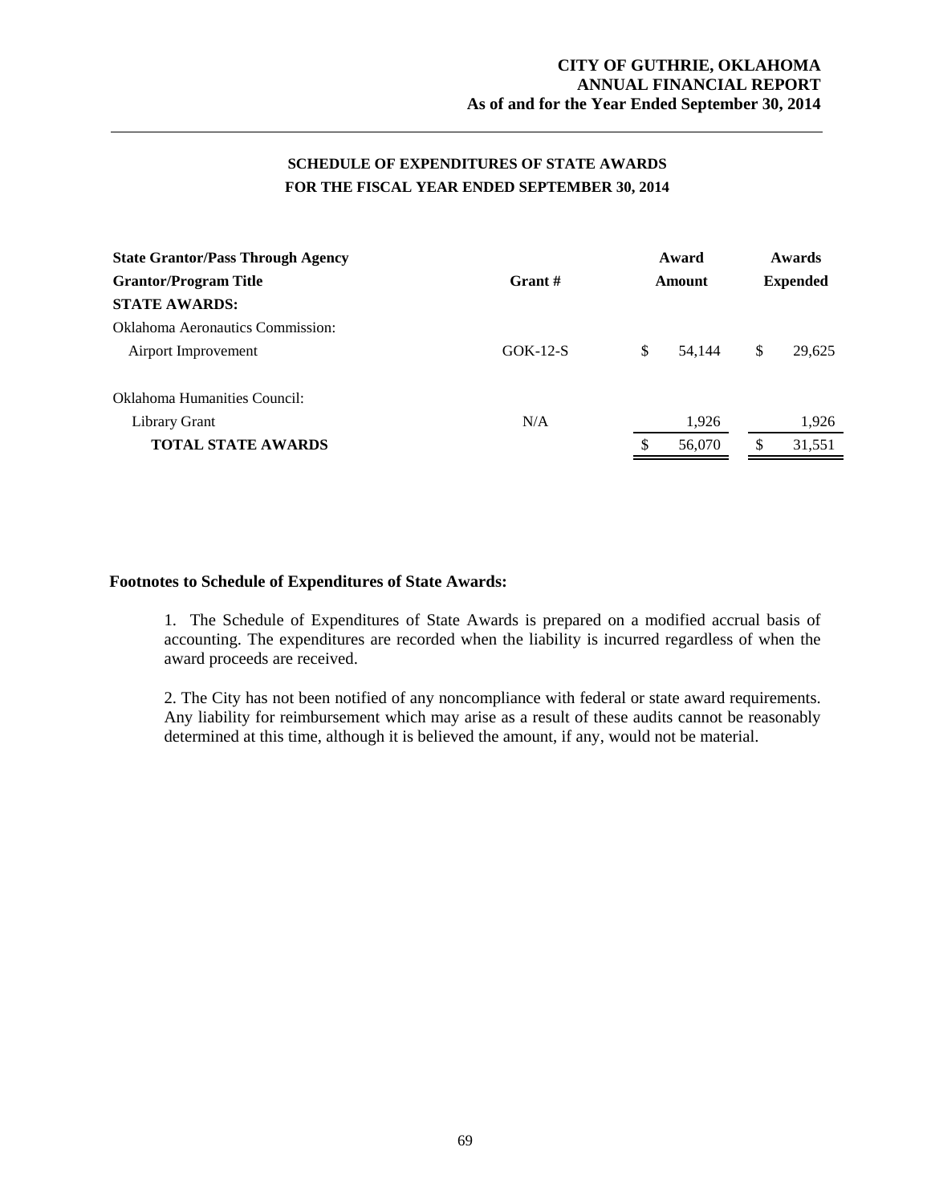## SCHEDULE OF EXPENDITURES OF STATE AWARDS
## FOR THE FISCAL YEAR ENDED SEPTEMBER 30, 2014

| State Grantor/Pass Through Agency<br>Grantor/Program Title | Grant # | Award Amount | Awards Expended |
|---|---|---|---|
| **STATE AWARDS:** | | | |
| Oklahoma Aeronautics Commission: | | | |
| Airport Improvement | GOK-12-S | $ 54,144 | $ 29,625 |
| Oklahoma Humanities Council: | | | |
| Library Grant | N/A | 1,926 | 1,926 |
| **TOTAL STATE AWARDS** | | $ 56,070 | $ 31,551 |

**Footnotes to Schedule of Expenditures of State Awards:**

1. The Schedule of Expenditures of State Awards is prepared on a modified accrual basis of accounting. The expenditures are recorded when the liability is incurred regardless of when the award proceeds are received.

2. The City has not been notified of any noncompliance with federal or state award requirements. Any liability for reimbursement which may arise as a result of these audits cannot be reasonably determined at this time, although it is believed the amount, if any, would not be material.